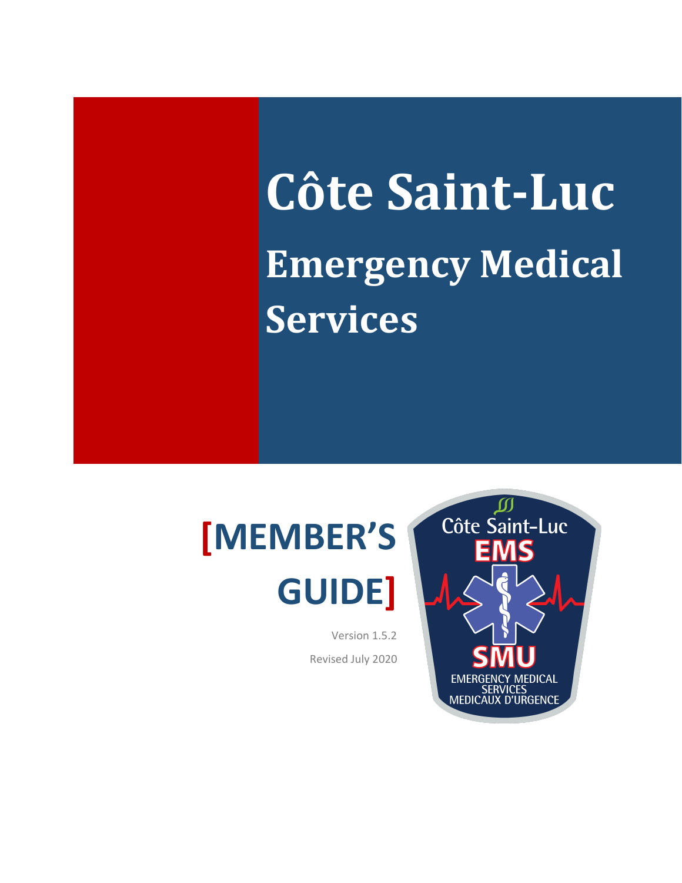# Côte Saint-Luc

## Emergency Medical Services

# [MEMBER'S GUIDE]

Version 1.5.2

Revised July 2020

Côte Saint-Luc
EMS
SMU
EMERGENCY MEDICAL SERVICES
MEDICAUX D'URGENCE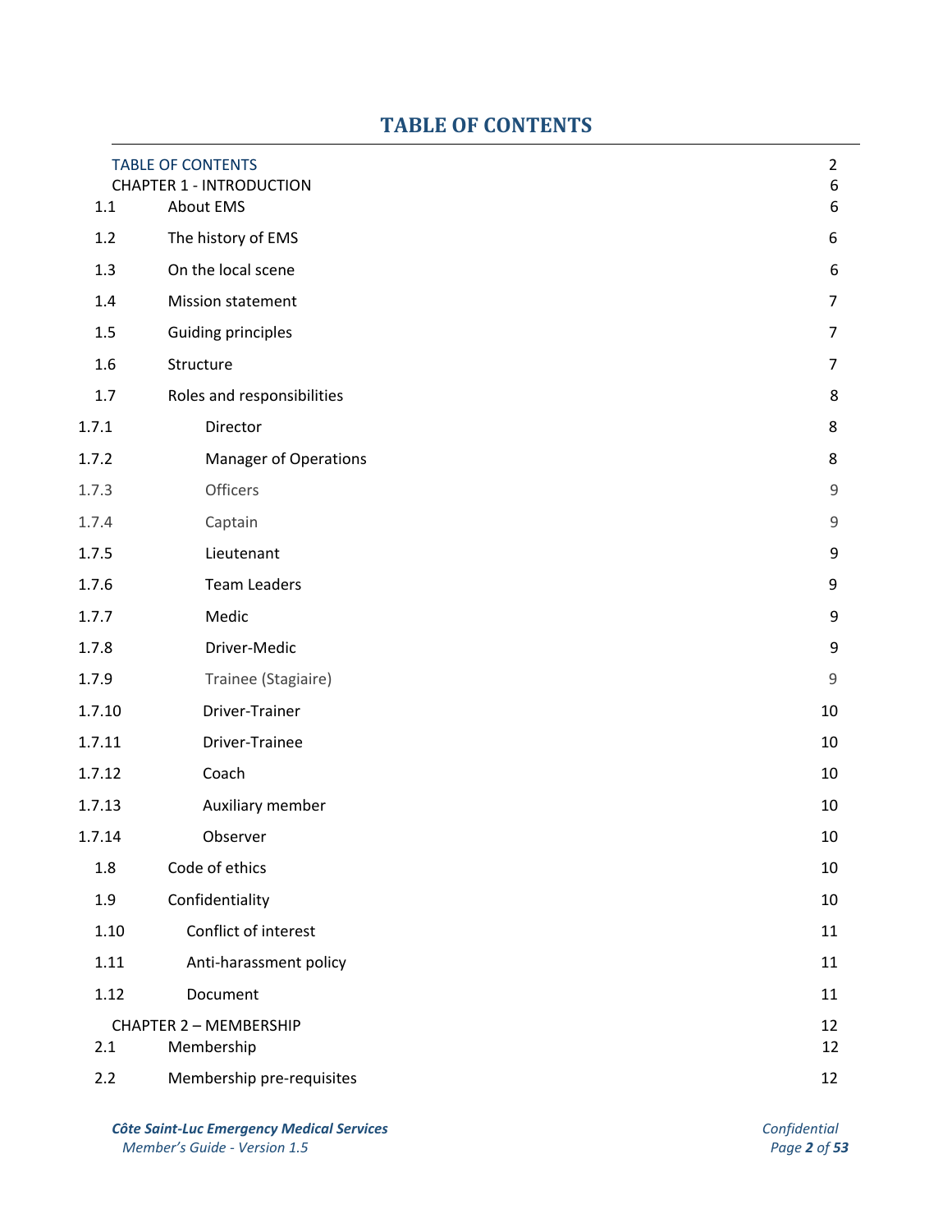# TABLE OF CONTENTS

| | | |
|---|---|---|
| TABLE OF CONTENTS | | 2 |
| CHAPTER 1 - INTRODUCTION | | 6 |
| 1.1 | About EMS | 6 |
| 1.2 | The history of EMS | 6 |
| 1.3 | On the local scene | 6 |
| 1.4 | Mission statement | 7 |
| 1.5 | Guiding principles | 7 |
| 1.6 | Structure | 7 |
| 1.7 | Roles and responsibilities | 8 |
| 1.7.1 | Director | 8 |
| 1.7.2 | Manager of Operations | 8 |
| 1.7.3 | Officers | 9 |
| 1.7.4 | Captain | 9 |
| 1.7.5 | Lieutenant | 9 |
| 1.7.6 | Team Leaders | 9 |
| 1.7.7 | Medic | 9 |
| 1.7.8 | Driver-Medic | 9 |
| 1.7.9 | Trainee (Stagiaire) | 9 |
| 1.7.10 | Driver-Trainer | 10 |
| 1.7.11 | Driver-Trainee | 10 |
| 1.7.12 | Coach | 10 |
| 1.7.13 | Auxiliary member | 10 |
| 1.7.14 | Observer | 10 |
| 1.8 | Code of ethics | 10 |
| 1.9 | Confidentiality | 10 |
| 1.10 | Conflict of interest | 11 |
| 1.11 | Anti-harassment policy | 11 |
| 1.12 | Document | 11 |
| CHAPTER 2 – MEMBERSHIP | | 12 |
| 2.1 | Membership | 12 |
| 2.2 | Membership pre-requisites | 12 |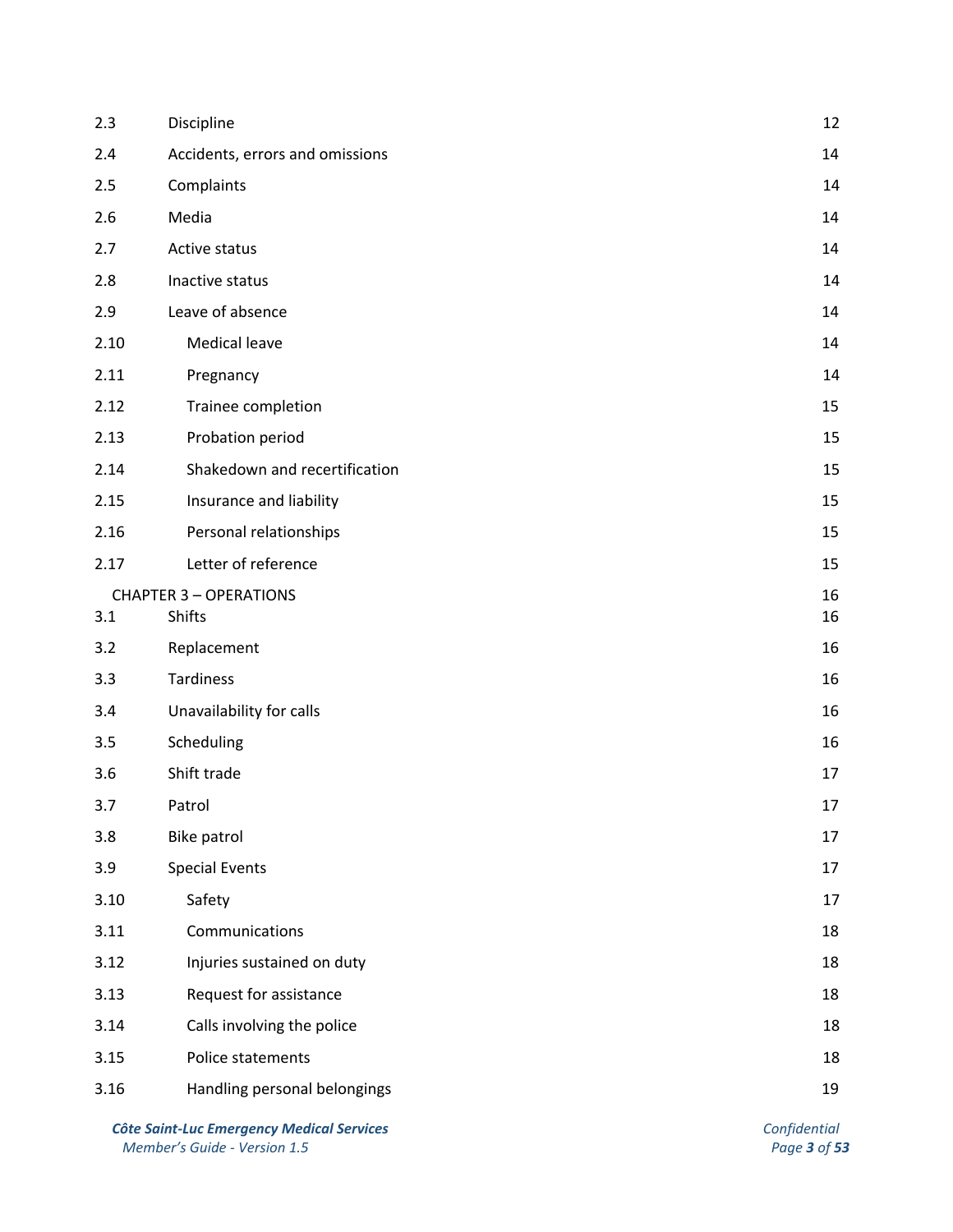| | | |
|---|---|---|
| 2.3 | Discipline | 12 |
| 2.4 | Accidents, errors and omissions | 14 |
| 2.5 | Complaints | 14 |
| 2.6 | Media | 14 |
| 2.7 | Active status | 14 |
| 2.8 | Inactive status | 14 |
| 2.9 | Leave of absence | 14 |
| 2.10 | Medical leave | 14 |
| 2.11 | Pregnancy | 14 |
| 2.12 | Trainee completion | 15 |
| 2.13 | Probation period | 15 |
| 2.14 | Shakedown and recertification | 15 |
| 2.15 | Insurance and liability | 15 |
| 2.16 | Personal relationships | 15 |
| 2.17 | Letter of reference | 15 |
| | CHAPTER 3 – OPERATIONS | 16 |
| 3.1 | Shifts | 16 |
| 3.2 | Replacement | 16 |
| 3.3 | Tardiness | 16 |
| 3.4 | Unavailability for calls | 16 |
| 3.5 | Scheduling | 16 |
| 3.6 | Shift trade | 17 |
| 3.7 | Patrol | 17 |
| 3.8 | Bike patrol | 17 |
| 3.9 | Special Events | 17 |
| 3.10 | Safety | 17 |
| 3.11 | Communications | 18 |
| 3.12 | Injuries sustained on duty | 18 |
| 3.13 | Request for assistance | 18 |
| 3.14 | Calls involving the police | 18 |
| 3.15 | Police statements | 18 |
| 3.16 | Handling personal belongings | 19 |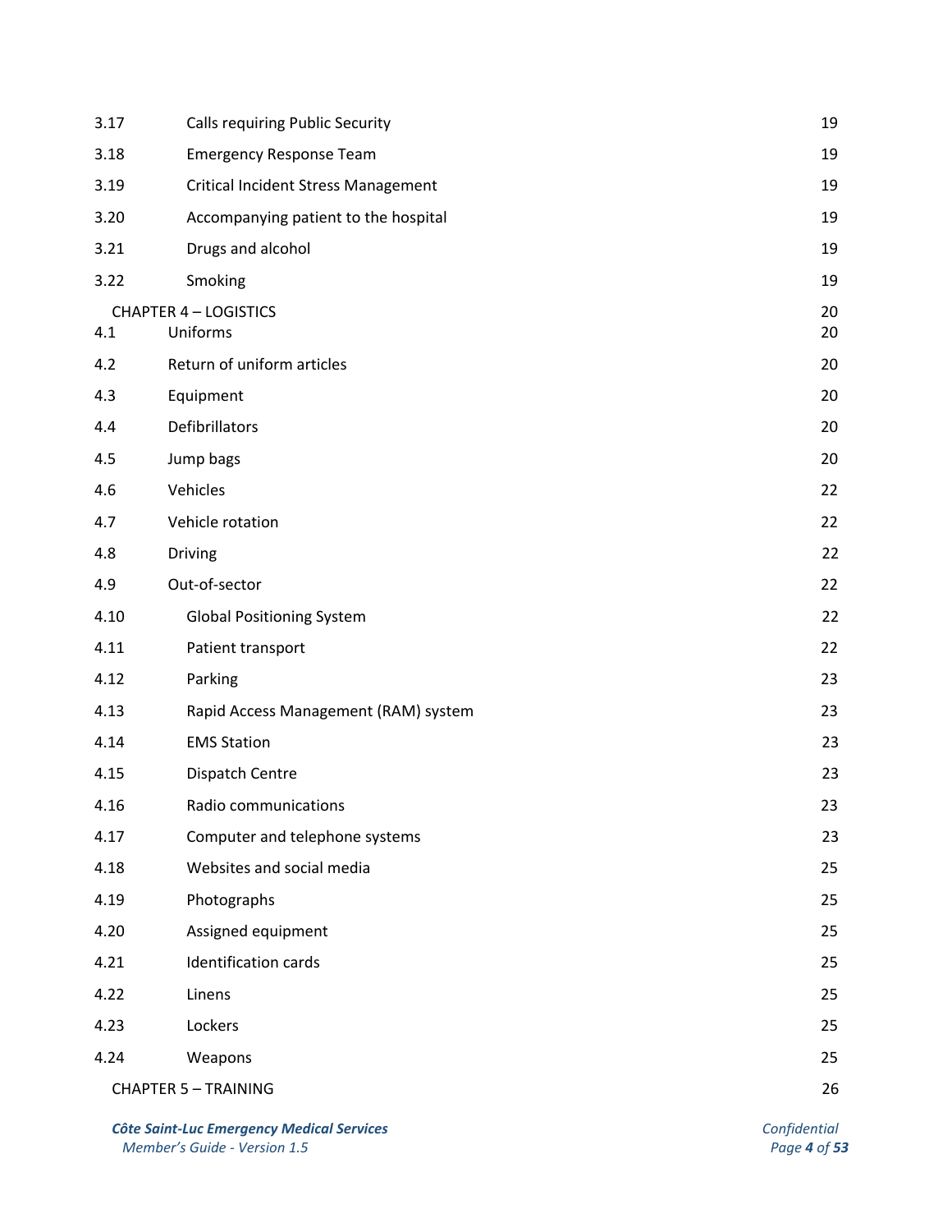| | | |
|---|---|---|
| 3.17 | Calls requiring Public Security | 19 |
| 3.18 | Emergency Response Team | 19 |
| 3.19 | Critical Incident Stress Management | 19 |
| 3.20 | Accompanying patient to the hospital | 19 |
| 3.21 | Drugs and alcohol | 19 |
| 3.22 | Smoking | 19 |
| | CHAPTER 4 – LOGISTICS | 20 |
| 4.1 | Uniforms | 20 |
| 4.2 | Return of uniform articles | 20 |
| 4.3 | Equipment | 20 |
| 4.4 | Defibrillators | 20 |
| 4.5 | Jump bags | 20 |
| 4.6 | Vehicles | 22 |
| 4.7 | Vehicle rotation | 22 |
| 4.8 | Driving | 22 |
| 4.9 | Out-of-sector | 22 |
| 4.10 | Global Positioning System | 22 |
| 4.11 | Patient transport | 22 |
| 4.12 | Parking | 23 |
| 4.13 | Rapid Access Management (RAM) system | 23 |
| 4.14 | EMS Station | 23 |
| 4.15 | Dispatch Centre | 23 |
| 4.16 | Radio communications | 23 |
| 4.17 | Computer and telephone systems | 23 |
| 4.18 | Websites and social media | 25 |
| 4.19 | Photographs | 25 |
| 4.20 | Assigned equipment | 25 |
| 4.21 | Identification cards | 25 |
| 4.22 | Linens | 25 |
| 4.23 | Lockers | 25 |
| 4.24 | Weapons | 25 |
| | CHAPTER 5 – TRAINING | 26 |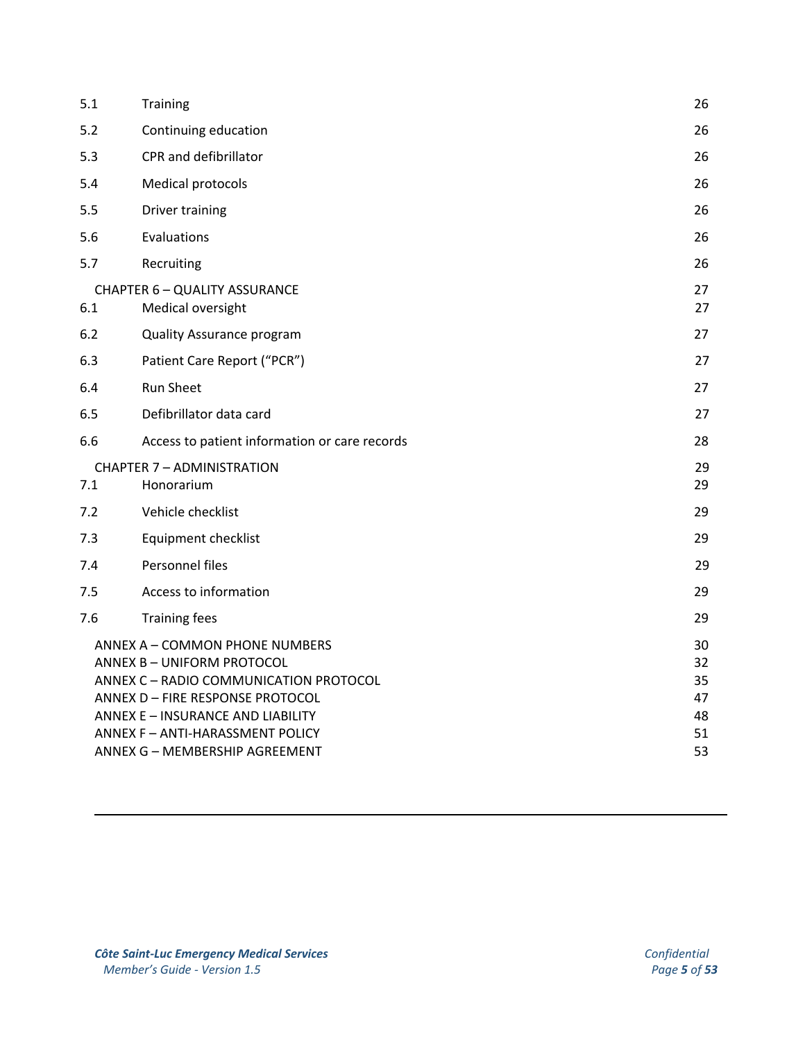| | | |
|---|---|---|
| 5.1 | Training | 26 |
| 5.2 | Continuing education | 26 |
| 5.3 | CPR and defibrillator | 26 |
| 5.4 | Medical protocols | 26 |
| 5.5 | Driver training | 26 |
| 5.6 | Evaluations | 26 |
| 5.7 | Recruiting | 26 |
| CHAPTER 6 – QUALITY ASSURANCE | | 27 |
| 6.1 | Medical oversight | 27 |
| 6.2 | Quality Assurance program | 27 |
| 6.3 | Patient Care Report (“PCR”) | 27 |
| 6.4 | Run Sheet | 27 |
| 6.5 | Defibrillator data card | 27 |
| 6.6 | Access to patient information or care records | 28 |
| CHAPTER 7 – ADMINISTRATION | | 29 |
| 7.1 | Honorarium | 29 |
| 7.2 | Vehicle checklist | 29 |
| 7.3 | Equipment checklist | 29 |
| 7.4 | Personnel files | 29 |
| 7.5 | Access to information | 29 |
| 7.6 | Training fees | 29 |
| ANNEX A – COMMON PHONE NUMBERS | | 30 |
| ANNEX B – UNIFORM PROTOCOL | | 32 |
| ANNEX C – RADIO COMMUNICATION PROTOCOL | | 35 |
| ANNEX D – FIRE RESPONSE PROTOCOL | | 47 |
| ANNEX E – INSURANCE AND LIABILITY | | 48 |
| ANNEX F – ANTI-HARASSMENT POLICY | | 51 |
| ANNEX G – MEMBERSHIP AGREEMENT | | 53 |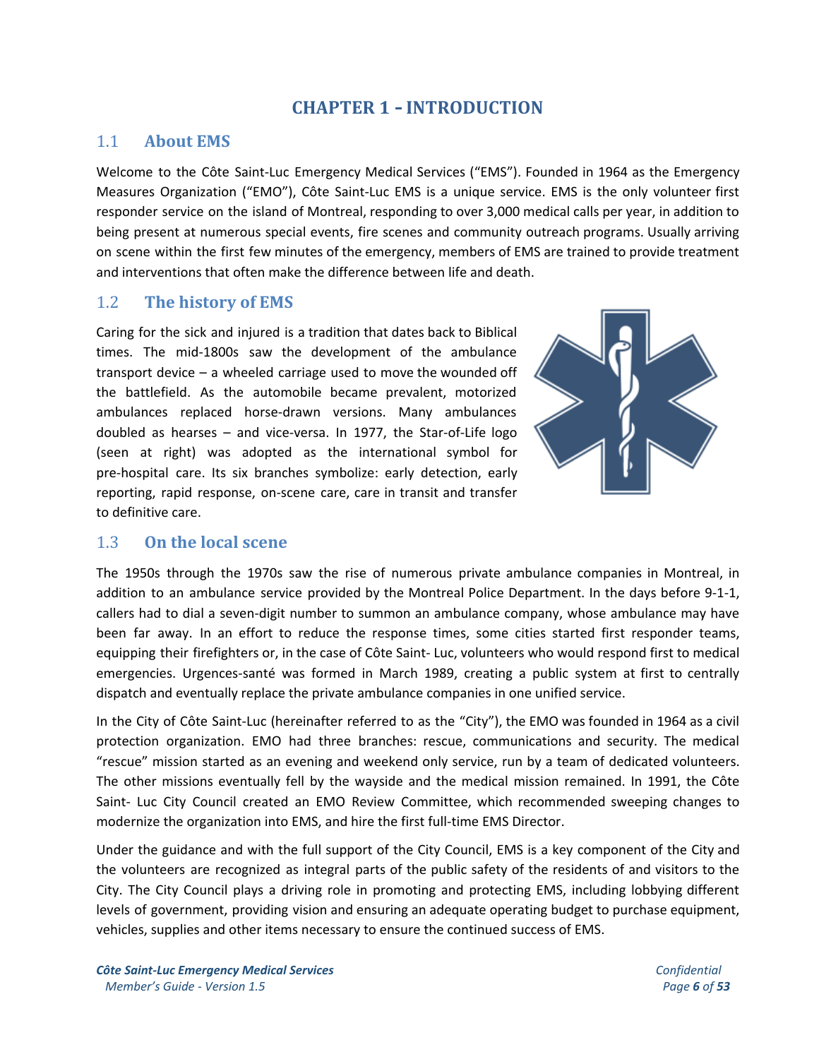# CHAPTER 1 - INTRODUCTION

## 1.1 About EMS

Welcome to the Côte Saint-Luc Emergency Medical Services ("EMS"). Founded in 1964 as the Emergency Measures Organization ("EMO"), Côte Saint-Luc EMS is a unique service. EMS is the only volunteer first responder service on the island of Montreal, responding to over 3,000 medical calls per year, in addition to being present at numerous special events, fire scenes and community outreach programs. Usually arriving on scene within the first few minutes of the emergency, members of EMS are trained to provide treatment and interventions that often make the difference between life and death.

## 1.2 The history of EMS

Caring for the sick and injured is a tradition that dates back to Biblical times. The mid-1800s saw the development of the ambulance transport device – a wheeled carriage used to move the wounded off the battlefield. As the automobile became prevalent, motorized ambulances replaced horse-drawn versions. Many ambulances doubled as hearses – and vice-versa. In 1977, the Star-of-Life logo (seen at right) was adopted as the international symbol for pre-hospital care. Its six branches symbolize: early detection, early reporting, rapid response, on-scene care, care in transit and transfer to definitive care.

## 1.3 On the local scene

The 1950s through the 1970s saw the rise of numerous private ambulance companies in Montreal, in addition to an ambulance service provided by the Montreal Police Department. In the days before 9-1-1, callers had to dial a seven-digit number to summon an ambulance company, whose ambulance may have been far away. In an effort to reduce the response times, some cities started first responder teams, equipping their firefighters or, in the case of Côte Saint- Luc, volunteers who would respond first to medical emergencies. Urgences-santé was formed in March 1989, creating a public system at first to centrally dispatch and eventually replace the private ambulance companies in one unified service.

In the City of Côte Saint-Luc (hereinafter referred to as the "City"), the EMO was founded in 1964 as a civil protection organization. EMO had three branches: rescue, communications and security. The medical "rescue" mission started as an evening and weekend only service, run by a team of dedicated volunteers. The other missions eventually fell by the wayside and the medical mission remained. In 1991, the Côte Saint- Luc City Council created an EMO Review Committee, which recommended sweeping changes to modernize the organization into EMS, and hire the first full-time EMS Director.

Under the guidance and with the full support of the City Council, EMS is a key component of the City and the volunteers are recognized as integral parts of the public safety of the residents of and visitors to the City. The City Council plays a driving role in promoting and protecting EMS, including lobbying different levels of government, providing vision and ensuring an adequate operating budget to purchase equipment, vehicles, supplies and other items necessary to ensure the continued success of EMS.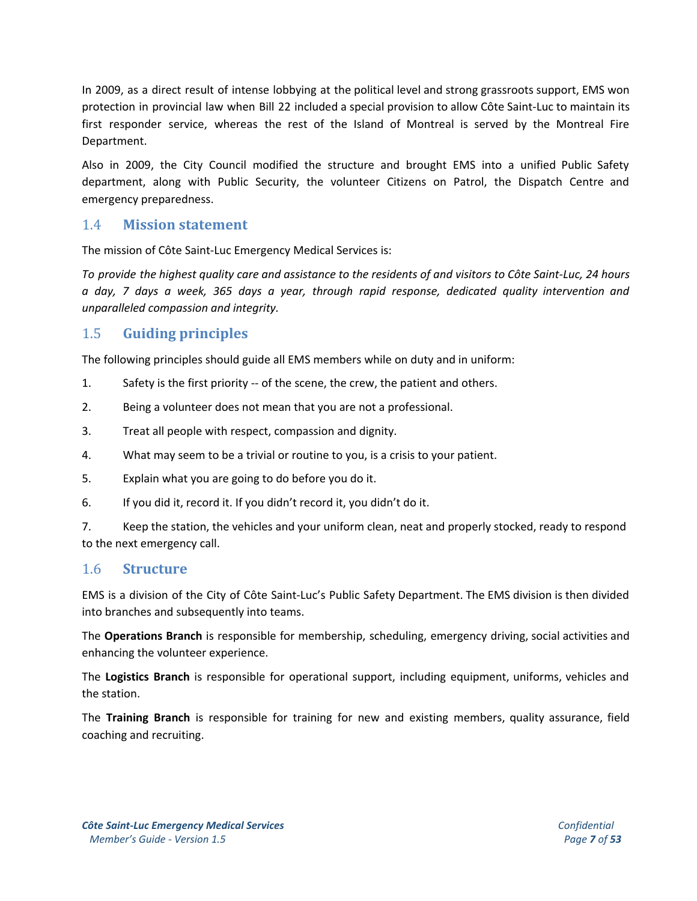In 2009, as a direct result of intense lobbying at the political level and strong grassroots support, EMS won protection in provincial law when Bill 22 included a special provision to allow Côte Saint-Luc to maintain its first responder service, whereas the rest of the Island of Montreal is served by the Montreal Fire Department.

Also in 2009, the City Council modified the structure and brought EMS into a unified Public Safety department, along with Public Security, the volunteer Citizens on Patrol, the Dispatch Centre and emergency preparedness.

## 1.4 Mission statement

The mission of Côte Saint-Luc Emergency Medical Services is:

*To provide the highest quality care and assistance to the residents of and visitors to Côte Saint-Luc, 24 hours a day, 7 days a week, 365 days a year, through rapid response, dedicated quality intervention and unparalleled compassion and integrity.*

## 1.5 Guiding principles

The following principles should guide all EMS members while on duty and in uniform:

1. Safety is the first priority -- of the scene, the crew, the patient and others.
2. Being a volunteer does not mean that you are not a professional.
3. Treat all people with respect, compassion and dignity.
4. What may seem to be a trivial or routine to you, is a crisis to your patient.
5. Explain what you are going to do before you do it.
6. If you did it, record it. If you didn't record it, you didn't do it.
7. Keep the station, the vehicles and your uniform clean, neat and properly stocked, ready to respond to the next emergency call.

## 1.6 Structure

EMS is a division of the City of Côte Saint-Luc's Public Safety Department. The EMS division is then divided into branches and subsequently into teams.

The **Operations Branch** is responsible for membership, scheduling, emergency driving, social activities and enhancing the volunteer experience.

The **Logistics Branch** is responsible for operational support, including equipment, uniforms, vehicles and the station.

The **Training Branch** is responsible for training for new and existing members, quality assurance, field coaching and recruiting.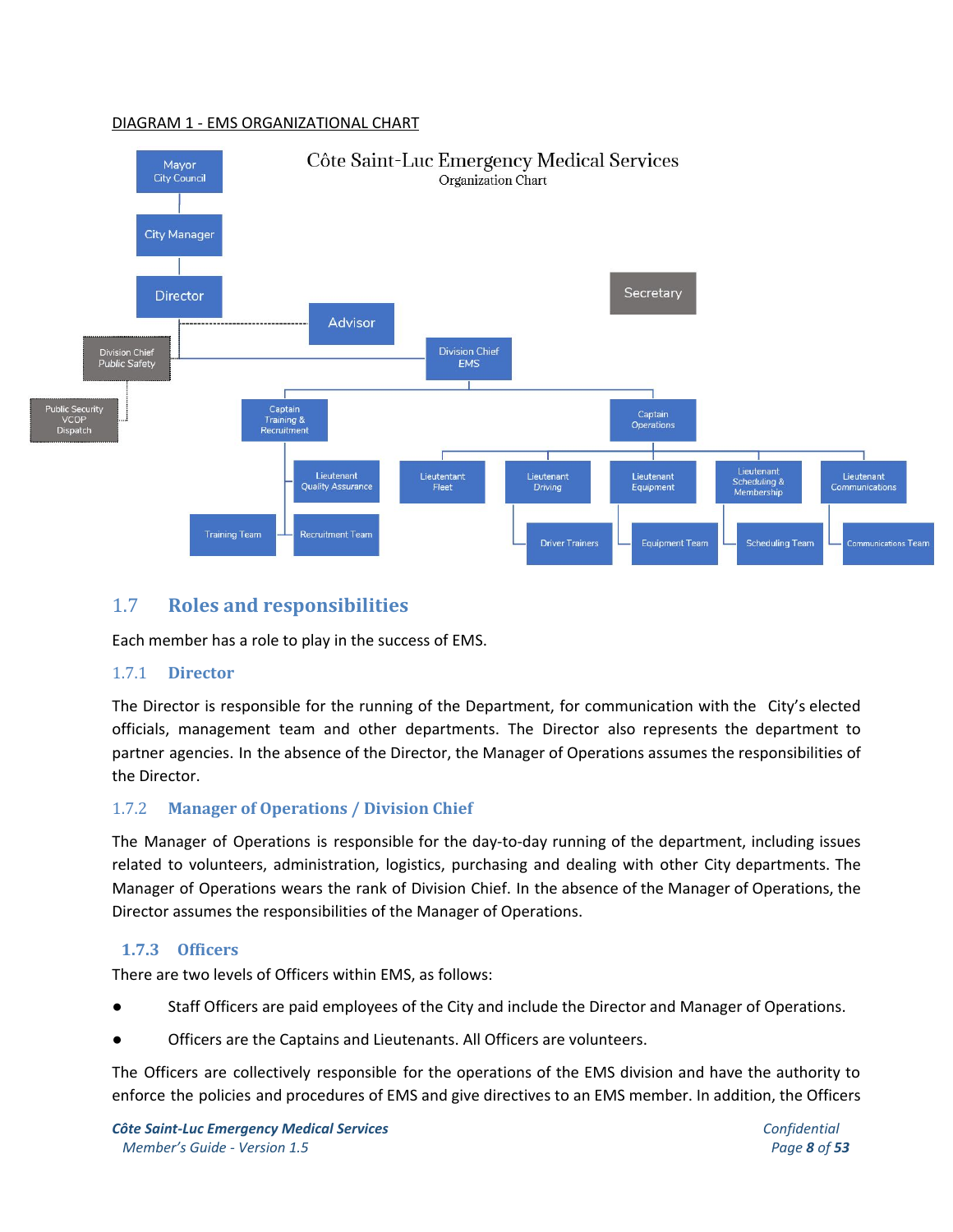DIAGRAM 1 - EMS ORGANIZATIONAL CHART

Côte Saint-Luc Emergency Medical Services
Organization Chart

Mayor City Council

City Manager

Director

Advisor

Secretary

Division Chief Public Safety

Public Security VCOP Dispatch

Division Chief EMS

Captain Training & Recruitment

Captain Operations

Lieutenant Quality Assurance

Lieutenant Fleet

Lieutenant Driving

Lieutenant Equipment

Lieutenant Scheduling & Membership

Lieutenant Communications

Training Team

Recruitment Team

Driver Trainers

Equipment Team

Scheduling Team

Communications Team

## 1.7 Roles and responsibilities

Each member has a role to play in the success of EMS.

### 1.7.1 Director

The Director is responsible for the running of the Department, for communication with the City's elected officials, management team and other departments. The Director also represents the department to partner agencies. In the absence of the Director, the Manager of Operations assumes the responsibilities of the Director.

### 1.7.2 Manager of Operations / Division Chief

The Manager of Operations is responsible for the day-to-day running of the department, including issues related to volunteers, administration, logistics, purchasing and dealing with other City departments. The Manager of Operations wears the rank of Division Chief. In the absence of the Manager of Operations, the Director assumes the responsibilities of the Manager of Operations.

### 1.7.3 Officers

There are two levels of Officers within EMS, as follows:

- Staff Officers are paid employees of the City and include the Director and Manager of Operations.
- Officers are the Captains and Lieutenants. All Officers are volunteers.

The Officers are collectively responsible for the operations of the EMS division and have the authority to enforce the policies and procedures of EMS and give directives to an EMS member. In addition, the Officers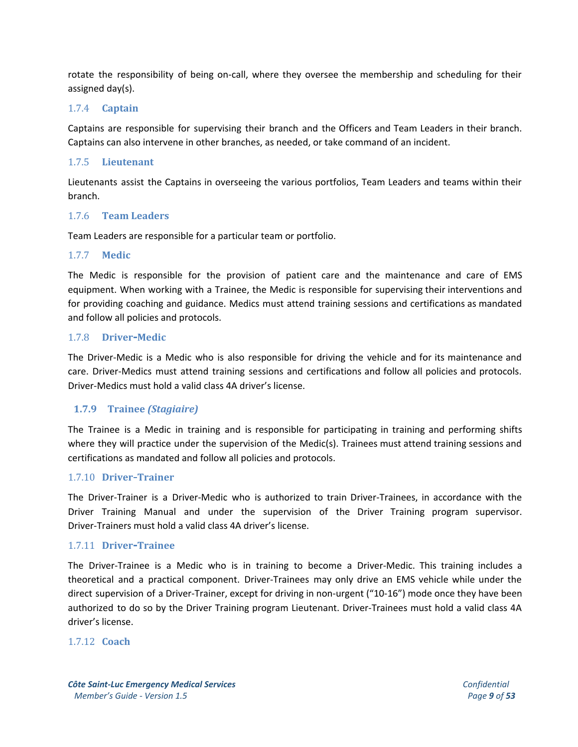rotate the responsibility of being on-call, where they oversee the membership and scheduling for their assigned day(s).

### 1.7.4 Captain

Captains are responsible for supervising their branch and the Officers and Team Leaders in their branch. Captains can also intervene in other branches, as needed, or take command of an incident.

### 1.7.5 Lieutenant

Lieutenants assist the Captains in overseeing the various portfolios, Team Leaders and teams within their branch.

### 1.7.6 Team Leaders

Team Leaders are responsible for a particular team or portfolio.

### 1.7.7 Medic

The Medic is responsible for the provision of patient care and the maintenance and care of EMS equipment. When working with a Trainee, the Medic is responsible for supervising their interventions and for providing coaching and guidance. Medics must attend training sessions and certifications as mandated and follow all policies and protocols.

### 1.7.8 Driver-Medic

The Driver-Medic is a Medic who is also responsible for driving the vehicle and for its maintenance and care. Driver-Medics must attend training sessions and certifications and follow all policies and protocols. Driver-Medics must hold a valid class 4A driver's license.

### 1.7.9 Trainee *(Stagiaire)*

The Trainee is a Medic in training and is responsible for participating in training and performing shifts where they will practice under the supervision of the Medic(s). Trainees must attend training sessions and certifications as mandated and follow all policies and protocols.

### 1.7.10 Driver-Trainer

The Driver-Trainer is a Driver-Medic who is authorized to train Driver-Trainees, in accordance with the Driver Training Manual and under the supervision of the Driver Training program supervisor. Driver-Trainers must hold a valid class 4A driver's license.

### 1.7.11 Driver-Trainee

The Driver-Trainee is a Medic who is in training to become a Driver-Medic. This training includes a theoretical and a practical component. Driver-Trainees may only drive an EMS vehicle while under the direct supervision of a Driver-Trainer, except for driving in non-urgent ("10-16") mode once they have been authorized to do so by the Driver Training program Lieutenant. Driver-Trainees must hold a valid class 4A driver's license.

### 1.7.12 Coach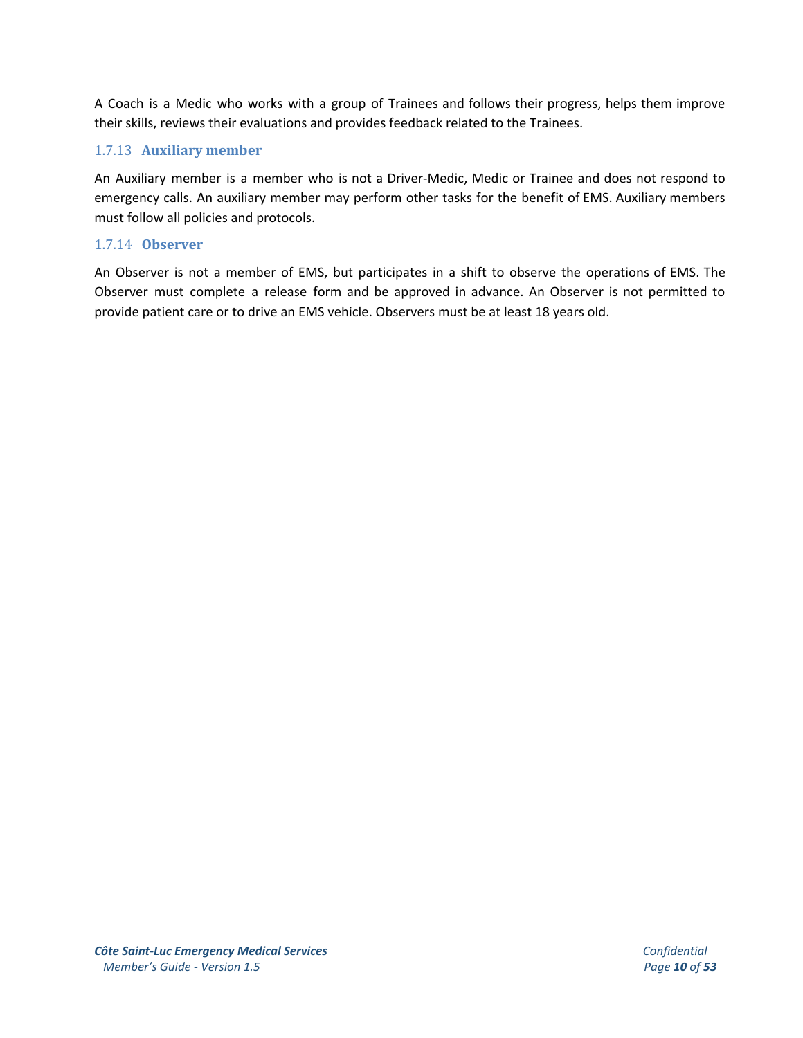A Coach is a Medic who works with a group of Trainees and follows their progress, helps them improve their skills, reviews their evaluations and provides feedback related to the Trainees.

### 1.7.13 Auxiliary member

An Auxiliary member is a member who is not a Driver-Medic, Medic or Trainee and does not respond to emergency calls. An auxiliary member may perform other tasks for the benefit of EMS. Auxiliary members must follow all policies and protocols.

### 1.7.14 Observer

An Observer is not a member of EMS, but participates in a shift to observe the operations of EMS. The Observer must complete a release form and be approved in advance. An Observer is not permitted to provide patient care or to drive an EMS vehicle. Observers must be at least 18 years old.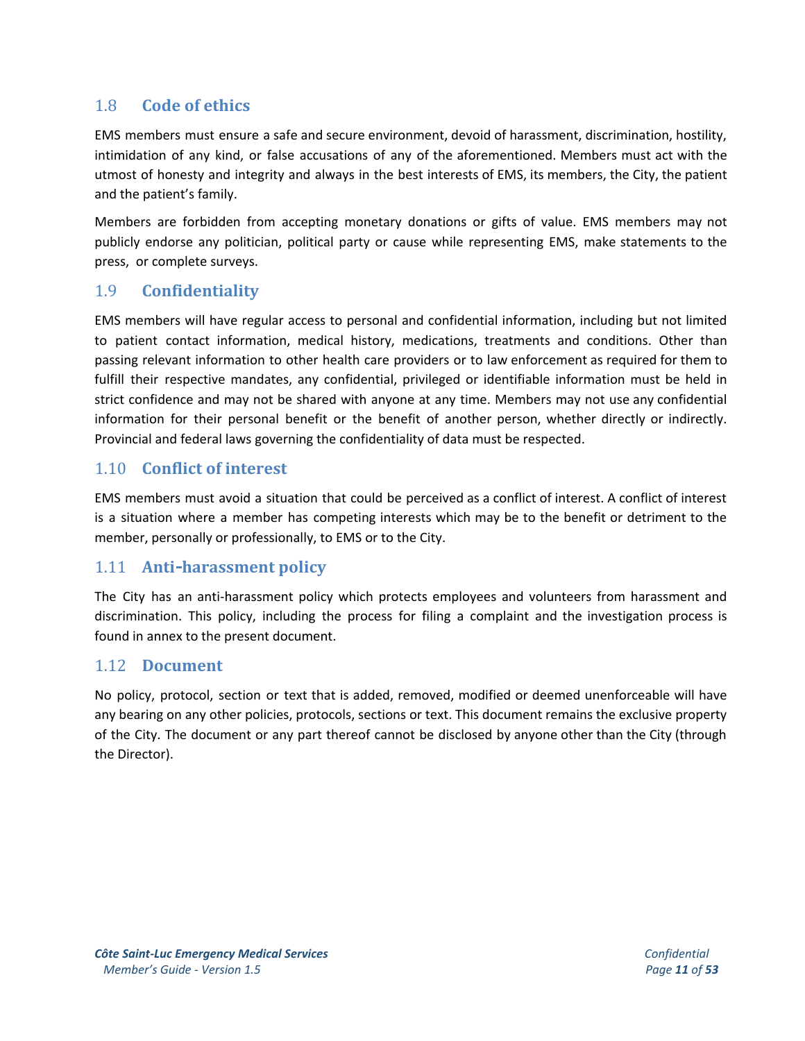## 1.8 Code of ethics

EMS members must ensure a safe and secure environment, devoid of harassment, discrimination, hostility, intimidation of any kind, or false accusations of any of the aforementioned. Members must act with the utmost of honesty and integrity and always in the best interests of EMS, its members, the City, the patient and the patient's family.

Members are forbidden from accepting monetary donations or gifts of value. EMS members may not publicly endorse any politician, political party or cause while representing EMS, make statements to the press, or complete surveys.

## 1.9 Confidentiality

EMS members will have regular access to personal and confidential information, including but not limited to patient contact information, medical history, medications, treatments and conditions. Other than passing relevant information to other health care providers or to law enforcement as required for them to fulfill their respective mandates, any confidential, privileged or identifiable information must be held in strict confidence and may not be shared with anyone at any time. Members may not use any confidential information for their personal benefit or the benefit of another person, whether directly or indirectly. Provincial and federal laws governing the confidentiality of data must be respected.

## 1.10 Conflict of interest

EMS members must avoid a situation that could be perceived as a conflict of interest. A conflict of interest is a situation where a member has competing interests which may be to the benefit or detriment to the member, personally or professionally, to EMS or to the City.

## 1.11 Anti-harassment policy

The City has an anti-harassment policy which protects employees and volunteers from harassment and discrimination. This policy, including the process for filing a complaint and the investigation process is found in annex to the present document.

## 1.12 Document

No policy, protocol, section or text that is added, removed, modified or deemed unenforceable will have any bearing on any other policies, protocols, sections or text. This document remains the exclusive property of the City. The document or any part thereof cannot be disclosed by anyone other than the City (through the Director).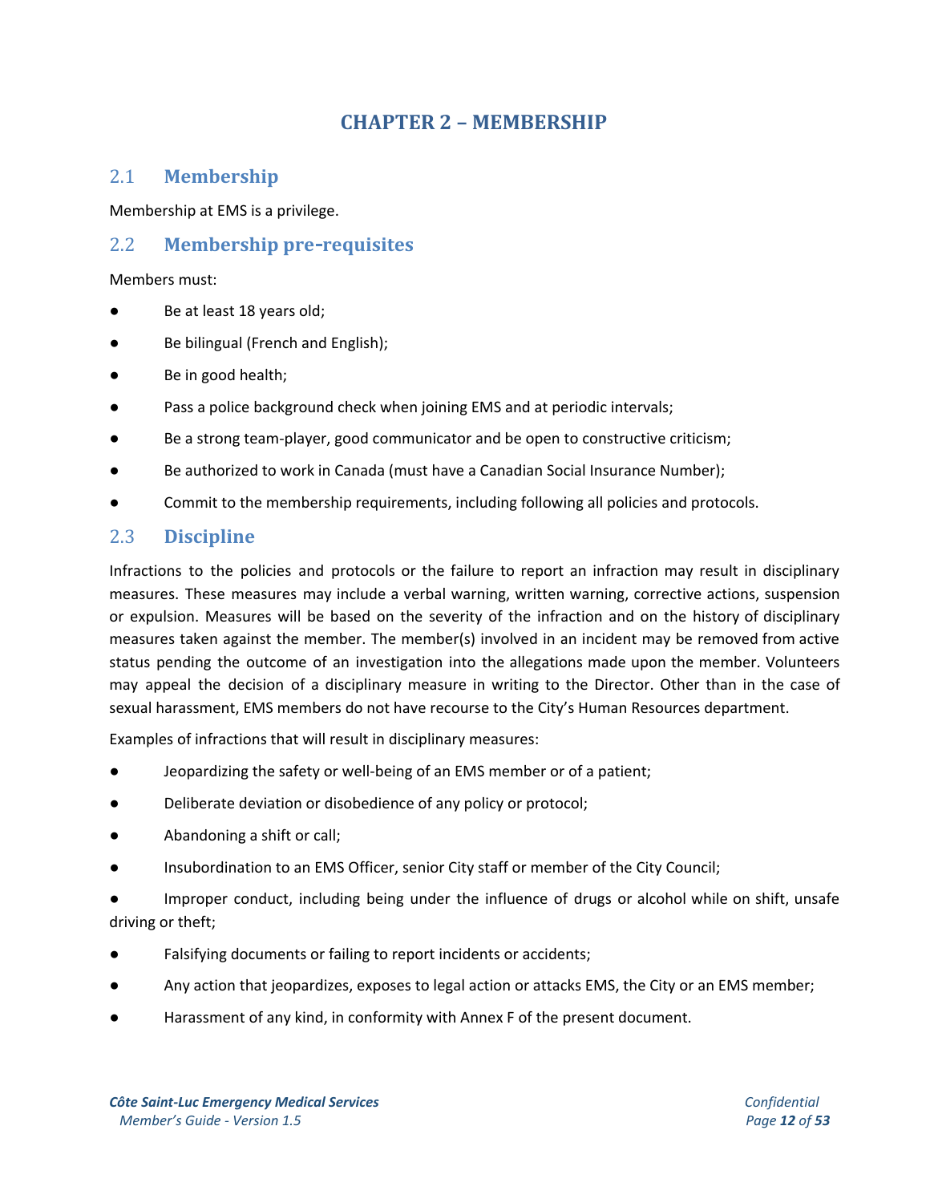# CHAPTER 2 – MEMBERSHIP

## 2.1 Membership

Membership at EMS is a privilege.

## 2.2 Membership pre-requisites

Members must:

- Be at least 18 years old;
- Be bilingual (French and English);
- Be in good health;
- Pass a police background check when joining EMS and at periodic intervals;
- Be a strong team-player, good communicator and be open to constructive criticism;
- Be authorized to work in Canada (must have a Canadian Social Insurance Number);
- Commit to the membership requirements, including following all policies and protocols.

## 2.3 Discipline

Infractions to the policies and protocols or the failure to report an infraction may result in disciplinary measures. These measures may include a verbal warning, written warning, corrective actions, suspension or expulsion. Measures will be based on the severity of the infraction and on the history of disciplinary measures taken against the member. The member(s) involved in an incident may be removed from active status pending the outcome of an investigation into the allegations made upon the member. Volunteers may appeal the decision of a disciplinary measure in writing to the Director. Other than in the case of sexual harassment, EMS members do not have recourse to the City's Human Resources department.

Examples of infractions that will result in disciplinary measures:

- Jeopardizing the safety or well-being of an EMS member or of a patient;
- Deliberate deviation or disobedience of any policy or protocol;
- Abandoning a shift or call;
- Insubordination to an EMS Officer, senior City staff or member of the City Council;
- Improper conduct, including being under the influence of drugs or alcohol while on shift, unsafe driving or theft;
- Falsifying documents or failing to report incidents or accidents;
- Any action that jeopardizes, exposes to legal action or attacks EMS, the City or an EMS member;
- Harassment of any kind, in conformity with Annex F of the present document.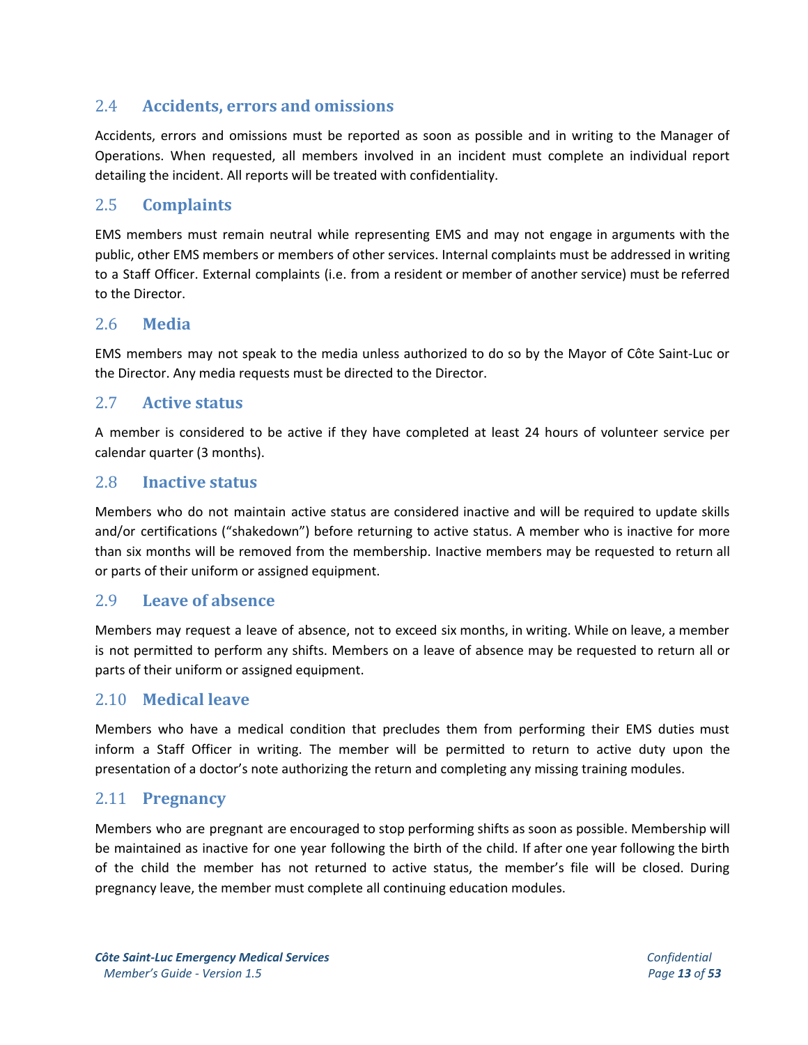## 2.4 Accidents, errors and omissions

Accidents, errors and omissions must be reported as soon as possible and in writing to the Manager of Operations. When requested, all members involved in an incident must complete an individual report detailing the incident. All reports will be treated with confidentiality.

## 2.5 Complaints

EMS members must remain neutral while representing EMS and may not engage in arguments with the public, other EMS members or members of other services. Internal complaints must be addressed in writing to a Staff Officer. External complaints (i.e. from a resident or member of another service) must be referred to the Director.

## 2.6 Media

EMS members may not speak to the media unless authorized to do so by the Mayor of Côte Saint-Luc or the Director. Any media requests must be directed to the Director.

## 2.7 Active status

A member is considered to be active if they have completed at least 24 hours of volunteer service per calendar quarter (3 months).

## 2.8 Inactive status

Members who do not maintain active status are considered inactive and will be required to update skills and/or certifications ("shakedown") before returning to active status. A member who is inactive for more than six months will be removed from the membership. Inactive members may be requested to return all or parts of their uniform or assigned equipment.

## 2.9 Leave of absence

Members may request a leave of absence, not to exceed six months, in writing. While on leave, a member is not permitted to perform any shifts. Members on a leave of absence may be requested to return all or parts of their uniform or assigned equipment.

## 2.10 Medical leave

Members who have a medical condition that precludes them from performing their EMS duties must inform a Staff Officer in writing. The member will be permitted to return to active duty upon the presentation of a doctor's note authorizing the return and completing any missing training modules.

## 2.11 Pregnancy

Members who are pregnant are encouraged to stop performing shifts as soon as possible. Membership will be maintained as inactive for one year following the birth of the child. If after one year following the birth of the child the member has not returned to active status, the member's file will be closed. During pregnancy leave, the member must complete all continuing education modules.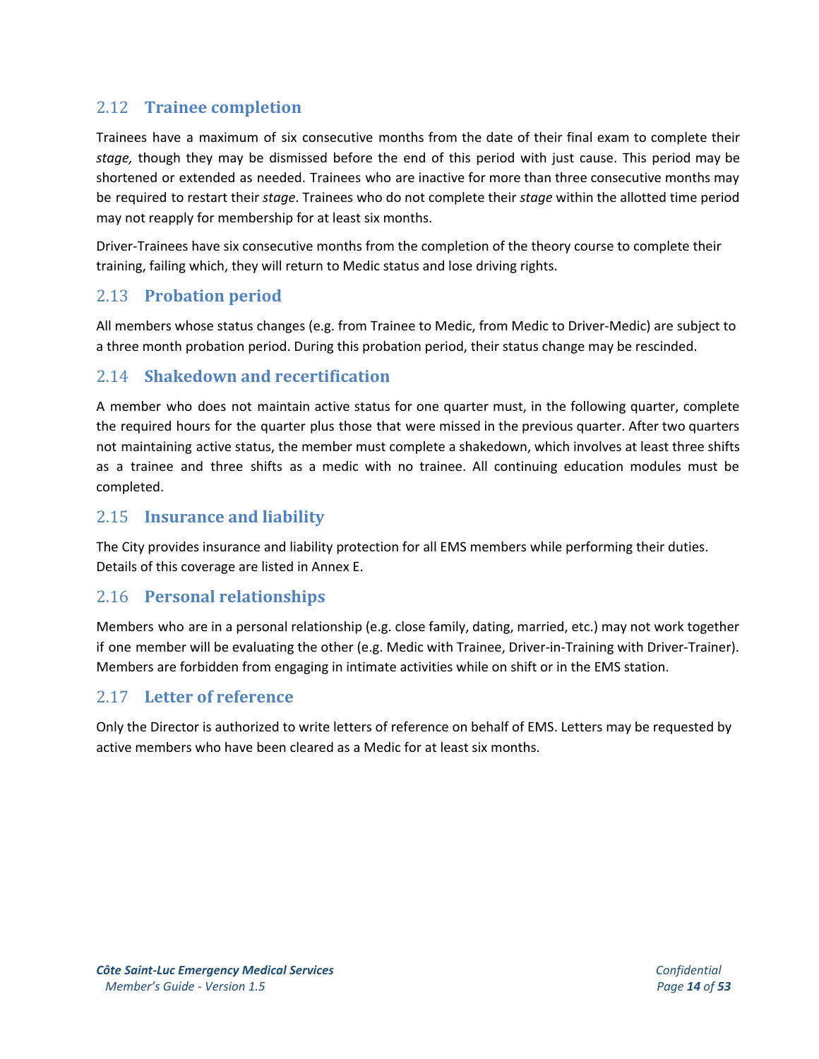## 2.12 Trainee completion

Trainees have a maximum of six consecutive months from the date of their final exam to complete their *stage,* though they may be dismissed before the end of this period with just cause. This period may be shortened or extended as needed. Trainees who are inactive for more than three consecutive months may be required to restart their *stage*. Trainees who do not complete their *stage* within the allotted time period may not reapply for membership for at least six months.

Driver-Trainees have six consecutive months from the completion of the theory course to complete their training, failing which, they will return to Medic status and lose driving rights.

## 2.13 Probation period

All members whose status changes (e.g. from Trainee to Medic, from Medic to Driver-Medic) are subject to a three month probation period. During this probation period, their status change may be rescinded.

## 2.14 Shakedown and recertification

A member who does not maintain active status for one quarter must, in the following quarter, complete the required hours for the quarter plus those that were missed in the previous quarter. After two quarters not maintaining active status, the member must complete a shakedown, which involves at least three shifts as a trainee and three shifts as a medic with no trainee. All continuing education modules must be completed.

## 2.15 Insurance and liability

The City provides insurance and liability protection for all EMS members while performing their duties. Details of this coverage are listed in Annex E.

## 2.16 Personal relationships

Members who are in a personal relationship (e.g. close family, dating, married, etc.) may not work together if one member will be evaluating the other (e.g. Medic with Trainee, Driver-in-Training with Driver-Trainer). Members are forbidden from engaging in intimate activities while on shift or in the EMS station.

## 2.17 Letter of reference

Only the Director is authorized to write letters of reference on behalf of EMS. Letters may be requested by active members who have been cleared as a Medic for at least six months.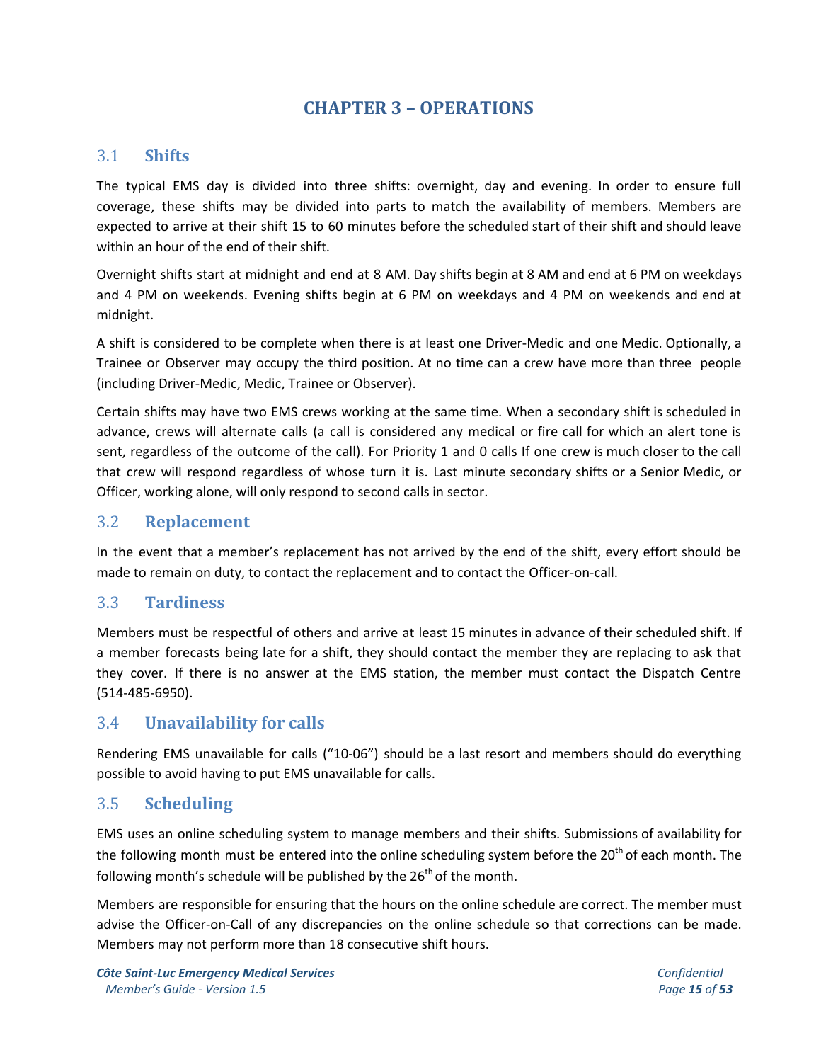# CHAPTER 3 – OPERATIONS

## 3.1 Shifts

The typical EMS day is divided into three shifts: overnight, day and evening. In order to ensure full coverage, these shifts may be divided into parts to match the availability of members. Members are expected to arrive at their shift 15 to 60 minutes before the scheduled start of their shift and should leave within an hour of the end of their shift.

Overnight shifts start at midnight and end at 8 AM. Day shifts begin at 8 AM and end at 6 PM on weekdays and 4 PM on weekends. Evening shifts begin at 6 PM on weekdays and 4 PM on weekends and end at midnight.

A shift is considered to be complete when there is at least one Driver-Medic and one Medic. Optionally, a Trainee or Observer may occupy the third position. At no time can a crew have more than three people (including Driver-Medic, Medic, Trainee or Observer).

Certain shifts may have two EMS crews working at the same time. When a secondary shift is scheduled in advance, crews will alternate calls (a call is considered any medical or fire call for which an alert tone is sent, regardless of the outcome of the call). For Priority 1 and 0 calls If one crew is much closer to the call that crew will respond regardless of whose turn it is. Last minute secondary shifts or a Senior Medic, or Officer, working alone, will only respond to second calls in sector.

## 3.2 Replacement

In the event that a member's replacement has not arrived by the end of the shift, every effort should be made to remain on duty, to contact the replacement and to contact the Officer-on-call.

## 3.3 Tardiness

Members must be respectful of others and arrive at least 15 minutes in advance of their scheduled shift. If a member forecasts being late for a shift, they should contact the member they are replacing to ask that they cover. If there is no answer at the EMS station, the member must contact the Dispatch Centre (514-485-6950).

## 3.4 Unavailability for calls

Rendering EMS unavailable for calls ("10-06") should be a last resort and members should do everything possible to avoid having to put EMS unavailable for calls.

## 3.5 Scheduling

EMS uses an online scheduling system to manage members and their shifts. Submissions of availability for the following month must be entered into the online scheduling system before the 20th of each month. The following month's schedule will be published by the 26th of the month.

Members are responsible for ensuring that the hours on the online schedule are correct. The member must advise the Officer-on-Call of any discrepancies on the online schedule so that corrections can be made. Members may not perform more than 18 consecutive shift hours.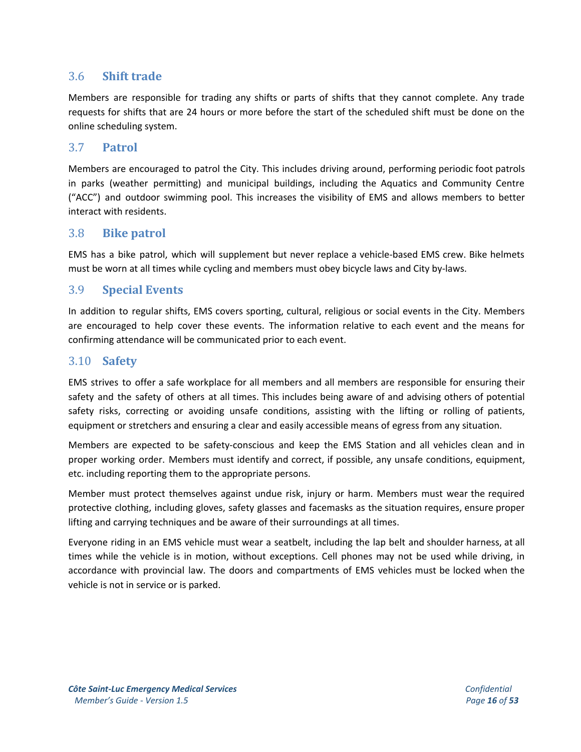## 3.6 Shift trade

Members are responsible for trading any shifts or parts of shifts that they cannot complete. Any trade requests for shifts that are 24 hours or more before the start of the scheduled shift must be done on the online scheduling system.

## 3.7 Patrol

Members are encouraged to patrol the City. This includes driving around, performing periodic foot patrols in parks (weather permitting) and municipal buildings, including the Aquatics and Community Centre ("ACC") and outdoor swimming pool. This increases the visibility of EMS and allows members to better interact with residents.

## 3.8 Bike patrol

EMS has a bike patrol, which will supplement but never replace a vehicle-based EMS crew. Bike helmets must be worn at all times while cycling and members must obey bicycle laws and City by-laws.

## 3.9 Special Events

In addition to regular shifts, EMS covers sporting, cultural, religious or social events in the City. Members are encouraged to help cover these events. The information relative to each event and the means for confirming attendance will be communicated prior to each event.

## 3.10 Safety

EMS strives to offer a safe workplace for all members and all members are responsible for ensuring their safety and the safety of others at all times. This includes being aware of and advising others of potential safety risks, correcting or avoiding unsafe conditions, assisting with the lifting or rolling of patients, equipment or stretchers and ensuring a clear and easily accessible means of egress from any situation.

Members are expected to be safety-conscious and keep the EMS Station and all vehicles clean and in proper working order. Members must identify and correct, if possible, any unsafe conditions, equipment, etc. including reporting them to the appropriate persons.

Member must protect themselves against undue risk, injury or harm. Members must wear the required protective clothing, including gloves, safety glasses and facemasks as the situation requires, ensure proper lifting and carrying techniques and be aware of their surroundings at all times.

Everyone riding in an EMS vehicle must wear a seatbelt, including the lap belt and shoulder harness, at all times while the vehicle is in motion, without exceptions. Cell phones may not be used while driving, in accordance with provincial law. The doors and compartments of EMS vehicles must be locked when the vehicle is not in service or is parked.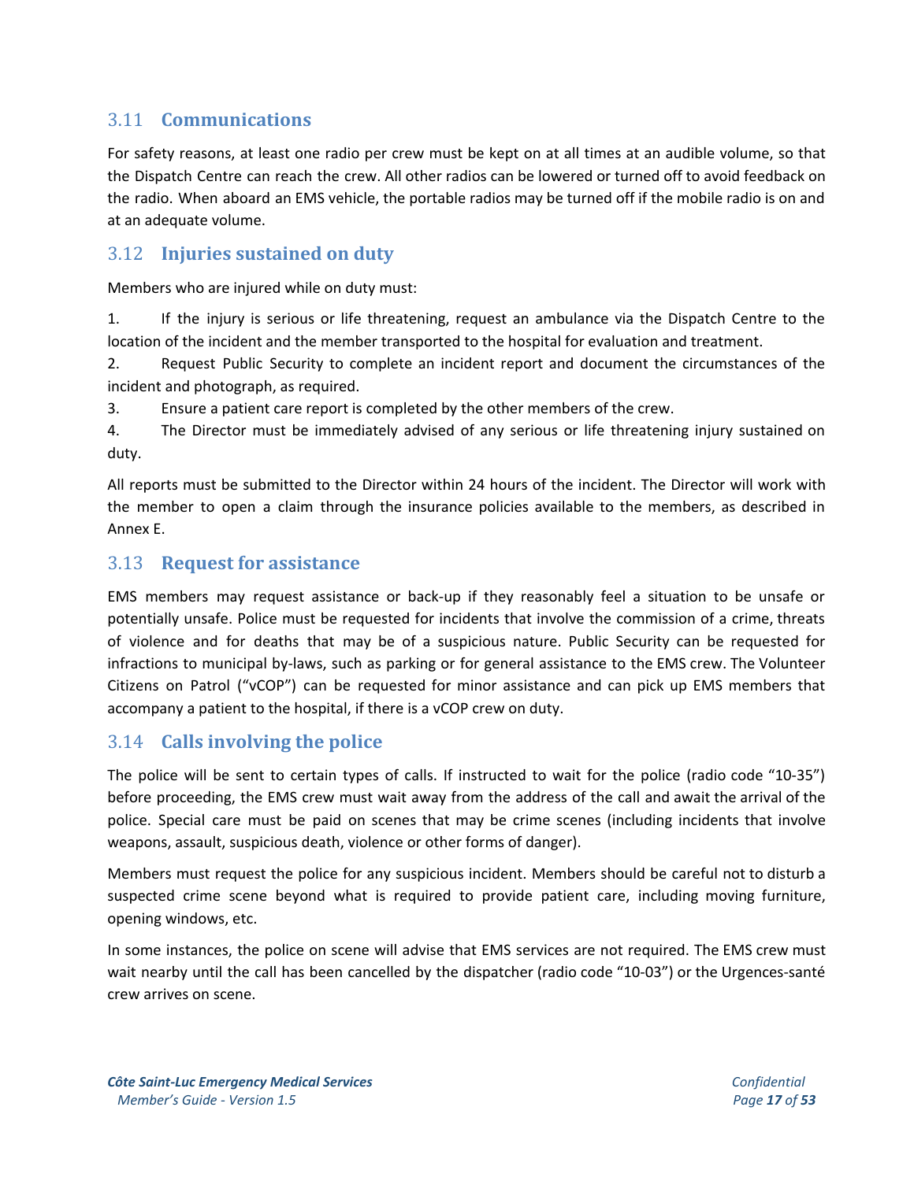## 3.11 Communications

For safety reasons, at least one radio per crew must be kept on at all times at an audible volume, so that the Dispatch Centre can reach the crew. All other radios can be lowered or turned off to avoid feedback on the radio. When aboard an EMS vehicle, the portable radios may be turned off if the mobile radio is on and at an adequate volume.

## 3.12 Injuries sustained on duty

Members who are injured while on duty must:

1. If the injury is serious or life threatening, request an ambulance via the Dispatch Centre to the location of the incident and the member transported to the hospital for evaluation and treatment.
2. Request Public Security to complete an incident report and document the circumstances of the incident and photograph, as required.
3. Ensure a patient care report is completed by the other members of the crew.
4. The Director must be immediately advised of any serious or life threatening injury sustained on duty.

All reports must be submitted to the Director within 24 hours of the incident. The Director will work with the member to open a claim through the insurance policies available to the members, as described in Annex E.

## 3.13 Request for assistance

EMS members may request assistance or back-up if they reasonably feel a situation to be unsafe or potentially unsafe. Police must be requested for incidents that involve the commission of a crime, threats of violence and for deaths that may be of a suspicious nature. Public Security can be requested for infractions to municipal by-laws, such as parking or for general assistance to the EMS crew. The Volunteer Citizens on Patrol ("vCOP") can be requested for minor assistance and can pick up EMS members that accompany a patient to the hospital, if there is a vCOP crew on duty.

## 3.14 Calls involving the police

The police will be sent to certain types of calls. If instructed to wait for the police (radio code "10-35") before proceeding, the EMS crew must wait away from the address of the call and await the arrival of the police. Special care must be paid on scenes that may be crime scenes (including incidents that involve weapons, assault, suspicious death, violence or other forms of danger).

Members must request the police for any suspicious incident. Members should be careful not to disturb a suspected crime scene beyond what is required to provide patient care, including moving furniture, opening windows, etc.

In some instances, the police on scene will advise that EMS services are not required. The EMS crew must wait nearby until the call has been cancelled by the dispatcher (radio code "10-03") or the Urgences-santé crew arrives on scene.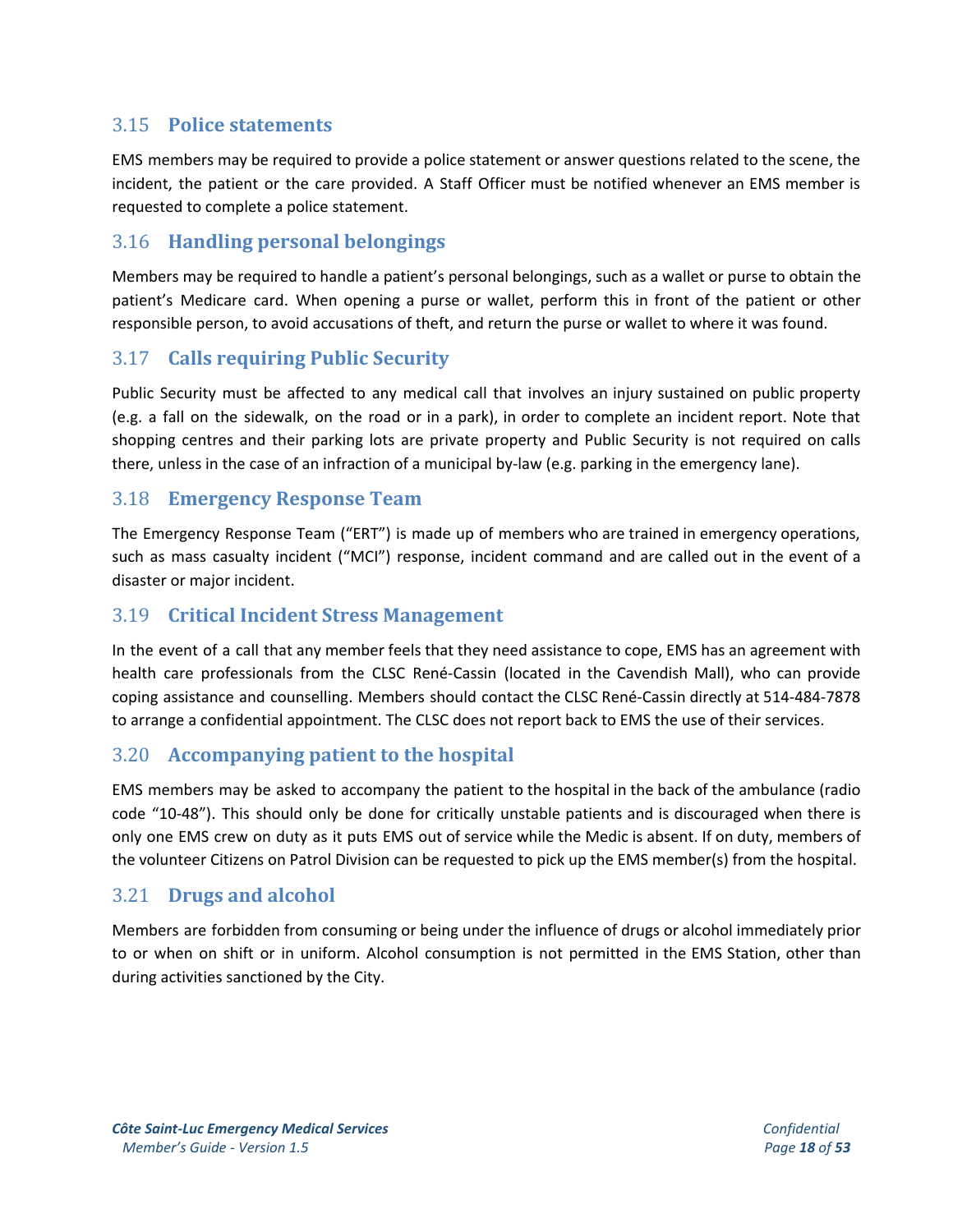## 3.15 Police statements

EMS members may be required to provide a police statement or answer questions related to the scene, the incident, the patient or the care provided. A Staff Officer must be notified whenever an EMS member is requested to complete a police statement.

## 3.16 Handling personal belongings

Members may be required to handle a patient's personal belongings, such as a wallet or purse to obtain the patient's Medicare card. When opening a purse or wallet, perform this in front of the patient or other responsible person, to avoid accusations of theft, and return the purse or wallet to where it was found.

## 3.17 Calls requiring Public Security

Public Security must be affected to any medical call that involves an injury sustained on public property (e.g. a fall on the sidewalk, on the road or in a park), in order to complete an incident report. Note that shopping centres and their parking lots are private property and Public Security is not required on calls there, unless in the case of an infraction of a municipal by-law (e.g. parking in the emergency lane).

## 3.18 Emergency Response Team

The Emergency Response Team ("ERT") is made up of members who are trained in emergency operations, such as mass casualty incident ("MCI") response, incident command and are called out in the event of a disaster or major incident.

## 3.19 Critical Incident Stress Management

In the event of a call that any member feels that they need assistance to cope, EMS has an agreement with health care professionals from the CLSC René-Cassin (located in the Cavendish Mall), who can provide coping assistance and counselling. Members should contact the CLSC René-Cassin directly at 514-484-7878 to arrange a confidential appointment. The CLSC does not report back to EMS the use of their services.

## 3.20 Accompanying patient to the hospital

EMS members may be asked to accompany the patient to the hospital in the back of the ambulance (radio code "10-48"). This should only be done for critically unstable patients and is discouraged when there is only one EMS crew on duty as it puts EMS out of service while the Medic is absent. If on duty, members of the volunteer Citizens on Patrol Division can be requested to pick up the EMS member(s) from the hospital.

## 3.21 Drugs and alcohol

Members are forbidden from consuming or being under the influence of drugs or alcohol immediately prior to or when on shift or in uniform. Alcohol consumption is not permitted in the EMS Station, other than during activities sanctioned by the City.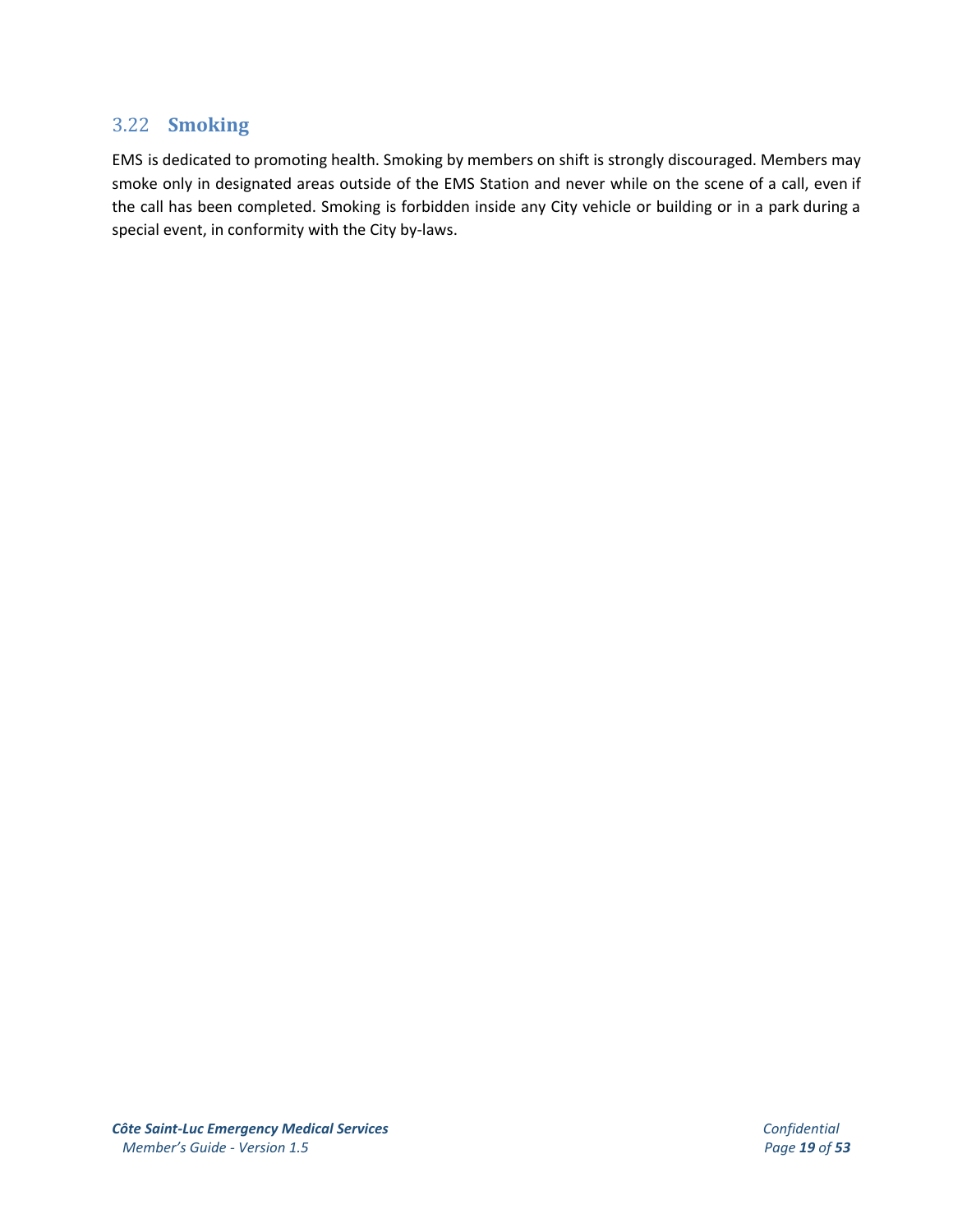## 3.22 Smoking

EMS is dedicated to promoting health. Smoking by members on shift is strongly discouraged. Members may smoke only in designated areas outside of the EMS Station and never while on the scene of a call, even if the call has been completed. Smoking is forbidden inside any City vehicle or building or in a park during a special event, in conformity with the City by-laws.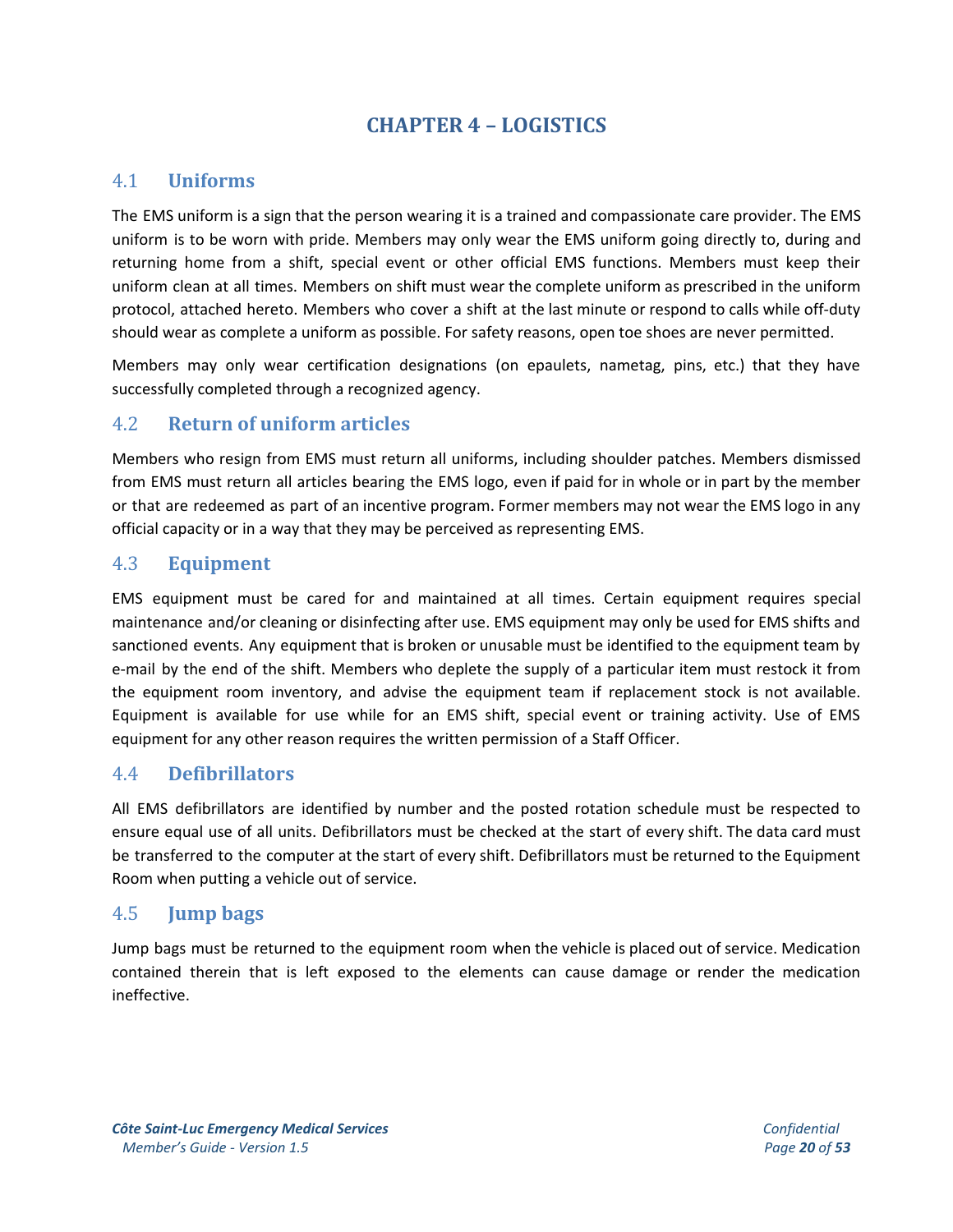# CHAPTER 4 – LOGISTICS

## 4.1 Uniforms

The EMS uniform is a sign that the person wearing it is a trained and compassionate care provider. The EMS uniform is to be worn with pride. Members may only wear the EMS uniform going directly to, during and returning home from a shift, special event or other official EMS functions. Members must keep their uniform clean at all times. Members on shift must wear the complete uniform as prescribed in the uniform protocol, attached hereto. Members who cover a shift at the last minute or respond to calls while off-duty should wear as complete a uniform as possible. For safety reasons, open toe shoes are never permitted.

Members may only wear certification designations (on epaulets, nametag, pins, etc.) that they have successfully completed through a recognized agency.

## 4.2 Return of uniform articles

Members who resign from EMS must return all uniforms, including shoulder patches. Members dismissed from EMS must return all articles bearing the EMS logo, even if paid for in whole or in part by the member or that are redeemed as part of an incentive program. Former members may not wear the EMS logo in any official capacity or in a way that they may be perceived as representing EMS.

## 4.3 Equipment

EMS equipment must be cared for and maintained at all times. Certain equipment requires special maintenance and/or cleaning or disinfecting after use. EMS equipment may only be used for EMS shifts and sanctioned events. Any equipment that is broken or unusable must be identified to the equipment team by e-mail by the end of the shift. Members who deplete the supply of a particular item must restock it from the equipment room inventory, and advise the equipment team if replacement stock is not available. Equipment is available for use while for an EMS shift, special event or training activity. Use of EMS equipment for any other reason requires the written permission of a Staff Officer.

## 4.4 Defibrillators

All EMS defibrillators are identified by number and the posted rotation schedule must be respected to ensure equal use of all units. Defibrillators must be checked at the start of every shift. The data card must be transferred to the computer at the start of every shift. Defibrillators must be returned to the Equipment Room when putting a vehicle out of service.

## 4.5 Jump bags

Jump bags must be returned to the equipment room when the vehicle is placed out of service. Medication contained therein that is left exposed to the elements can cause damage or render the medication ineffective.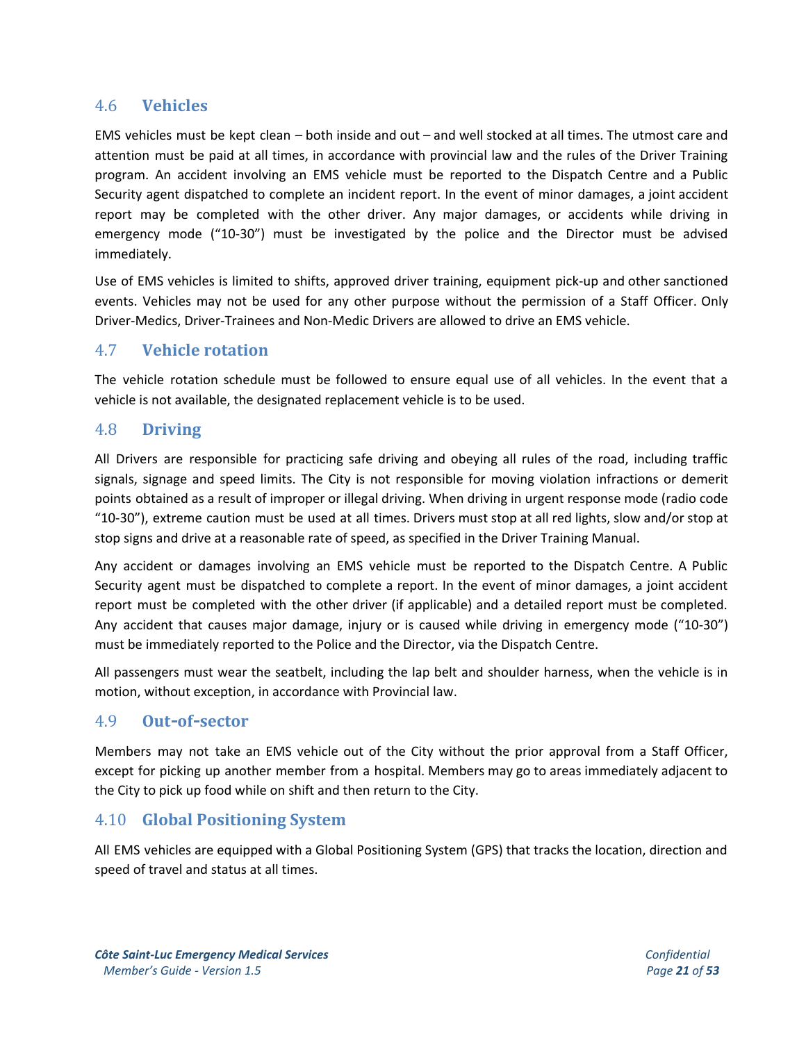## 4.6 Vehicles

EMS vehicles must be kept clean – both inside and out – and well stocked at all times. The utmost care and attention must be paid at all times, in accordance with provincial law and the rules of the Driver Training program. An accident involving an EMS vehicle must be reported to the Dispatch Centre and a Public Security agent dispatched to complete an incident report. In the event of minor damages, a joint accident report may be completed with the other driver. Any major damages, or accidents while driving in emergency mode ("10-30") must be investigated by the police and the Director must be advised immediately.

Use of EMS vehicles is limited to shifts, approved driver training, equipment pick-up and other sanctioned events. Vehicles may not be used for any other purpose without the permission of a Staff Officer. Only Driver-Medics, Driver-Trainees and Non-Medic Drivers are allowed to drive an EMS vehicle.

## 4.7 Vehicle rotation

The vehicle rotation schedule must be followed to ensure equal use of all vehicles. In the event that a vehicle is not available, the designated replacement vehicle is to be used.

## 4.8 Driving

All Drivers are responsible for practicing safe driving and obeying all rules of the road, including traffic signals, signage and speed limits. The City is not responsible for moving violation infractions or demerit points obtained as a result of improper or illegal driving. When driving in urgent response mode (radio code "10-30"), extreme caution must be used at all times. Drivers must stop at all red lights, slow and/or stop at stop signs and drive at a reasonable rate of speed, as specified in the Driver Training Manual.

Any accident or damages involving an EMS vehicle must be reported to the Dispatch Centre. A Public Security agent must be dispatched to complete a report. In the event of minor damages, a joint accident report must be completed with the other driver (if applicable) and a detailed report must be completed. Any accident that causes major damage, injury or is caused while driving in emergency mode ("10-30") must be immediately reported to the Police and the Director, via the Dispatch Centre.

All passengers must wear the seatbelt, including the lap belt and shoulder harness, when the vehicle is in motion, without exception, in accordance with Provincial law.

## 4.9 Out-of-sector

Members may not take an EMS vehicle out of the City without the prior approval from a Staff Officer, except for picking up another member from a hospital. Members may go to areas immediately adjacent to the City to pick up food while on shift and then return to the City.

## 4.10 Global Positioning System

All EMS vehicles are equipped with a Global Positioning System (GPS) that tracks the location, direction and speed of travel and status at all times.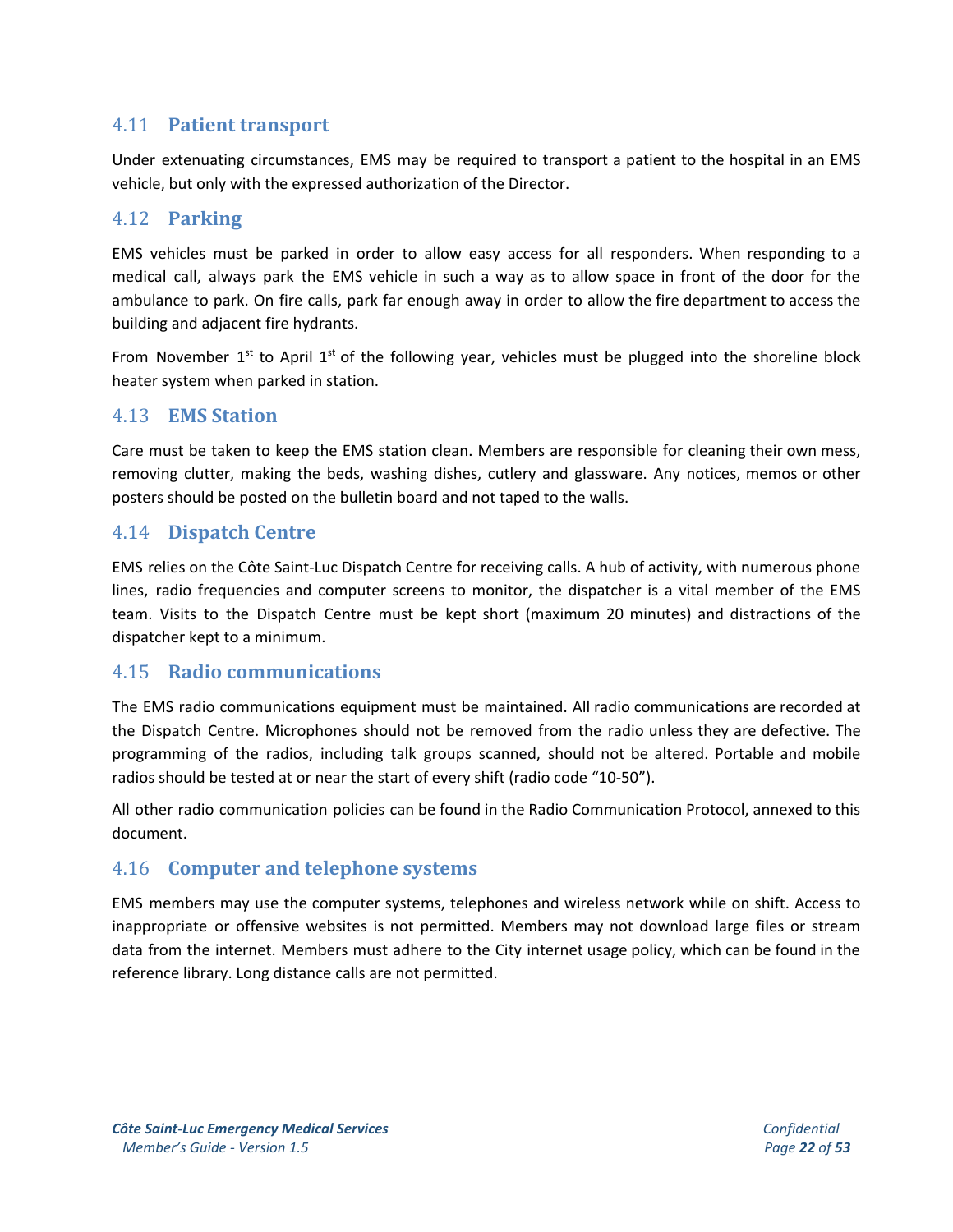## 4.11 Patient transport

Under extenuating circumstances, EMS may be required to transport a patient to the hospital in an EMS vehicle, but only with the expressed authorization of the Director.

## 4.12 Parking

EMS vehicles must be parked in order to allow easy access for all responders. When responding to a medical call, always park the EMS vehicle in such a way as to allow space in front of the door for the ambulance to park. On fire calls, park far enough away in order to allow the fire department to access the building and adjacent fire hydrants.

From November 1st to April 1st of the following year, vehicles must be plugged into the shoreline block heater system when parked in station.

## 4.13 EMS Station

Care must be taken to keep the EMS station clean. Members are responsible for cleaning their own mess, removing clutter, making the beds, washing dishes, cutlery and glassware. Any notices, memos or other posters should be posted on the bulletin board and not taped to the walls.

## 4.14 Dispatch Centre

EMS relies on the Côte Saint-Luc Dispatch Centre for receiving calls. A hub of activity, with numerous phone lines, radio frequencies and computer screens to monitor, the dispatcher is a vital member of the EMS team. Visits to the Dispatch Centre must be kept short (maximum 20 minutes) and distractions of the dispatcher kept to a minimum.

## 4.15 Radio communications

The EMS radio communications equipment must be maintained. All radio communications are recorded at the Dispatch Centre. Microphones should not be removed from the radio unless they are defective. The programming of the radios, including talk groups scanned, should not be altered. Portable and mobile radios should be tested at or near the start of every shift (radio code "10-50").

All other radio communication policies can be found in the Radio Communication Protocol, annexed to this document.

## 4.16 Computer and telephone systems

EMS members may use the computer systems, telephones and wireless network while on shift. Access to inappropriate or offensive websites is not permitted. Members may not download large files or stream data from the internet. Members must adhere to the City internet usage policy, which can be found in the reference library. Long distance calls are not permitted.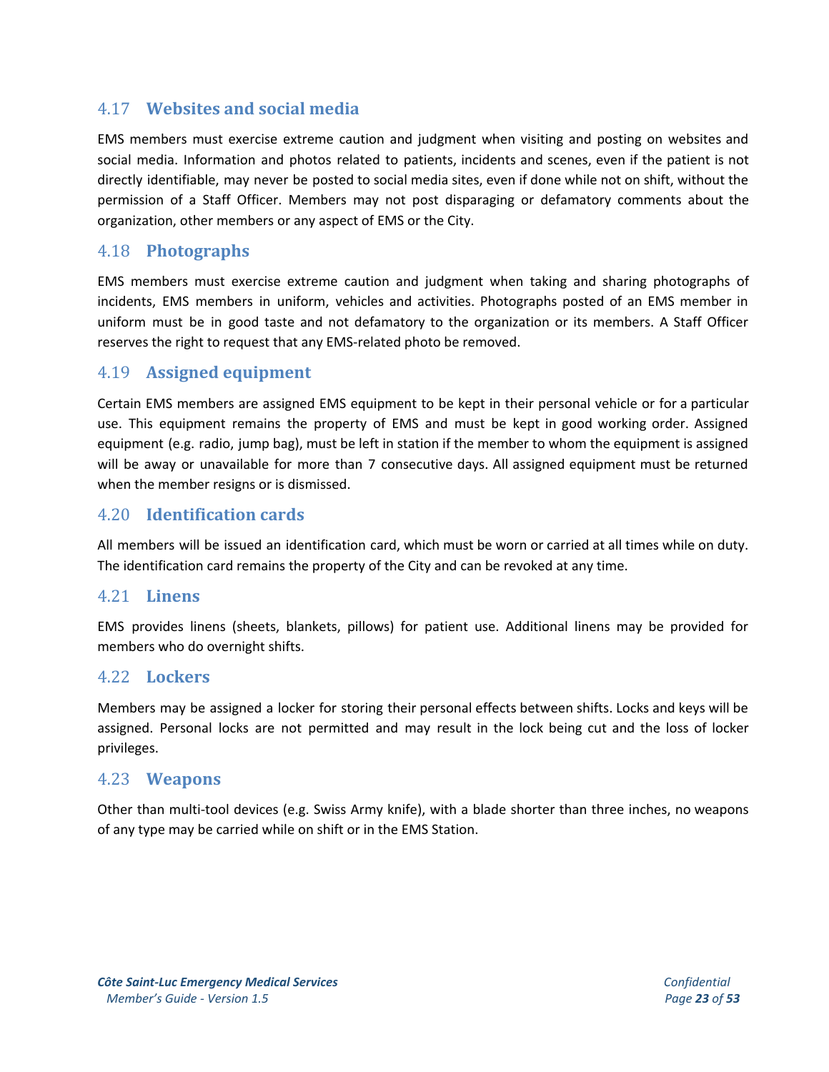## 4.17 Websites and social media

EMS members must exercise extreme caution and judgment when visiting and posting on websites and social media. Information and photos related to patients, incidents and scenes, even if the patient is not directly identifiable, may never be posted to social media sites, even if done while not on shift, without the permission of a Staff Officer. Members may not post disparaging or defamatory comments about the organization, other members or any aspect of EMS or the City.

## 4.18 Photographs

EMS members must exercise extreme caution and judgment when taking and sharing photographs of incidents, EMS members in uniform, vehicles and activities. Photographs posted of an EMS member in uniform must be in good taste and not defamatory to the organization or its members. A Staff Officer reserves the right to request that any EMS-related photo be removed.

## 4.19 Assigned equipment

Certain EMS members are assigned EMS equipment to be kept in their personal vehicle or for a particular use. This equipment remains the property of EMS and must be kept in good working order. Assigned equipment (e.g. radio, jump bag), must be left in station if the member to whom the equipment is assigned will be away or unavailable for more than 7 consecutive days. All assigned equipment must be returned when the member resigns or is dismissed.

## 4.20 Identification cards

All members will be issued an identification card, which must be worn or carried at all times while on duty. The identification card remains the property of the City and can be revoked at any time.

## 4.21 Linens

EMS provides linens (sheets, blankets, pillows) for patient use. Additional linens may be provided for members who do overnight shifts.

## 4.22 Lockers

Members may be assigned a locker for storing their personal effects between shifts. Locks and keys will be assigned. Personal locks are not permitted and may result in the lock being cut and the loss of locker privileges.

## 4.23 Weapons

Other than multi-tool devices (e.g. Swiss Army knife), with a blade shorter than three inches, no weapons of any type may be carried while on shift or in the EMS Station.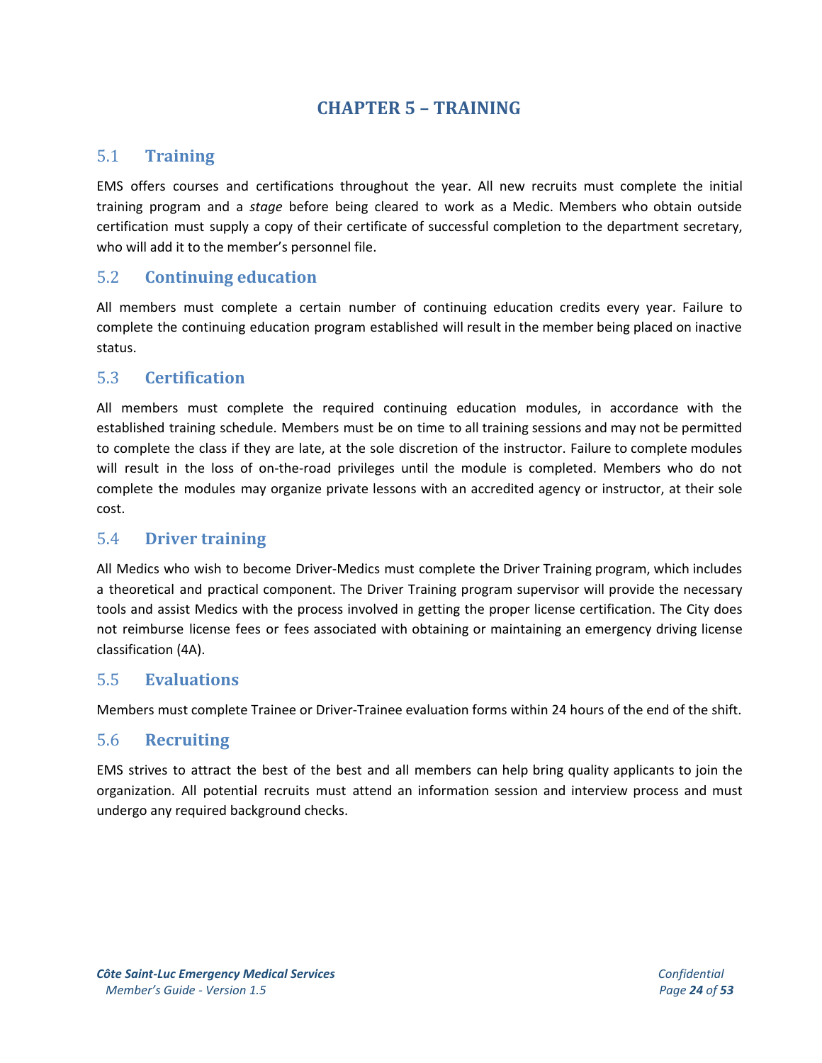# CHAPTER 5 – TRAINING

## 5.1 Training

EMS offers courses and certifications throughout the year. All new recruits must complete the initial training program and a *stage* before being cleared to work as a Medic. Members who obtain outside certification must supply a copy of their certificate of successful completion to the department secretary, who will add it to the member's personnel file.

## 5.2 Continuing education

All members must complete a certain number of continuing education credits every year. Failure to complete the continuing education program established will result in the member being placed on inactive status.

## 5.3 Certification

All members must complete the required continuing education modules, in accordance with the established training schedule. Members must be on time to all training sessions and may not be permitted to complete the class if they are late, at the sole discretion of the instructor. Failure to complete modules will result in the loss of on-the-road privileges until the module is completed. Members who do not complete the modules may organize private lessons with an accredited agency or instructor, at their sole cost.

## 5.4 Driver training

All Medics who wish to become Driver-Medics must complete the Driver Training program, which includes a theoretical and practical component. The Driver Training program supervisor will provide the necessary tools and assist Medics with the process involved in getting the proper license certification. The City does not reimburse license fees or fees associated with obtaining or maintaining an emergency driving license classification (4A).

## 5.5 Evaluations

Members must complete Trainee or Driver-Trainee evaluation forms within 24 hours of the end of the shift.

## 5.6 Recruiting

EMS strives to attract the best of the best and all members can help bring quality applicants to join the organization. All potential recruits must attend an information session and interview process and must undergo any required background checks.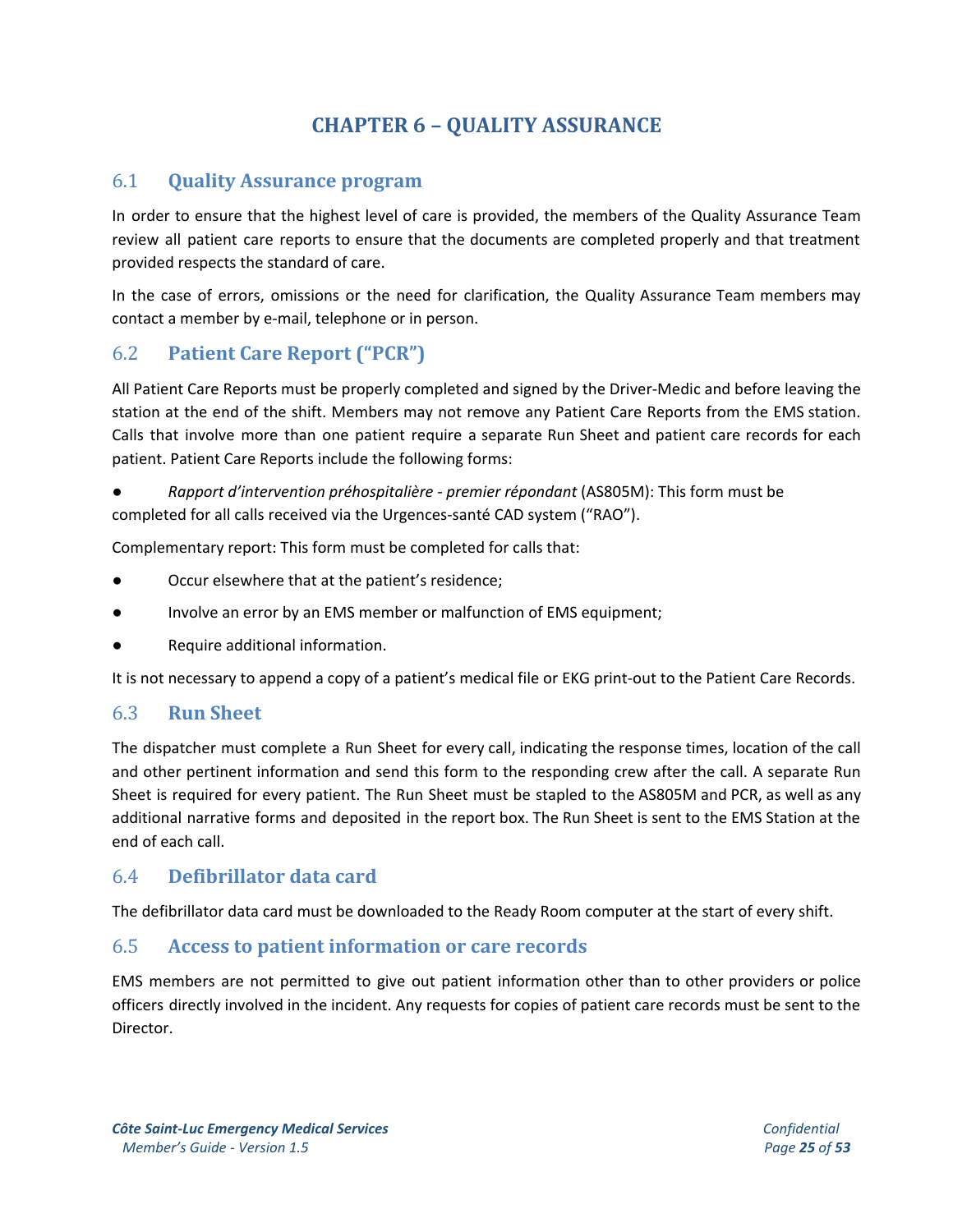# CHAPTER 6 – QUALITY ASSURANCE

## 6.1 Quality Assurance program

In order to ensure that the highest level of care is provided, the members of the Quality Assurance Team review all patient care reports to ensure that the documents are completed properly and that treatment provided respects the standard of care.

In the case of errors, omissions or the need for clarification, the Quality Assurance Team members may contact a member by e-mail, telephone or in person.

## 6.2 Patient Care Report ("PCR")

All Patient Care Reports must be properly completed and signed by the Driver-Medic and before leaving the station at the end of the shift. Members may not remove any Patient Care Reports from the EMS station. Calls that involve more than one patient require a separate Run Sheet and patient care records for each patient. Patient Care Reports include the following forms:

- *Rapport d'intervention préhospitalière - premier répondant* (AS805M): This form must be completed for all calls received via the Urgences-santé CAD system ("RAO").

Complementary report: This form must be completed for calls that:

- Occur elsewhere that at the patient's residence;
- Involve an error by an EMS member or malfunction of EMS equipment;
- Require additional information.

It is not necessary to append a copy of a patient's medical file or EKG print-out to the Patient Care Records.

## 6.3 Run Sheet

The dispatcher must complete a Run Sheet for every call, indicating the response times, location of the call and other pertinent information and send this form to the responding crew after the call. A separate Run Sheet is required for every patient. The Run Sheet must be stapled to the AS805M and PCR, as well as any additional narrative forms and deposited in the report box. The Run Sheet is sent to the EMS Station at the end of each call.

## 6.4 Defibrillator data card

The defibrillator data card must be downloaded to the Ready Room computer at the start of every shift.

## 6.5 Access to patient information or care records

EMS members are not permitted to give out patient information other than to other providers or police officers directly involved in the incident. Any requests for copies of patient care records must be sent to the Director.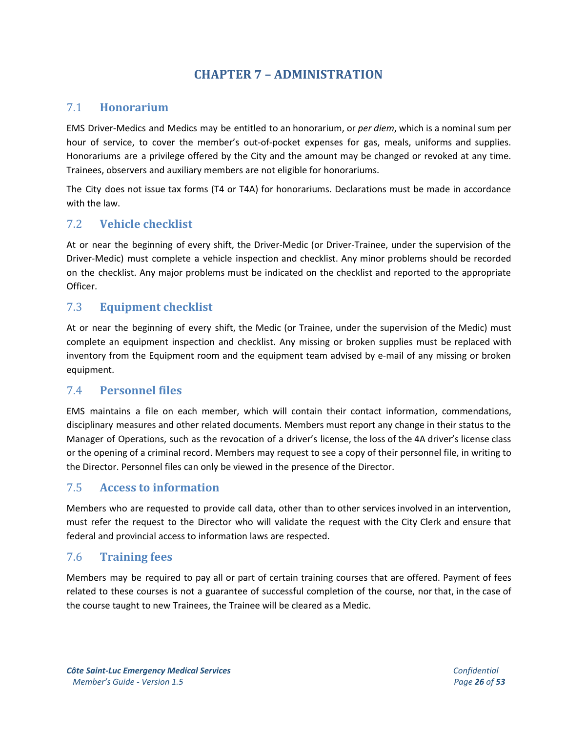# CHAPTER 7 – ADMINISTRATION

## 7.1 Honorarium

EMS Driver-Medics and Medics may be entitled to an honorarium, or *per diem*, which is a nominal sum per hour of service, to cover the member's out-of-pocket expenses for gas, meals, uniforms and supplies. Honorariums are a privilege offered by the City and the amount may be changed or revoked at any time. Trainees, observers and auxiliary members are not eligible for honorariums.

The City does not issue tax forms (T4 or T4A) for honorariums. Declarations must be made in accordance with the law.

## 7.2 Vehicle checklist

At or near the beginning of every shift, the Driver-Medic (or Driver-Trainee, under the supervision of the Driver-Medic) must complete a vehicle inspection and checklist. Any minor problems should be recorded on the checklist. Any major problems must be indicated on the checklist and reported to the appropriate Officer.

## 7.3 Equipment checklist

At or near the beginning of every shift, the Medic (or Trainee, under the supervision of the Medic) must complete an equipment inspection and checklist. Any missing or broken supplies must be replaced with inventory from the Equipment room and the equipment team advised by e-mail of any missing or broken equipment.

## 7.4 Personnel files

EMS maintains a file on each member, which will contain their contact information, commendations, disciplinary measures and other related documents. Members must report any change in their status to the Manager of Operations, such as the revocation of a driver's license, the loss of the 4A driver's license class or the opening of a criminal record. Members may request to see a copy of their personnel file, in writing to the Director. Personnel files can only be viewed in the presence of the Director.

## 7.5 Access to information

Members who are requested to provide call data, other than to other services involved in an intervention, must refer the request to the Director who will validate the request with the City Clerk and ensure that federal and provincial access to information laws are respected.

## 7.6 Training fees

Members may be required to pay all or part of certain training courses that are offered. Payment of fees related to these courses is not a guarantee of successful completion of the course, nor that, in the case of the course taught to new Trainees, the Trainee will be cleared as a Medic.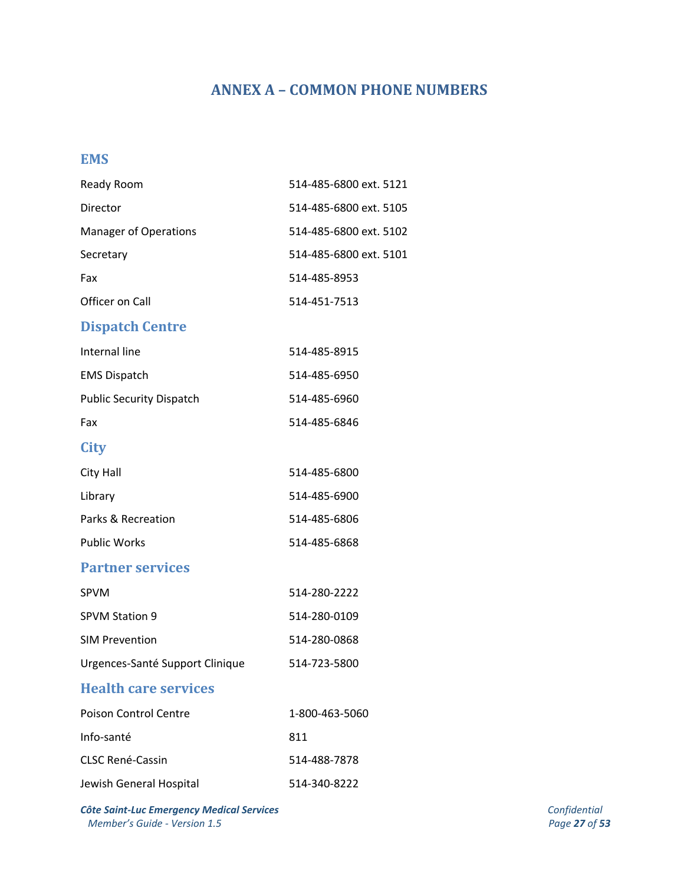# ANNEX A – COMMON PHONE NUMBERS

## EMS

| | |
|---|---|
| Ready Room | 514-485-6800 ext. 5121 |
| Director | 514-485-6800 ext. 5105 |
| Manager of Operations | 514-485-6800 ext. 5102 |
| Secretary | 514-485-6800 ext. 5101 |
| Fax | 514-485-8953 |
| Officer on Call | 514-451-7513 |

## Dispatch Centre

| | |
|---|---|
| Internal line | 514-485-8915 |
| EMS Dispatch | 514-485-6950 |
| Public Security Dispatch | 514-485-6960 |
| Fax | 514-485-6846 |

## City

| | |
|---|---|
| City Hall | 514-485-6800 |
| Library | 514-485-6900 |
| Parks & Recreation | 514-485-6806 |
| Public Works | 514-485-6868 |

## Partner services

| | |
|---|---|
| SPVM | 514-280-2222 |
| SPVM Station 9 | 514-280-0109 |
| SIM Prevention | 514-280-0868 |
| Urgences-Santé Support Clinique | 514-723-5800 |

## Health care services

| | |
|---|---|
| Poison Control Centre | 1-800-463-5060 |
| Info-santé | 811 |
| CLSC René-Cassin | 514-488-7878 |
| Jewish General Hospital | 514-340-8222 |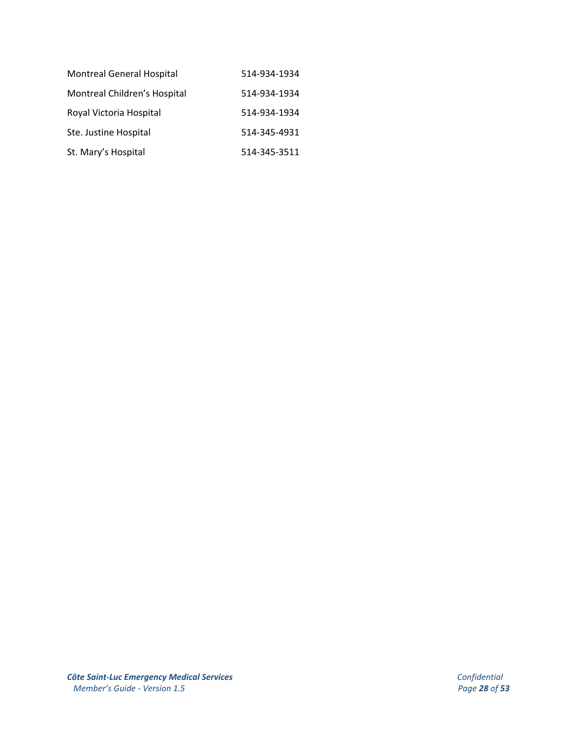| | |
|---|---|
| Montreal General Hospital | 514-934-1934 |
| Montreal Children's Hospital | 514-934-1934 |
| Royal Victoria Hospital | 514-934-1934 |
| Ste. Justine Hospital | 514-345-4931 |
| St. Mary's Hospital | 514-345-3511 |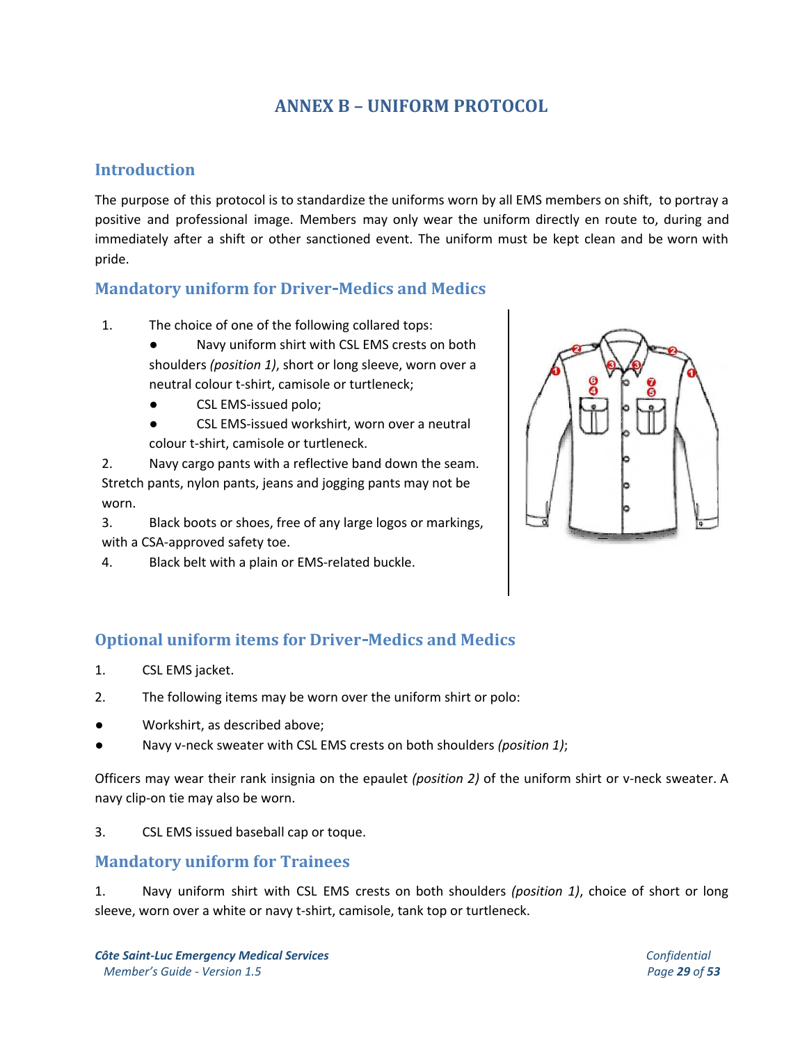# ANNEX B – UNIFORM PROTOCOL

## Introduction

The purpose of this protocol is to standardize the uniforms worn by all EMS members on shift, to portray a positive and professional image. Members may only wear the uniform directly en route to, during and immediately after a shift or other sanctioned event. The uniform must be kept clean and be worn with pride.

## Mandatory uniform for Driver-Medics and Medics

1. The choice of one of the following collared tops:
   - Navy uniform shirt with CSL EMS crests on both shoulders *(position 1)*, short or long sleeve, worn over a neutral colour t-shirt, camisole or turtleneck;
   - CSL EMS-issued polo;
   - CSL EMS-issued workshirt, worn over a neutral colour t-shirt, camisole or turtleneck.
2. Navy cargo pants with a reflective band down the seam. Stretch pants, nylon pants, jeans and jogging pants may not be worn.
3. Black boots or shoes, free of any large logos or markings, with a CSA-approved safety toe.
4. Black belt with a plain or EMS-related buckle.

## Optional uniform items for Driver-Medics and Medics

1. CSL EMS jacket.
2. The following items may be worn over the uniform shirt or polo:

- Workshirt, as described above;
- Navy v-neck sweater with CSL EMS crests on both shoulders *(position 1)*;

Officers may wear their rank insignia on the epaulet *(position 2)* of the uniform shirt or v-neck sweater. A navy clip-on tie may also be worn.

3. CSL EMS issued baseball cap or toque.

## Mandatory uniform for Trainees

1. Navy uniform shirt with CSL EMS crests on both shoulders *(position 1)*, choice of short or long sleeve, worn over a white or navy t-shirt, camisole, tank top or turtleneck.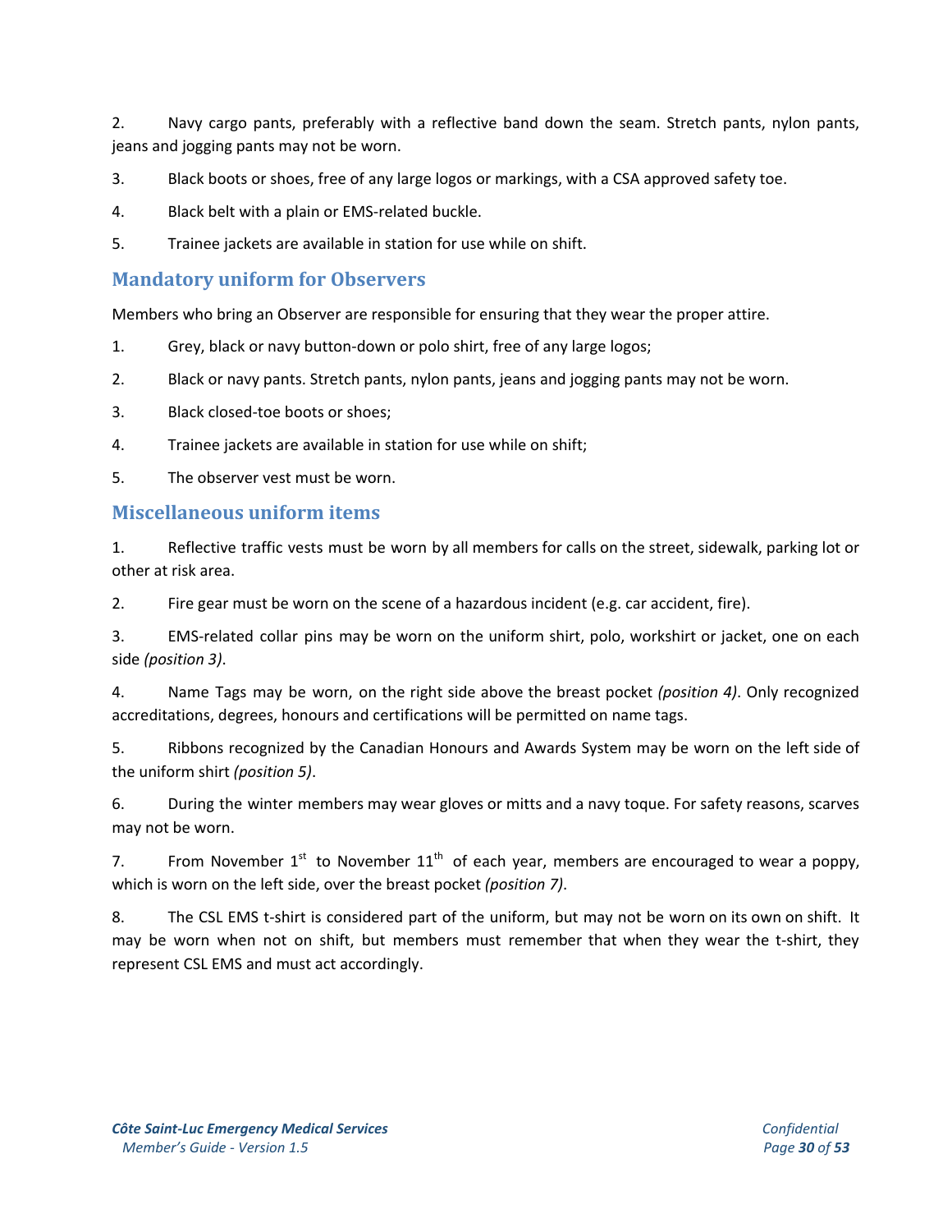2. Navy cargo pants, preferably with a reflective band down the seam. Stretch pants, nylon pants, jeans and jogging pants may not be worn.

3. Black boots or shoes, free of any large logos or markings, with a CSA approved safety toe.

4. Black belt with a plain or EMS-related buckle.

5. Trainee jackets are available in station for use while on shift.

## Mandatory uniform for Observers

Members who bring an Observer are responsible for ensuring that they wear the proper attire.

1. Grey, black or navy button-down or polo shirt, free of any large logos;

2. Black or navy pants. Stretch pants, nylon pants, jeans and jogging pants may not be worn.

3. Black closed-toe boots or shoes;

4. Trainee jackets are available in station for use while on shift;

5. The observer vest must be worn.

## Miscellaneous uniform items

1. Reflective traffic vests must be worn by all members for calls on the street, sidewalk, parking lot or other at risk area.

2. Fire gear must be worn on the scene of a hazardous incident (e.g. car accident, fire).

3. EMS-related collar pins may be worn on the uniform shirt, polo, workshirt or jacket, one on each side *(position 3)*.

4. Name Tags may be worn, on the right side above the breast pocket *(position 4)*. Only recognized accreditations, degrees, honours and certifications will be permitted on name tags.

5. Ribbons recognized by the Canadian Honours and Awards System may be worn on the left side of the uniform shirt *(position 5)*.

6. During the winter members may wear gloves or mitts and a navy toque. For safety reasons, scarves may not be worn.

7. From November 1st to November 11th of each year, members are encouraged to wear a poppy, which is worn on the left side, over the breast pocket *(position 7)*.

8. The CSL EMS t-shirt is considered part of the uniform, but may not be worn on its own on shift. It may be worn when not on shift, but members must remember that when they wear the t-shirt, they represent CSL EMS and must act accordingly.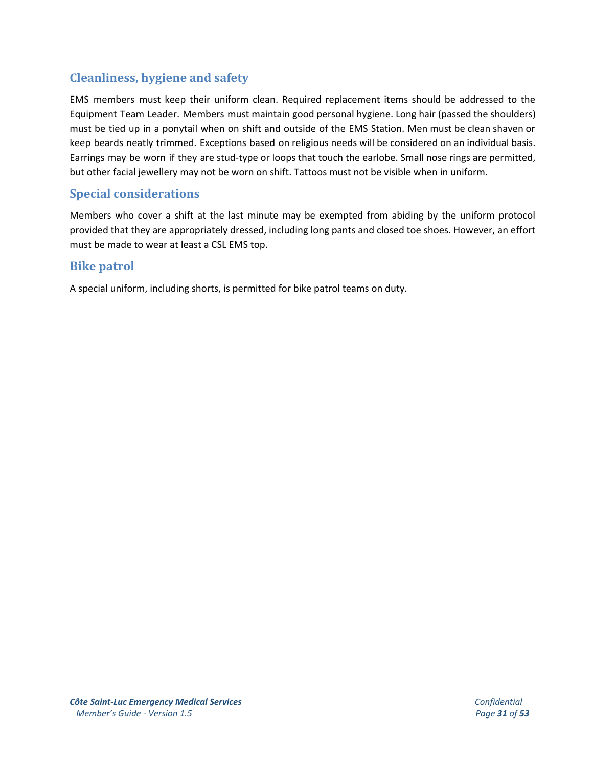## Cleanliness, hygiene and safety

EMS members must keep their uniform clean. Required replacement items should be addressed to the Equipment Team Leader. Members must maintain good personal hygiene. Long hair (passed the shoulders) must be tied up in a ponytail when on shift and outside of the EMS Station. Men must be clean shaven or keep beards neatly trimmed. Exceptions based on religious needs will be considered on an individual basis. Earrings may be worn if they are stud-type or loops that touch the earlobe. Small nose rings are permitted, but other facial jewellery may not be worn on shift. Tattoos must not be visible when in uniform.

## Special considerations

Members who cover a shift at the last minute may be exempted from abiding by the uniform protocol provided that they are appropriately dressed, including long pants and closed toe shoes. However, an effort must be made to wear at least a CSL EMS top.

## Bike patrol

A special uniform, including shorts, is permitted for bike patrol teams on duty.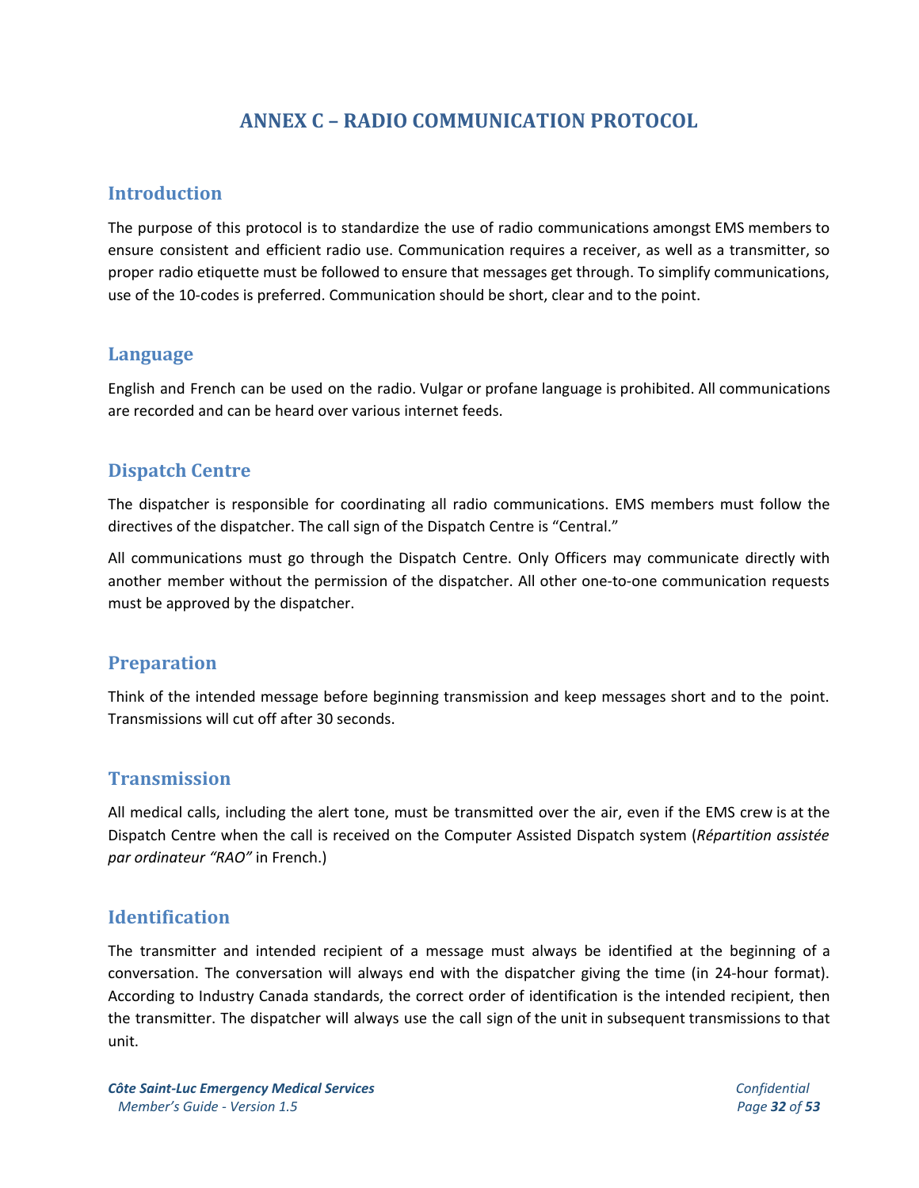# ANNEX C – RADIO COMMUNICATION PROTOCOL

## Introduction

The purpose of this protocol is to standardize the use of radio communications amongst EMS members to ensure consistent and efficient radio use. Communication requires a receiver, as well as a transmitter, so proper radio etiquette must be followed to ensure that messages get through. To simplify communications, use of the 10-codes is preferred. Communication should be short, clear and to the point.

## Language

English and French can be used on the radio. Vulgar or profane language is prohibited. All communications are recorded and can be heard over various internet feeds.

## Dispatch Centre

The dispatcher is responsible for coordinating all radio communications. EMS members must follow the directives of the dispatcher. The call sign of the Dispatch Centre is "Central."

All communications must go through the Dispatch Centre. Only Officers may communicate directly with another member without the permission of the dispatcher. All other one-to-one communication requests must be approved by the dispatcher.

## Preparation

Think of the intended message before beginning transmission and keep messages short and to the point. Transmissions will cut off after 30 seconds.

## Transmission

All medical calls, including the alert tone, must be transmitted over the air, even if the EMS crew is at the Dispatch Centre when the call is received on the Computer Assisted Dispatch system (*Répartition assistée par ordinateur "RAO"* in French.)

## Identification

The transmitter and intended recipient of a message must always be identified at the beginning of a conversation. The conversation will always end with the dispatcher giving the time (in 24-hour format). According to Industry Canada standards, the correct order of identification is the intended recipient, then the transmitter. The dispatcher will always use the call sign of the unit in subsequent transmissions to that unit.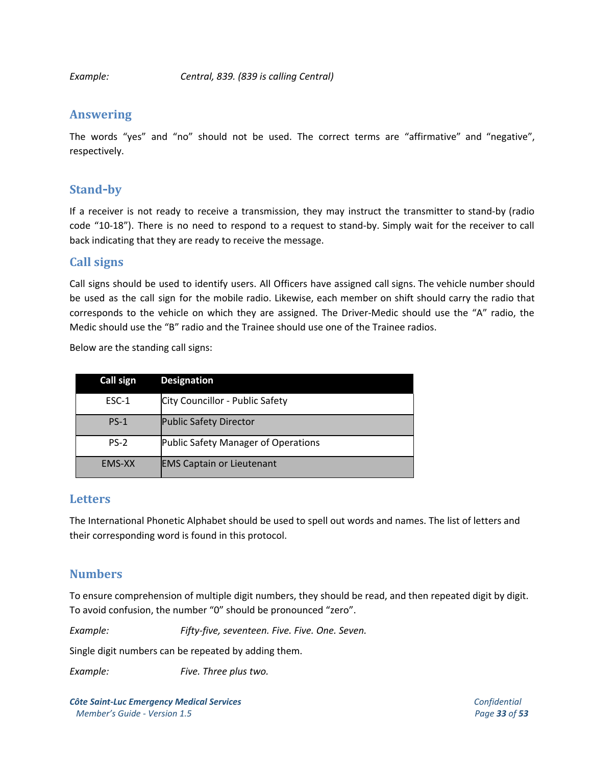*Example:* *Central, 839. (839 is calling Central)*

## Answering

The words “yes” and “no” should not be used. The correct terms are “affirmative” and “negative”, respectively.

## Stand-by

If a receiver is not ready to receive a transmission, they may instruct the transmitter to stand-by (radio code “10-18”). There is no need to respond to a request to stand-by. Simply wait for the receiver to call back indicating that they are ready to receive the message.

## Call signs

Call signs should be used to identify users. All Officers have assigned call signs. The vehicle number should be used as the call sign for the mobile radio. Likewise, each member on shift should carry the radio that corresponds to the vehicle on which they are assigned. The Driver-Medic should use the “A” radio, the Medic should use the “B” radio and the Trainee should use one of the Trainee radios.

Below are the standing call signs:

| Call sign | Designation |
|---|---|
| ESC-1 | City Councillor - Public Safety |
| PS-1 | Public Safety Director |
| PS-2 | Public Safety Manager of Operations |
| EMS-XX | EMS Captain or Lieutenant |

## Letters

The International Phonetic Alphabet should be used to spell out words and names. The list of letters and their corresponding word is found in this protocol.

## Numbers

To ensure comprehension of multiple digit numbers, they should be read, and then repeated digit by digit. To avoid confusion, the number “0” should be pronounced “zero”.

*Example:* *Fifty-five, seventeen. Five. Five. One. Seven.*

Single digit numbers can be repeated by adding them.

*Example:* *Five. Three plus two.*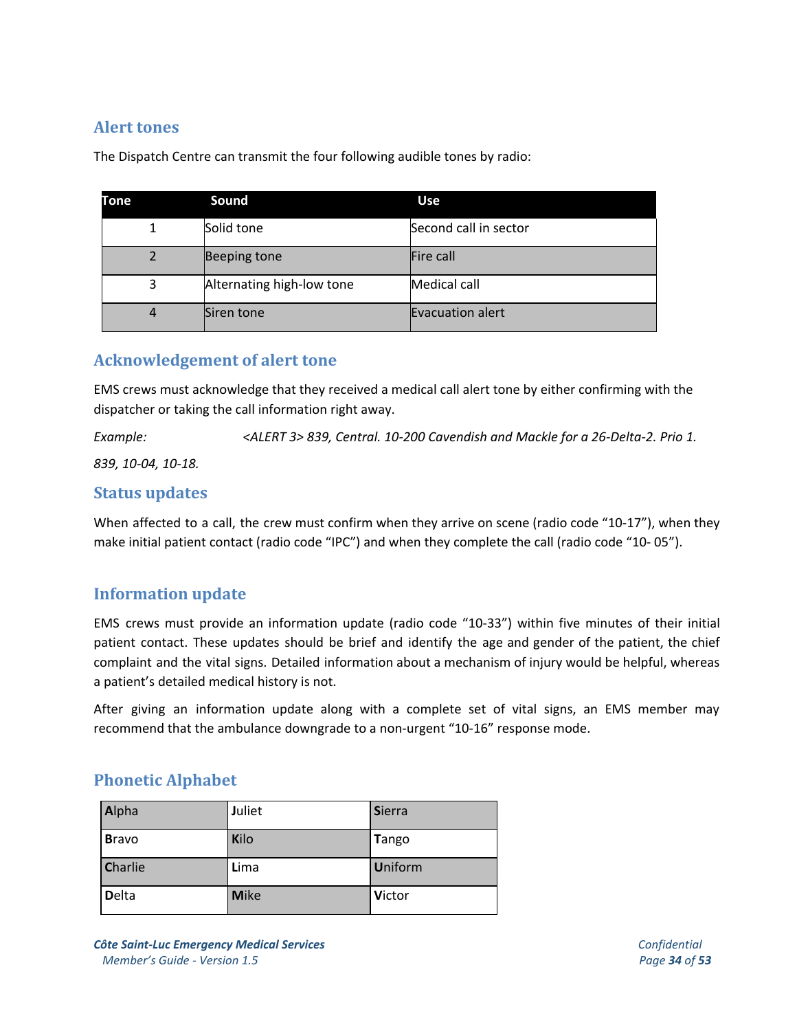## Alert tones

The Dispatch Centre can transmit the four following audible tones by radio:

| Tone | Sound | Use |
|---|---|---|
| 1 | Solid tone | Second call in sector |
| 2 | Beeping tone | Fire call |
| 3 | Alternating high-low tone | Medical call |
| 4 | Siren tone | Evacuation alert |

## Acknowledgement of alert tone

EMS crews must acknowledge that they received a medical call alert tone by either confirming with the dispatcher or taking the call information right away.

*Example:* *<ALERT 3> 839, Central. 10-200 Cavendish and Mackle for a 26-Delta-2. Prio 1.*

*839, 10-04, 10-18.*

## Status updates

When affected to a call, the crew must confirm when they arrive on scene (radio code "10-17"), when they make initial patient contact (radio code "IPC") and when they complete the call (radio code "10- 05").

## Information update

EMS crews must provide an information update (radio code "10-33") within five minutes of their initial patient contact. These updates should be brief and identify the age and gender of the patient, the chief complaint and the vital signs. Detailed information about a mechanism of injury would be helpful, whereas a patient's detailed medical history is not.

After giving an information update along with a complete set of vital signs, an EMS member may recommend that the ambulance downgrade to a non-urgent "10-16" response mode.

## Phonetic Alphabet

| | | |
|---|---|---|
| **A**lpha | **J**uliet | **S**ierra |
| **B**ravo | **K**ilo | **T**ango |
| **C**harlie | **L**ima | **U**niform |
| **D**elta | **M**ike | **V**ictor |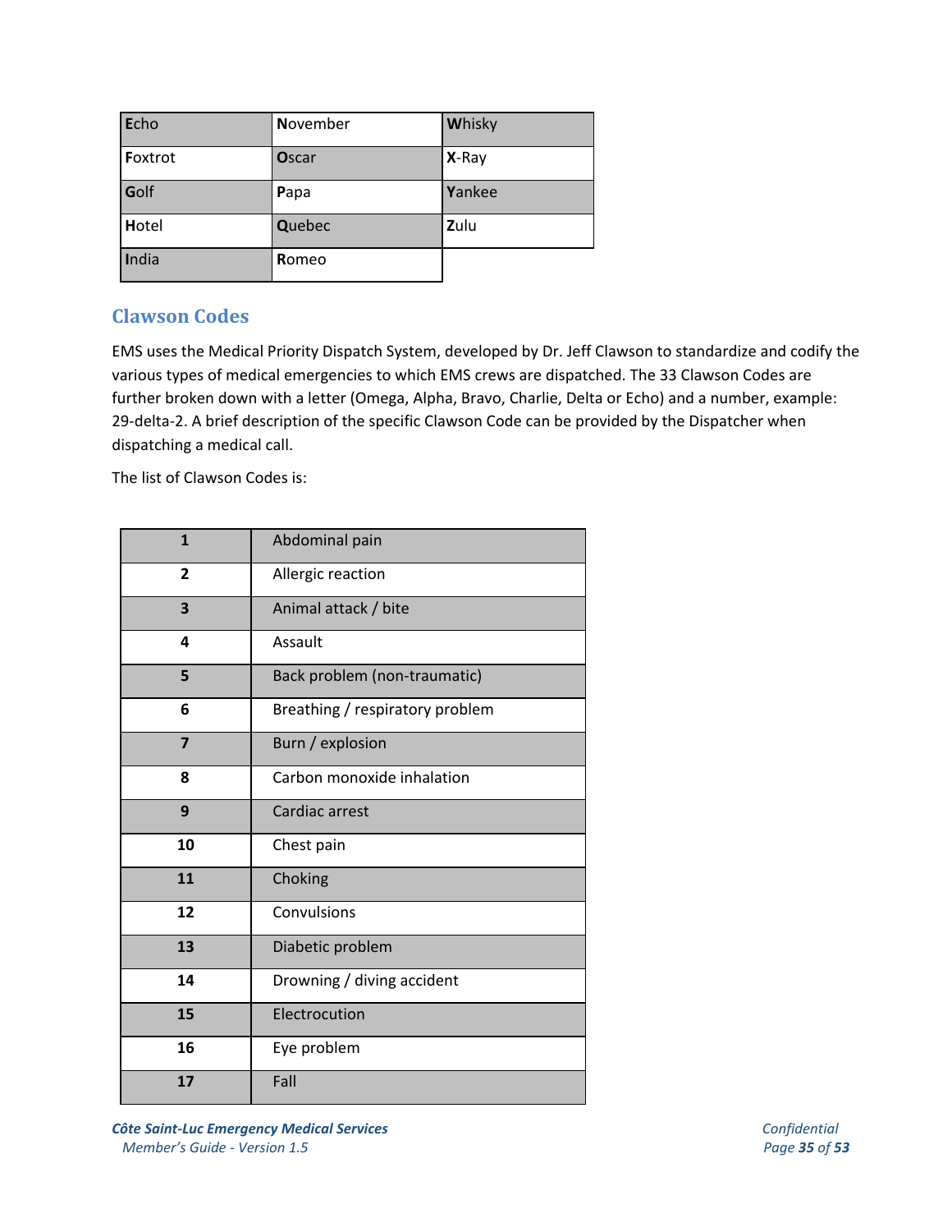| Echo | November | Whisky |
| --- | --- | --- |
| Foxtrot | Oscar | X-Ray |
| Golf | Papa | Yankee |
| Hotel | Quebec | Zulu |
| India | Romeo | |

## Clawson Codes

EMS uses the Medical Priority Dispatch System, developed by Dr. Jeff Clawson to standardize and codify the various types of medical emergencies to which EMS crews are dispatched. The 33 Clawson Codes are further broken down with a letter (Omega, Alpha, Bravo, Charlie, Delta or Echo) and a number, example: 29-delta-2. A brief description of the specific Clawson Code can be provided by the Dispatcher when dispatching a medical call.

The list of Clawson Codes is:

| | |
| --- | --- |
| **1** | Abdominal pain |
| **2** | Allergic reaction |
| **3** | Animal attack / bite |
| **4** | Assault |
| **5** | Back problem (non-traumatic) |
| **6** | Breathing / respiratory problem |
| **7** | Burn / explosion |
| **8** | Carbon monoxide inhalation |
| **9** | Cardiac arrest |
| **10** | Chest pain |
| **11** | Choking |
| **12** | Convulsions |
| **13** | Diabetic problem |
| **14** | Drowning / diving accident |
| **15** | Electrocution |
| **16** | Eye problem |
| **17** | Fall |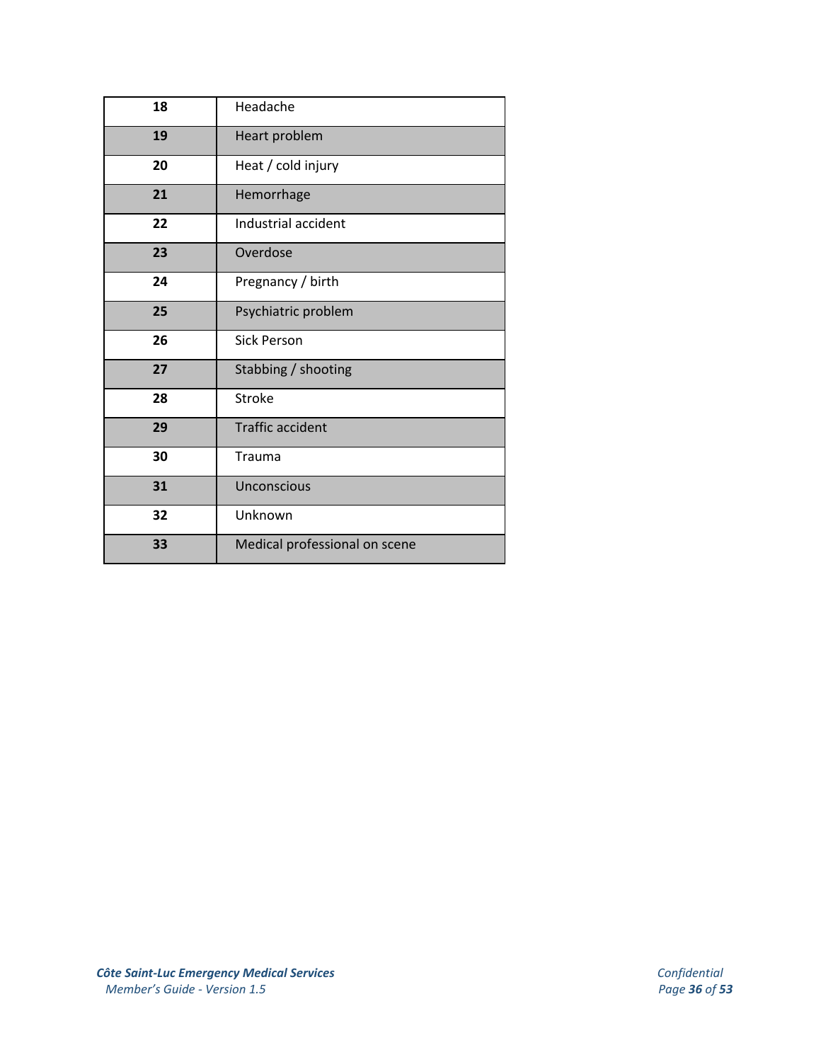| | |
|---|---|
| **18** | Headache |
| **19** | Heart problem |
| **20** | Heat / cold injury |
| **21** | Hemorrhage |
| **22** | Industrial accident |
| **23** | Overdose |
| **24** | Pregnancy / birth |
| **25** | Psychiatric problem |
| **26** | Sick Person |
| **27** | Stabbing / shooting |
| **28** | Stroke |
| **29** | Traffic accident |
| **30** | Trauma |
| **31** | Unconscious |
| **32** | Unknown |
| **33** | Medical professional on scene |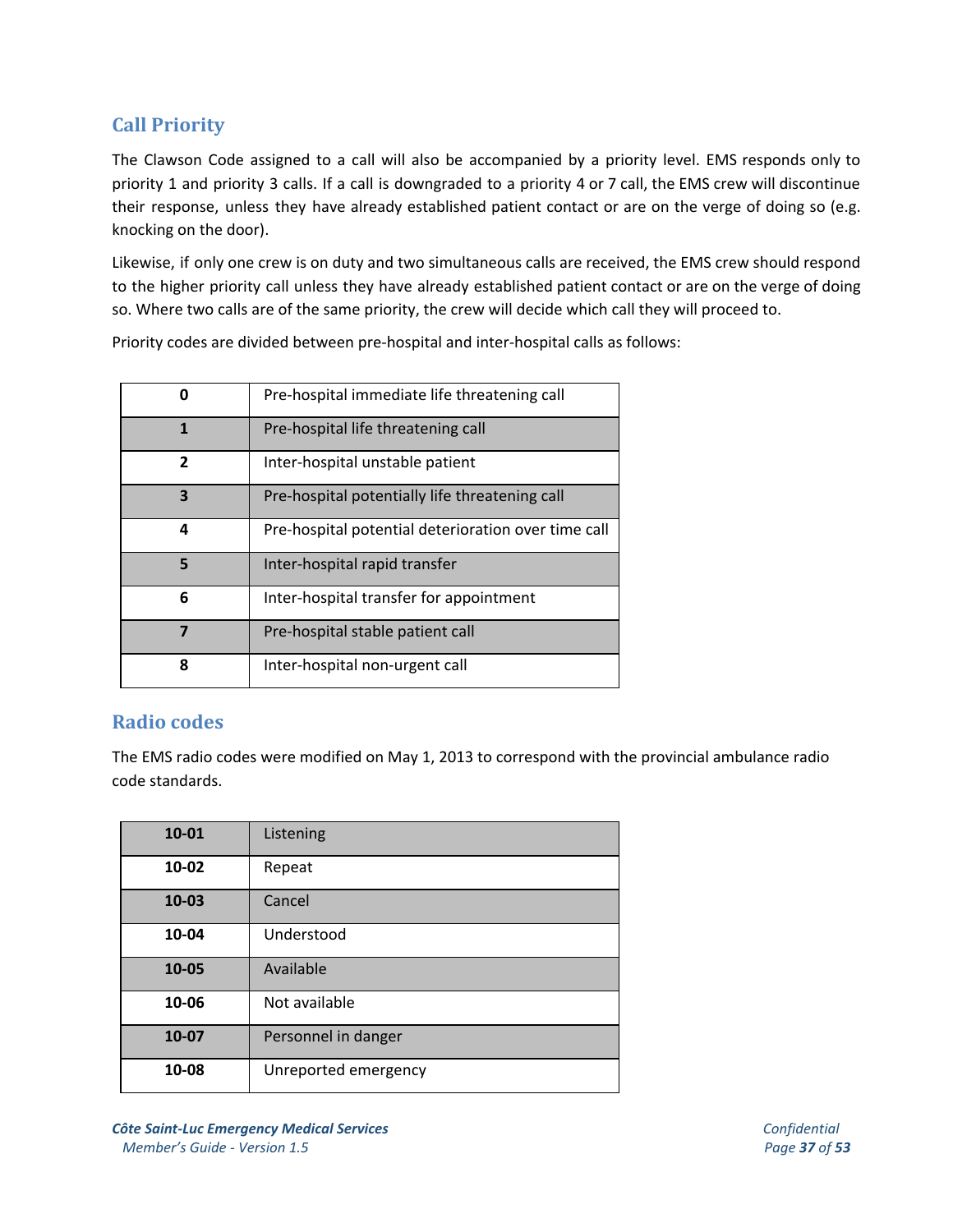## Call Priority

The Clawson Code assigned to a call will also be accompanied by a priority level. EMS responds only to priority 1 and priority 3 calls. If a call is downgraded to a priority 4 or 7 call, the EMS crew will discontinue their response, unless they have already established patient contact or are on the verge of doing so (e.g. knocking on the door).

Likewise, if only one crew is on duty and two simultaneous calls are received, the EMS crew should respond to the higher priority call unless they have already established patient contact or are on the verge of doing so. Where two calls are of the same priority, the crew will decide which call they will proceed to.

Priority codes are divided between pre-hospital and inter-hospital calls as follows:

| | |
|---|---|
| **0** | Pre-hospital immediate life threatening call |
| **1** | Pre-hospital life threatening call |
| **2** | Inter-hospital unstable patient |
| **3** | Pre-hospital potentially life threatening call |
| **4** | Pre-hospital potential deterioration over time call |
| **5** | Inter-hospital rapid transfer |
| **6** | Inter-hospital transfer for appointment |
| **7** | Pre-hospital stable patient call |
| **8** | Inter-hospital non-urgent call |

## Radio codes

The EMS radio codes were modified on May 1, 2013 to correspond with the provincial ambulance radio code standards.

| | |
|---|---|
| **10-01** | Listening |
| **10-02** | Repeat |
| **10-03** | Cancel |
| **10-04** | Understood |
| **10-05** | Available |
| **10-06** | Not available |
| **10-07** | Personnel in danger |
| **10-08** | Unreported emergency |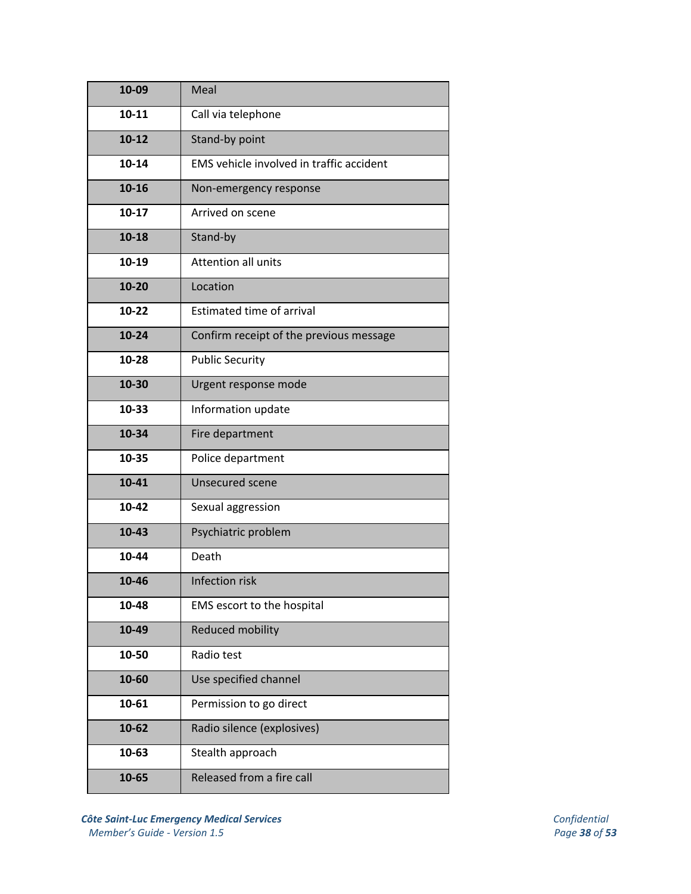| 10-09 | Meal |
|---|---|
| 10-11 | Call via telephone |
| 10-12 | Stand-by point |
| 10-14 | EMS vehicle involved in traffic accident |
| 10-16 | Non-emergency response |
| 10-17 | Arrived on scene |
| 10-18 | Stand-by |
| 10-19 | Attention all units |
| 10-20 | Location |
| 10-22 | Estimated time of arrival |
| 10-24 | Confirm receipt of the previous message |
| 10-28 | Public Security |
| 10-30 | Urgent response mode |
| 10-33 | Information update |
| 10-34 | Fire department |
| 10-35 | Police department |
| 10-41 | Unsecured scene |
| 10-42 | Sexual aggression |
| 10-43 | Psychiatric problem |
| 10-44 | Death |
| 10-46 | Infection risk |
| 10-48 | EMS escort to the hospital |
| 10-49 | Reduced mobility |
| 10-50 | Radio test |
| 10-60 | Use specified channel |
| 10-61 | Permission to go direct |
| 10-62 | Radio silence (explosives) |
| 10-63 | Stealth approach |
| 10-65 | Released from a fire call |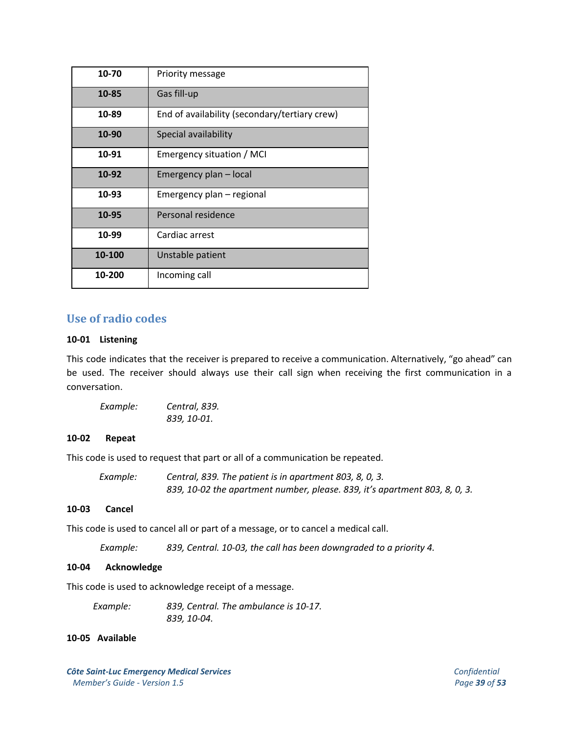| | |
|---|---|
| **10-70** | Priority message |
| **10-85** | Gas fill-up |
| **10-89** | End of availability (secondary/tertiary crew) |
| **10-90** | Special availability |
| **10-91** | Emergency situation / MCI |
| **10-92** | Emergency plan – local |
| **10-93** | Emergency plan – regional |
| **10-95** | Personal residence |
| **10-99** | Cardiac arrest |
| **10-100** | Unstable patient |
| **10-200** | Incoming call |

## Use of radio codes

**10-01 Listening**

This code indicates that the receiver is prepared to receive a communication. Alternatively, "go ahead" can be used. The receiver should always use their call sign when receiving the first communication in a conversation.

*Example:* *Central, 839.*
*839, 10-01.*

**10-02 Repeat**

This code is used to request that part or all of a communication be repeated.

*Example:* *Central, 839. The patient is in apartment 803, 8, 0, 3.*
*839, 10-02 the apartment number, please. 839, it's apartment 803, 8, 0, 3.*

**10-03 Cancel**

This code is used to cancel all or part of a message, or to cancel a medical call.

*Example:* *839, Central. 10-03, the call has been downgraded to a priority 4.*

**10-04 Acknowledge**

This code is used to acknowledge receipt of a message.

*Example:* *839, Central. The ambulance is 10-17.*
*839, 10-04.*

**10-05 Available**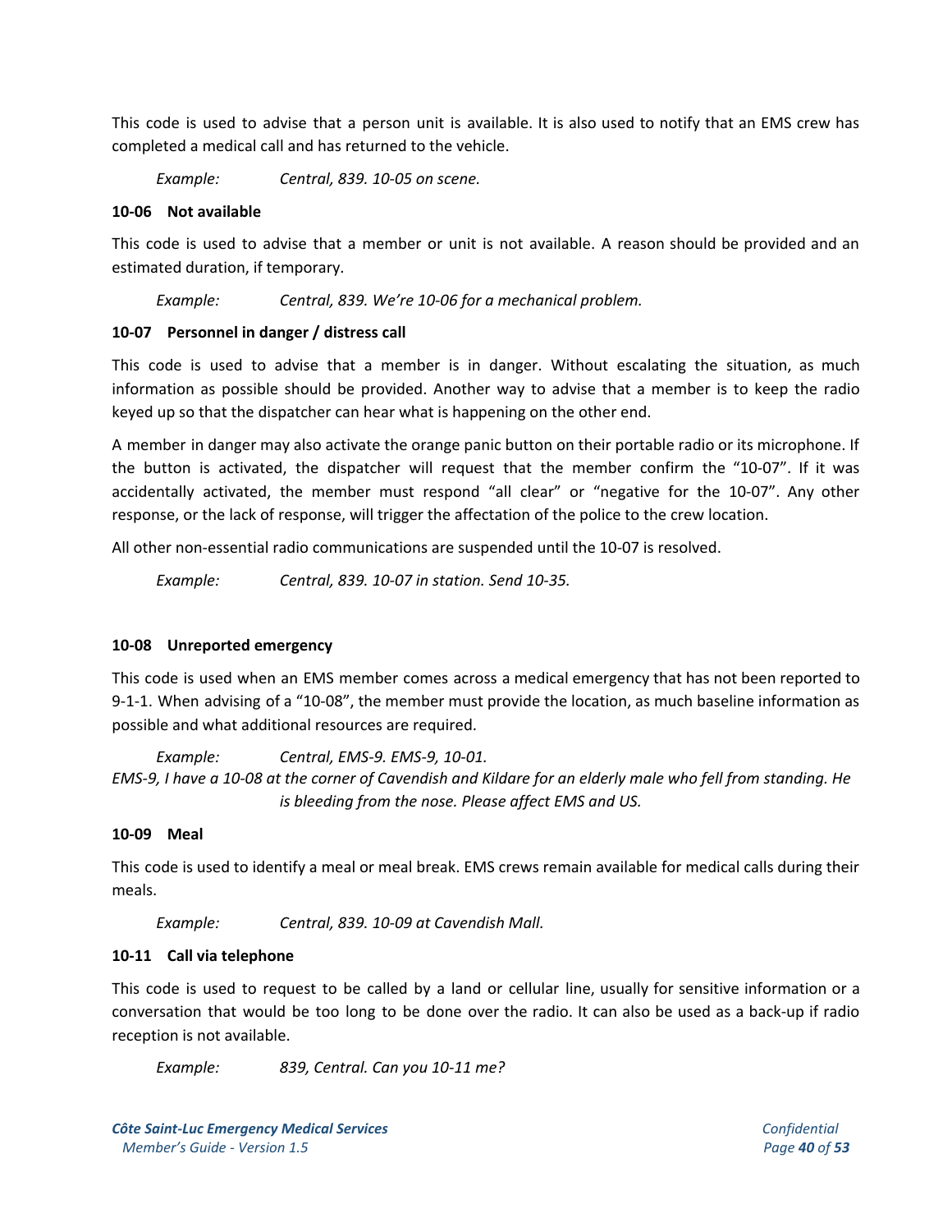This code is used to advise that a person unit is available. It is also used to notify that an EMS crew has completed a medical call and has returned to the vehicle.

*Example:* *Central, 839. 10-05 on scene.*

**10-06 Not available**

This code is used to advise that a member or unit is not available. A reason should be provided and an estimated duration, if temporary.

*Example:* *Central, 839. We're 10-06 for a mechanical problem.*

**10-07 Personnel in danger / distress call**

This code is used to advise that a member is in danger. Without escalating the situation, as much information as possible should be provided. Another way to advise that a member is to keep the radio keyed up so that the dispatcher can hear what is happening on the other end.

A member in danger may also activate the orange panic button on their portable radio or its microphone. If the button is activated, the dispatcher will request that the member confirm the "10-07". If it was accidentally activated, the member must respond "all clear" or "negative for the 10-07". Any other response, or the lack of response, will trigger the affectation of the police to the crew location.

All other non-essential radio communications are suspended until the 10-07 is resolved.

*Example:* *Central, 839. 10-07 in station. Send 10-35.*

**10-08 Unreported emergency**

This code is used when an EMS member comes across a medical emergency that has not been reported to 9-1-1. When advising of a "10-08", the member must provide the location, as much baseline information as possible and what additional resources are required.

*Example:* *Central, EMS-9. EMS-9, 10-01.*
*EMS-9, I have a 10-08 at the corner of Cavendish and Kildare for an elderly male who fell from standing. He is bleeding from the nose. Please affect EMS and US.*

**10-09 Meal**

This code is used to identify a meal or meal break. EMS crews remain available for medical calls during their meals.

*Example:* *Central, 839. 10-09 at Cavendish Mall.*

**10-11 Call via telephone**

This code is used to request to be called by a land or cellular line, usually for sensitive information or a conversation that would be too long to be done over the radio. It can also be used as a back-up if radio reception is not available.

*Example:* *839, Central. Can you 10-11 me?*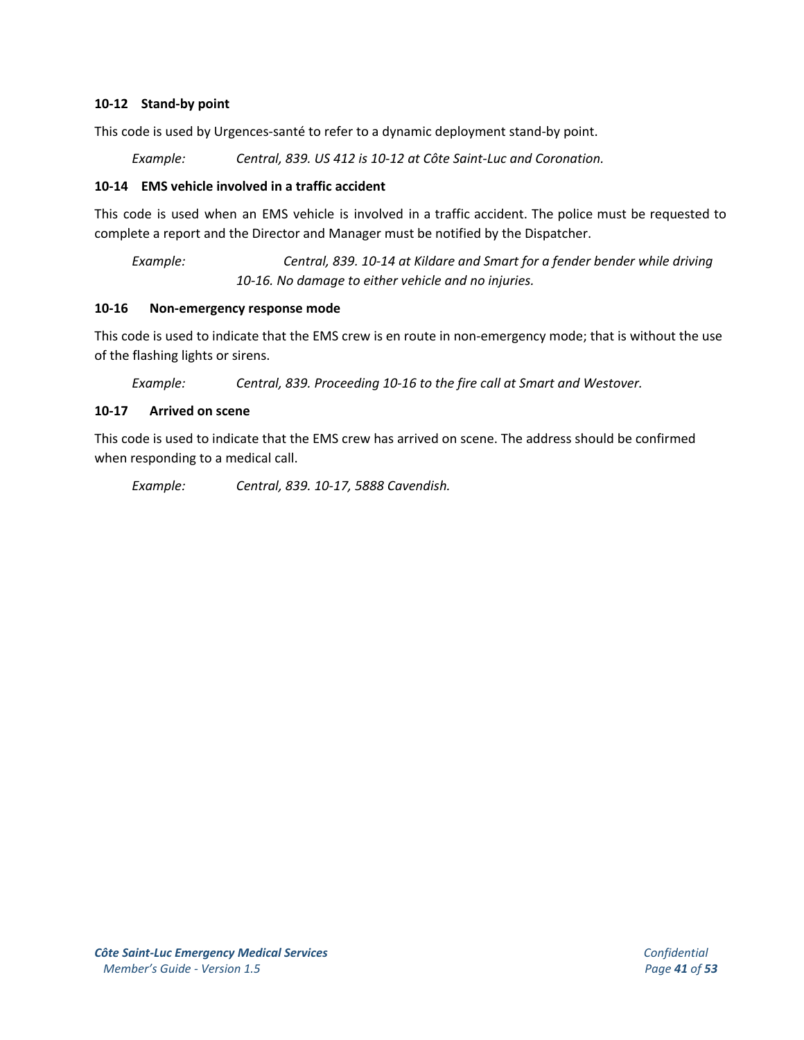**10-12 Stand-by point**

This code is used by Urgences-santé to refer to a dynamic deployment stand-by point.

> *Example:* *Central, 839. US 412 is 10-12 at Côte Saint-Luc and Coronation.*

**10-14 EMS vehicle involved in a traffic accident**

This code is used when an EMS vehicle is involved in a traffic accident. The police must be requested to complete a report and the Director and Manager must be notified by the Dispatcher.

> *Example:* *Central, 839. 10-14 at Kildare and Smart for a fender bender while driving 10-16. No damage to either vehicle and no injuries.*

**10-16 Non-emergency response mode**

This code is used to indicate that the EMS crew is en route in non-emergency mode; that is without the use of the flashing lights or sirens.

> *Example:* *Central, 839. Proceeding 10-16 to the fire call at Smart and Westover.*

**10-17 Arrived on scene**

This code is used to indicate that the EMS crew has arrived on scene. The address should be confirmed when responding to a medical call.

> *Example:* *Central, 839. 10-17, 5888 Cavendish.*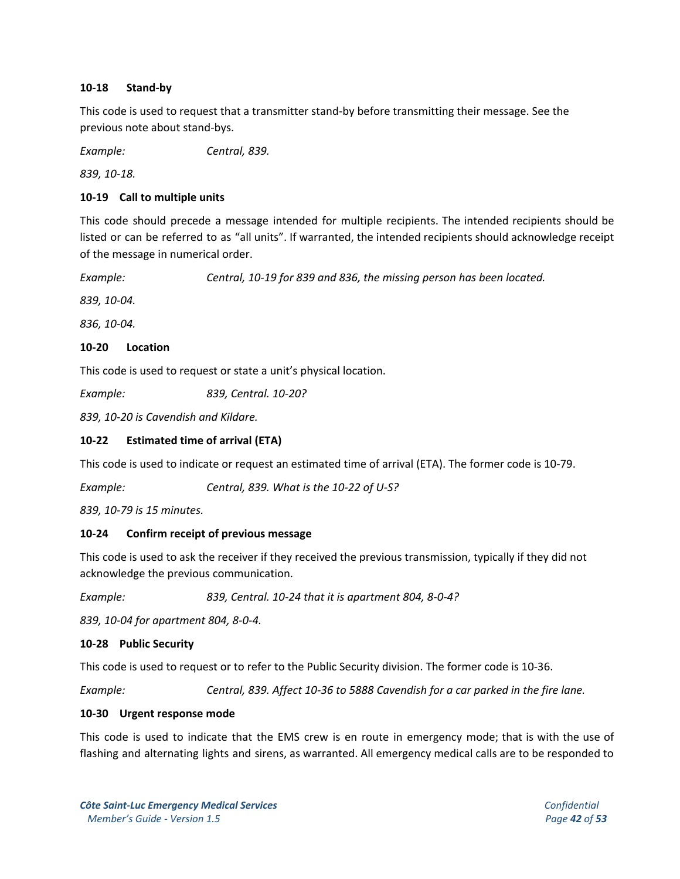**10-18 Stand-by**

This code is used to request that a transmitter stand-by before transmitting their message. See the previous note about stand-bys.

*Example:* *Central, 839.*

*839, 10-18.*

**10-19 Call to multiple units**

This code should precede a message intended for multiple recipients. The intended recipients should be listed or can be referred to as "all units". If warranted, the intended recipients should acknowledge receipt of the message in numerical order.

*Example:* *Central, 10-19 for 839 and 836, the missing person has been located.*

*839, 10-04.*

*836, 10-04.*

**10-20 Location**

This code is used to request or state a unit's physical location.

*Example:* *839, Central. 10-20?*

*839, 10-20 is Cavendish and Kildare.*

**10-22 Estimated time of arrival (ETA)**

This code is used to indicate or request an estimated time of arrival (ETA). The former code is 10-79.

*Example:* *Central, 839. What is the 10-22 of U-S?*

*839, 10-79 is 15 minutes.*

**10-24 Confirm receipt of previous message**

This code is used to ask the receiver if they received the previous transmission, typically if they did not acknowledge the previous communication.

*Example:* *839, Central. 10-24 that it is apartment 804, 8-0-4?*

*839, 10-04 for apartment 804, 8-0-4.*

**10-28 Public Security**

This code is used to request or to refer to the Public Security division. The former code is 10-36.

*Example:* *Central, 839. Affect 10-36 to 5888 Cavendish for a car parked in the fire lane.*

**10-30 Urgent response mode**

This code is used to indicate that the EMS crew is en route in emergency mode; that is with the use of flashing and alternating lights and sirens, as warranted. All emergency medical calls are to be responded to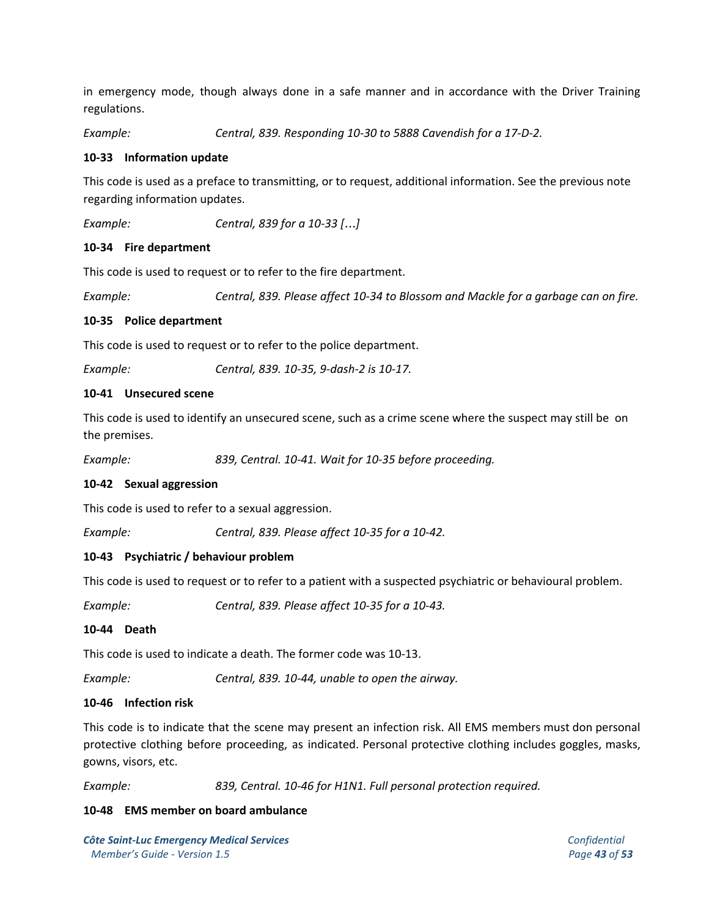in emergency mode, though always done in a safe manner and in accordance with the Driver Training regulations.

*Example:* *Central, 839. Responding 10-30 to 5888 Cavendish for a 17-D-2.*

**10-33 Information update**

This code is used as a preface to transmitting, or to request, additional information. See the previous note regarding information updates.

*Example:* *Central, 839 for a 10-33 […]*

**10-34 Fire department**

This code is used to request or to refer to the fire department.

*Example:* *Central, 839. Please affect 10-34 to Blossom and Mackle for a garbage can on fire.*

**10-35 Police department**

This code is used to request or to refer to the police department.

*Example:* *Central, 839. 10-35, 9-dash-2 is 10-17.*

**10-41 Unsecured scene**

This code is used to identify an unsecured scene, such as a crime scene where the suspect may still be on the premises.

*Example:* *839, Central. 10-41. Wait for 10-35 before proceeding.*

**10-42 Sexual aggression**

This code is used to refer to a sexual aggression.

*Example:* *Central, 839. Please affect 10-35 for a 10-42.*

**10-43 Psychiatric / behaviour problem**

This code is used to request or to refer to a patient with a suspected psychiatric or behavioural problem.

*Example:* *Central, 839. Please affect 10-35 for a 10-43.*

**10-44 Death**

This code is used to indicate a death. The former code was 10-13.

*Example:* *Central, 839. 10-44, unable to open the airway.*

**10-46 Infection risk**

This code is to indicate that the scene may present an infection risk. All EMS members must don personal protective clothing before proceeding, as indicated. Personal protective clothing includes goggles, masks, gowns, visors, etc.

*Example:* *839, Central. 10-46 for H1N1. Full personal protection required.*

**10-48 EMS member on board ambulance**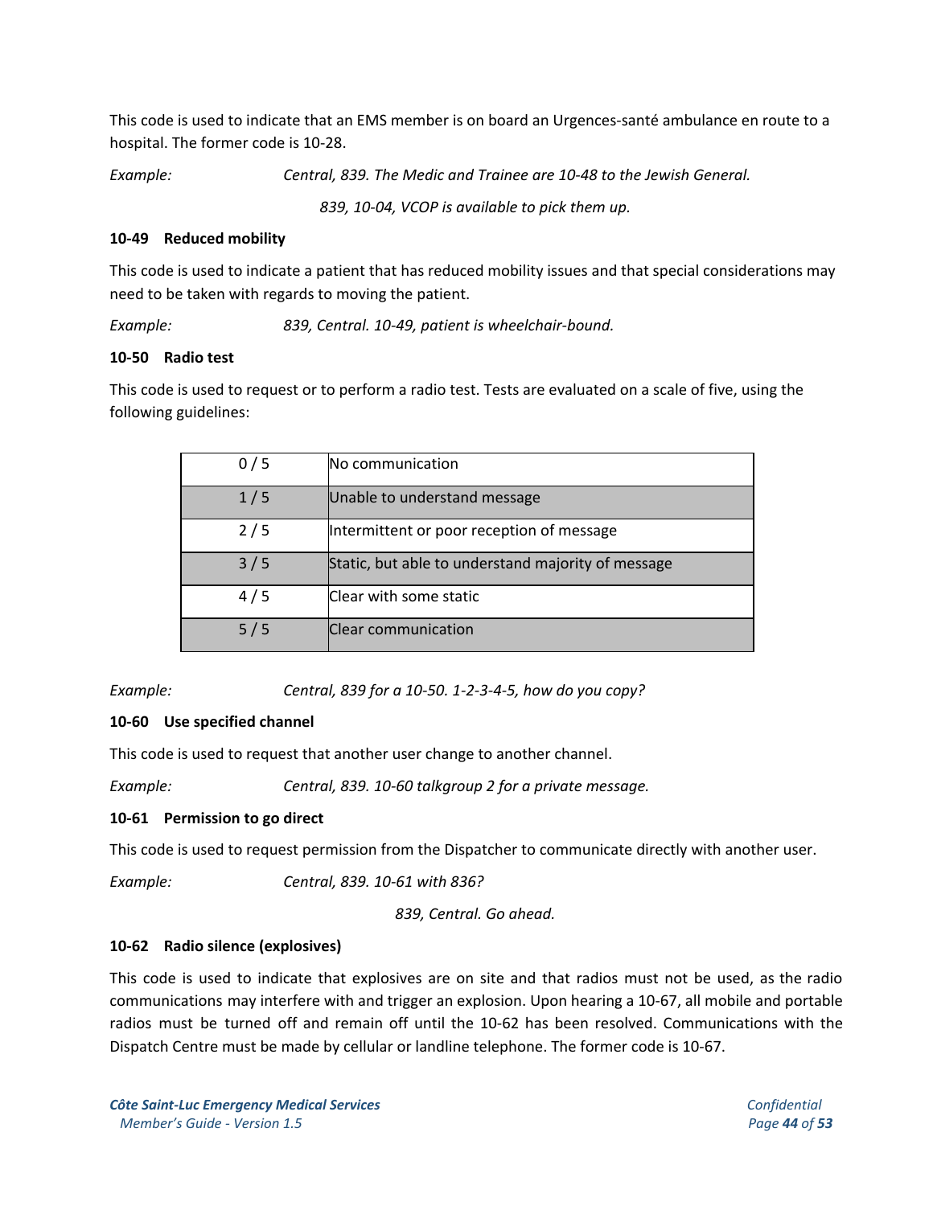This code is used to indicate that an EMS member is on board an Urgences-santé ambulance en route to a hospital. The former code is 10-28.

*Example:* *Central, 839. The Medic and Trainee are 10-48 to the Jewish General.*

*839, 10-04, VCOP is available to pick them up.*

**10-49 Reduced mobility**

This code is used to indicate a patient that has reduced mobility issues and that special considerations may need to be taken with regards to moving the patient.

*Example:* *839, Central. 10-49, patient is wheelchair-bound.*

**10-50 Radio test**

This code is used to request or to perform a radio test. Tests are evaluated on a scale of five, using the following guidelines:

| | |
|---|---|
| 0 / 5 | No communication |
| 1 / 5 | Unable to understand message |
| 2 / 5 | Intermittent or poor reception of message |
| 3 / 5 | Static, but able to understand majority of message |
| 4 / 5 | Clear with some static |
| 5 / 5 | Clear communication |

*Example:* *Central, 839 for a 10-50. 1-2-3-4-5, how do you copy?*

**10-60 Use specified channel**

This code is used to request that another user change to another channel.

*Example:* *Central, 839. 10-60 talkgroup 2 for a private message.*

**10-61 Permission to go direct**

This code is used to request permission from the Dispatcher to communicate directly with another user.

*Example:* *Central, 839. 10-61 with 836?*

*839, Central. Go ahead.*

**10-62 Radio silence (explosives)**

This code is used to indicate that explosives are on site and that radios must not be used, as the radio communications may interfere with and trigger an explosion. Upon hearing a 10-67, all mobile and portable radios must be turned off and remain off until the 10-62 has been resolved. Communications with the Dispatch Centre must be made by cellular or landline telephone. The former code is 10-67.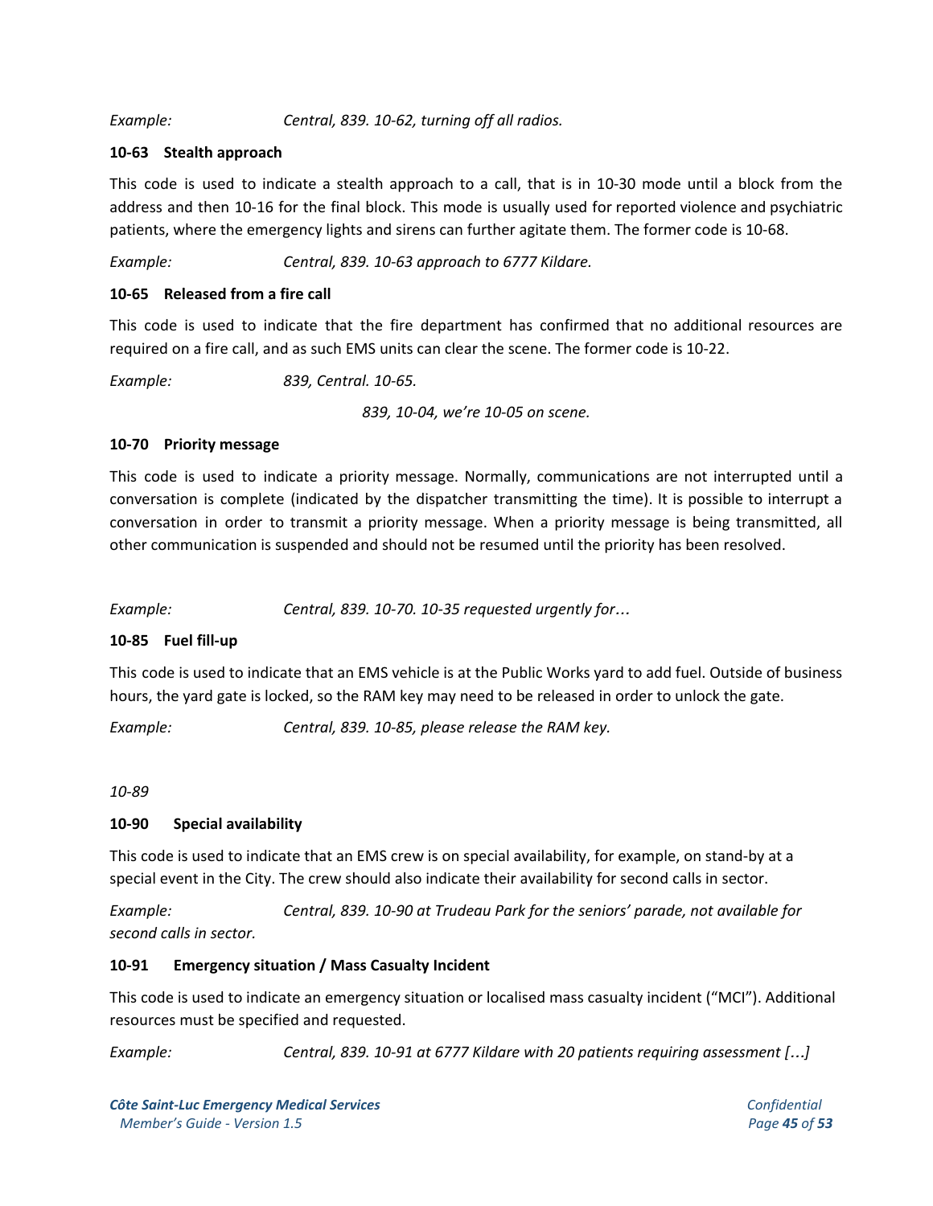*Example:* *Central, 839. 10-62, turning off all radios.*

**10-63 Stealth approach**

This code is used to indicate a stealth approach to a call, that is in 10-30 mode until a block from the address and then 10-16 for the final block. This mode is usually used for reported violence and psychiatric patients, where the emergency lights and sirens can further agitate them. The former code is 10-68.

*Example:* *Central, 839. 10-63 approach to 6777 Kildare.*

**10-65 Released from a fire call**

This code is used to indicate that the fire department has confirmed that no additional resources are required on a fire call, and as such EMS units can clear the scene. The former code is 10-22.

*Example:* *839, Central. 10-65.*

*839, 10-04, we're 10-05 on scene.*

**10-70 Priority message**

This code is used to indicate a priority message. Normally, communications are not interrupted until a conversation is complete (indicated by the dispatcher transmitting the time). It is possible to interrupt a conversation in order to transmit a priority message. When a priority message is being transmitted, all other communication is suspended and should not be resumed until the priority has been resolved.

*Example:* *Central, 839. 10-70. 10-35 requested urgently for…*

**10-85 Fuel fill-up**

This code is used to indicate that an EMS vehicle is at the Public Works yard to add fuel. Outside of business hours, the yard gate is locked, so the RAM key may need to be released in order to unlock the gate.

*Example:* *Central, 839. 10-85, please release the RAM key.*

*10-89*

**10-90 Special availability**

This code is used to indicate that an EMS crew is on special availability, for example, on stand-by at a special event in the City. The crew should also indicate their availability for second calls in sector.

*Example:* *Central, 839. 10-90 at Trudeau Park for the seniors' parade, not available for second calls in sector.*

**10-91 Emergency situation / Mass Casualty Incident**

This code is used to indicate an emergency situation or localised mass casualty incident ("MCI"). Additional resources must be specified and requested.

*Example:* *Central, 839. 10-91 at 6777 Kildare with 20 patients requiring assessment […]*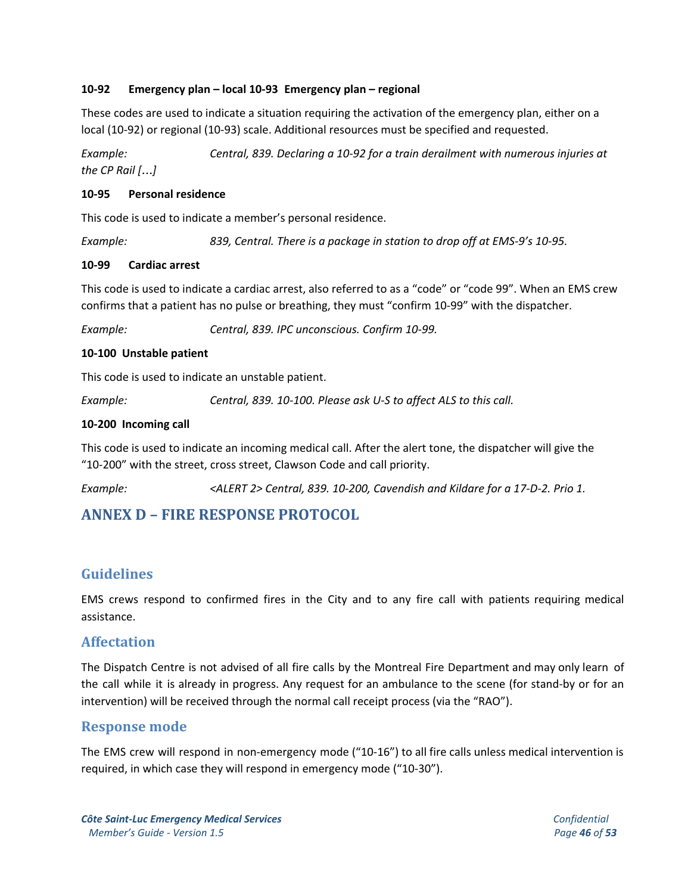**10-92 Emergency plan – local 10-93 Emergency plan – regional**

These codes are used to indicate a situation requiring the activation of the emergency plan, either on a local (10-92) or regional (10-93) scale. Additional resources must be specified and requested.

*Example: Central, 839. Declaring a 10-92 for a train derailment with numerous injuries at the CP Rail […]*

**10-95 Personal residence**

This code is used to indicate a member's personal residence.

*Example: 839, Central. There is a package in station to drop off at EMS-9's 10-95.*

**10-99 Cardiac arrest**

This code is used to indicate a cardiac arrest, also referred to as a "code" or "code 99". When an EMS crew confirms that a patient has no pulse or breathing, they must "confirm 10-99" with the dispatcher.

*Example: Central, 839. IPC unconscious. Confirm 10-99.*

**10-100 Unstable patient**

This code is used to indicate an unstable patient.

*Example: Central, 839. 10-100. Please ask U-S to affect ALS to this call.*

**10-200 Incoming call**

This code is used to indicate an incoming medical call. After the alert tone, the dispatcher will give the "10-200" with the street, cross street, Clawson Code and call priority.

*Example: <ALERT 2> Central, 839. 10-200, Cavendish and Kildare for a 17-D-2. Prio 1.*

# ANNEX D – FIRE RESPONSE PROTOCOL

## Guidelines

EMS crews respond to confirmed fires in the City and to any fire call with patients requiring medical assistance.

## Affectation

The Dispatch Centre is not advised of all fire calls by the Montreal Fire Department and may only learn of the call while it is already in progress. Any request for an ambulance to the scene (for stand-by or for an intervention) will be received through the normal call receipt process (via the "RAO").

## Response mode

The EMS crew will respond in non-emergency mode ("10-16") to all fire calls unless medical intervention is required, in which case they will respond in emergency mode ("10-30").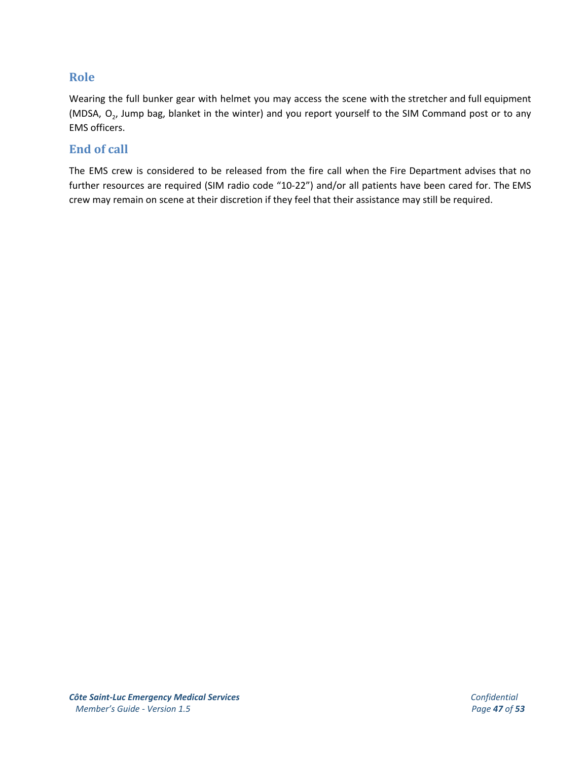## Role

Wearing the full bunker gear with helmet you may access the scene with the stretcher and full equipment (MDSA, $O_2$, Jump bag, blanket in the winter) and you report yourself to the SIM Command post or to any EMS officers.

## End of call

The EMS crew is considered to be released from the fire call when the Fire Department advises that no further resources are required (SIM radio code "10-22") and/or all patients have been cared for. The EMS crew may remain on scene at their discretion if they feel that their assistance may still be required.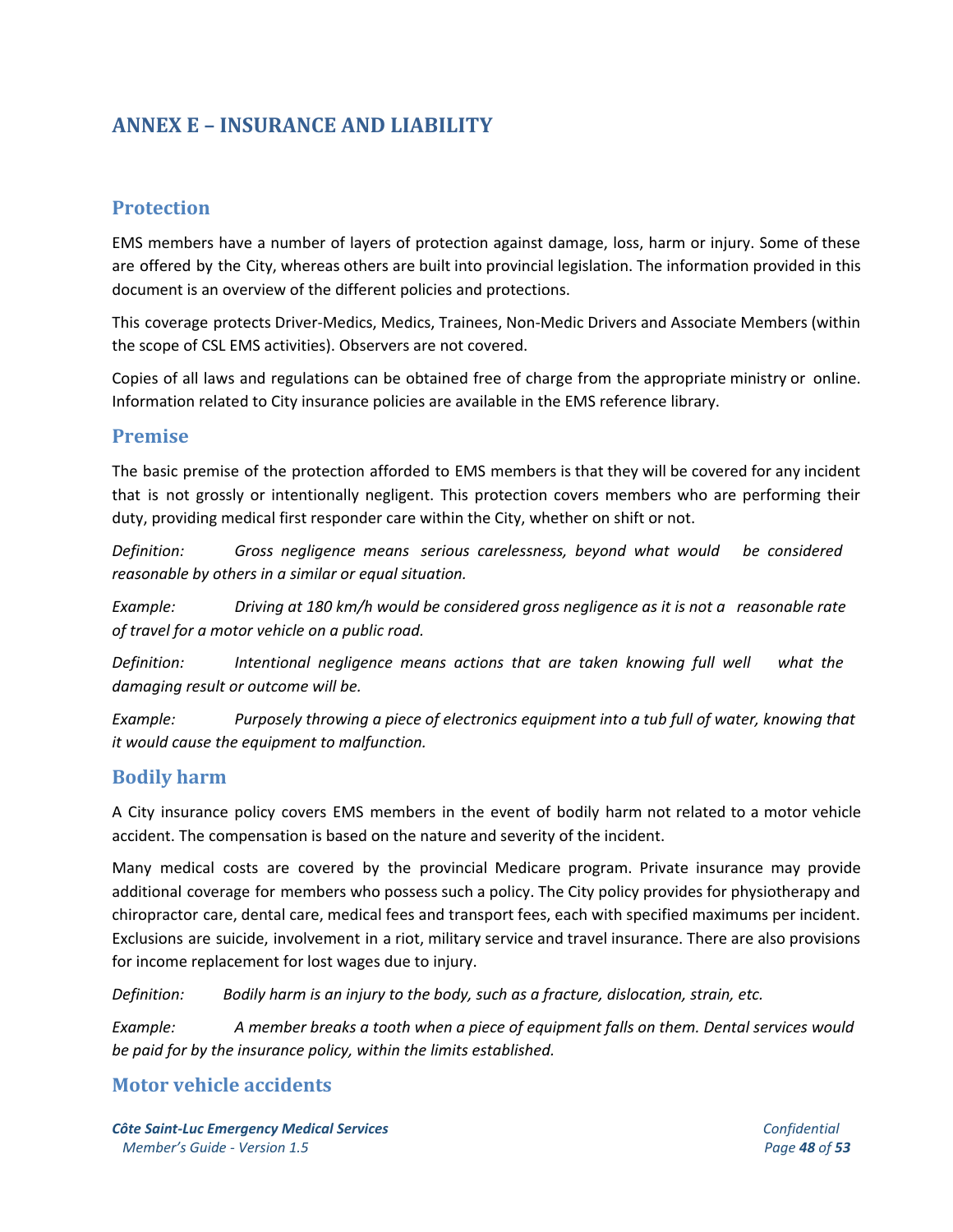# ANNEX E – INSURANCE AND LIABILITY

## Protection

EMS members have a number of layers of protection against damage, loss, harm or injury. Some of these are offered by the City, whereas others are built into provincial legislation. The information provided in this document is an overview of the different policies and protections.

This coverage protects Driver-Medics, Medics, Trainees, Non-Medic Drivers and Associate Members (within the scope of CSL EMS activities). Observers are not covered.

Copies of all laws and regulations can be obtained free of charge from the appropriate ministry or online. Information related to City insurance policies are available in the EMS reference library.

## Premise

The basic premise of the protection afforded to EMS members is that they will be covered for any incident that is not grossly or intentionally negligent. This protection covers members who are performing their duty, providing medical first responder care within the City, whether on shift or not.

*Definition: Gross negligence means serious carelessness, beyond what would be considered reasonable by others in a similar or equal situation.*

*Example: Driving at 180 km/h would be considered gross negligence as it is not a reasonable rate of travel for a motor vehicle on a public road.*

*Definition: Intentional negligence means actions that are taken knowing full well what the damaging result or outcome will be.*

*Example: Purposely throwing a piece of electronics equipment into a tub full of water, knowing that it would cause the equipment to malfunction.*

## Bodily harm

A City insurance policy covers EMS members in the event of bodily harm not related to a motor vehicle accident. The compensation is based on the nature and severity of the incident.

Many medical costs are covered by the provincial Medicare program. Private insurance may provide additional coverage for members who possess such a policy. The City policy provides for physiotherapy and chiropractor care, dental care, medical fees and transport fees, each with specified maximums per incident. Exclusions are suicide, involvement in a riot, military service and travel insurance. There are also provisions for income replacement for lost wages due to injury.

*Definition: Bodily harm is an injury to the body, such as a fracture, dislocation, strain, etc.*

*Example: A member breaks a tooth when a piece of equipment falls on them. Dental services would be paid for by the insurance policy, within the limits established.*

## Motor vehicle accidents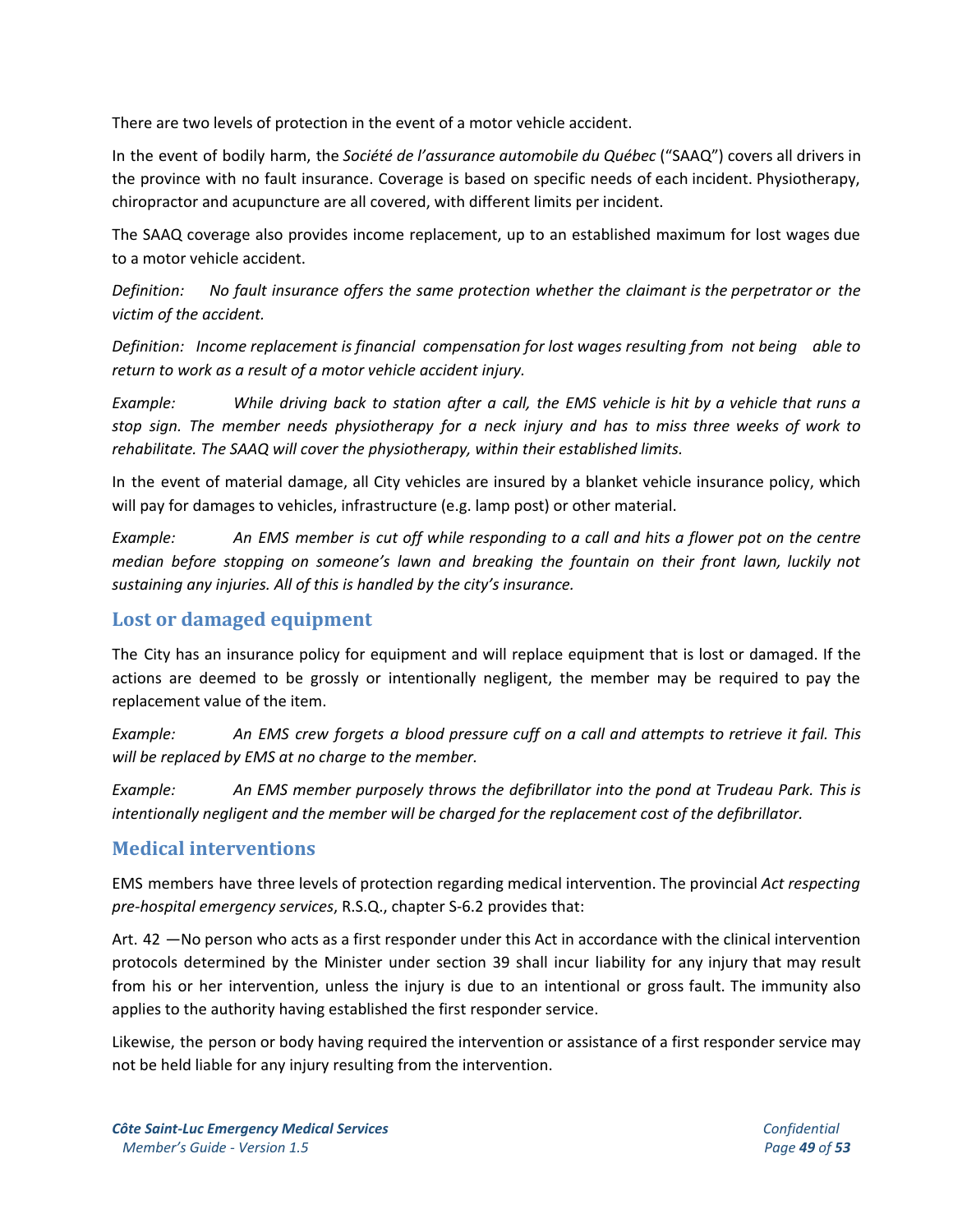There are two levels of protection in the event of a motor vehicle accident.

In the event of bodily harm, the *Société de l'assurance automobile du Québec* ("SAAQ") covers all drivers in the province with no fault insurance. Coverage is based on specific needs of each incident. Physiotherapy, chiropractor and acupuncture are all covered, with different limits per incident.

The SAAQ coverage also provides income replacement, up to an established maximum for lost wages due to a motor vehicle accident.

*Definition: No fault insurance offers the same protection whether the claimant is the perpetrator or the victim of the accident.*

*Definition: Income replacement is financial compensation for lost wages resulting from not being able to return to work as a result of a motor vehicle accident injury.*

*Example: While driving back to station after a call, the EMS vehicle is hit by a vehicle that runs a stop sign. The member needs physiotherapy for a neck injury and has to miss three weeks of work to rehabilitate. The SAAQ will cover the physiotherapy, within their established limits.*

In the event of material damage, all City vehicles are insured by a blanket vehicle insurance policy, which will pay for damages to vehicles, infrastructure (e.g. lamp post) or other material.

*Example: An EMS member is cut off while responding to a call and hits a flower pot on the centre median before stopping on someone's lawn and breaking the fountain on their front lawn, luckily not sustaining any injuries. All of this is handled by the city's insurance.*

## Lost or damaged equipment

The City has an insurance policy for equipment and will replace equipment that is lost or damaged. If the actions are deemed to be grossly or intentionally negligent, the member may be required to pay the replacement value of the item.

*Example: An EMS crew forgets a blood pressure cuff on a call and attempts to retrieve it fail. This will be replaced by EMS at no charge to the member.*

*Example: An EMS member purposely throws the defibrillator into the pond at Trudeau Park. This is intentionally negligent and the member will be charged for the replacement cost of the defibrillator.*

## Medical interventions

EMS members have three levels of protection regarding medical intervention. The provincial *Act respecting pre-hospital emergency services*, R.S.Q., chapter S-6.2 provides that:

Art. 42 —No person who acts as a first responder under this Act in accordance with the clinical intervention protocols determined by the Minister under section 39 shall incur liability for any injury that may result from his or her intervention, unless the injury is due to an intentional or gross fault. The immunity also applies to the authority having established the first responder service.

Likewise, the person or body having required the intervention or assistance of a first responder service may not be held liable for any injury resulting from the intervention.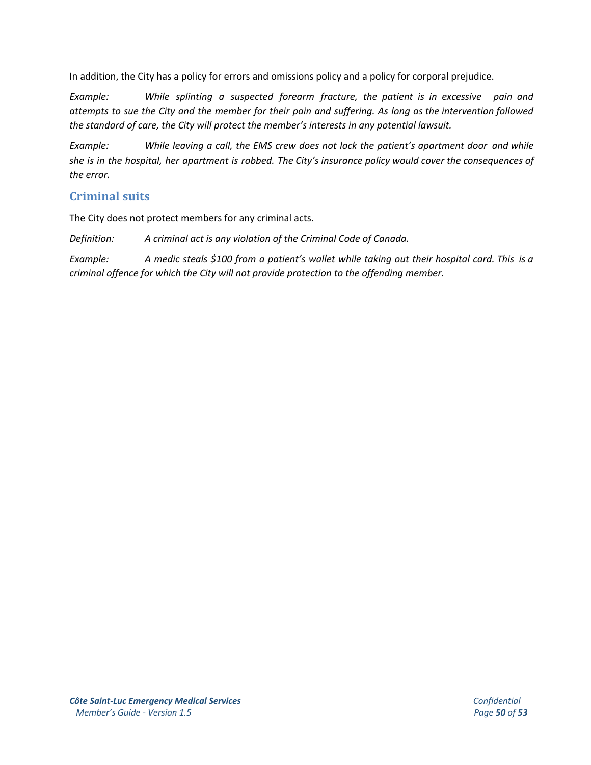In addition, the City has a policy for errors and omissions policy and a policy for corporal prejudice.

*Example:* *While splinting a suspected forearm fracture, the patient is in excessive pain and attempts to sue the City and the member for their pain and suffering. As long as the intervention followed the standard of care, the City will protect the member's interests in any potential lawsuit.*

*Example:* *While leaving a call, the EMS crew does not lock the patient's apartment door and while she is in the hospital, her apartment is robbed. The City's insurance policy would cover the consequences of the error.*

## Criminal suits

The City does not protect members for any criminal acts.

*Definition:* *A criminal act is any violation of the Criminal Code of Canada.*

*Example:* *A medic steals $100 from a patient's wallet while taking out their hospital card. This is a criminal offence for which the City will not provide protection to the offending member.*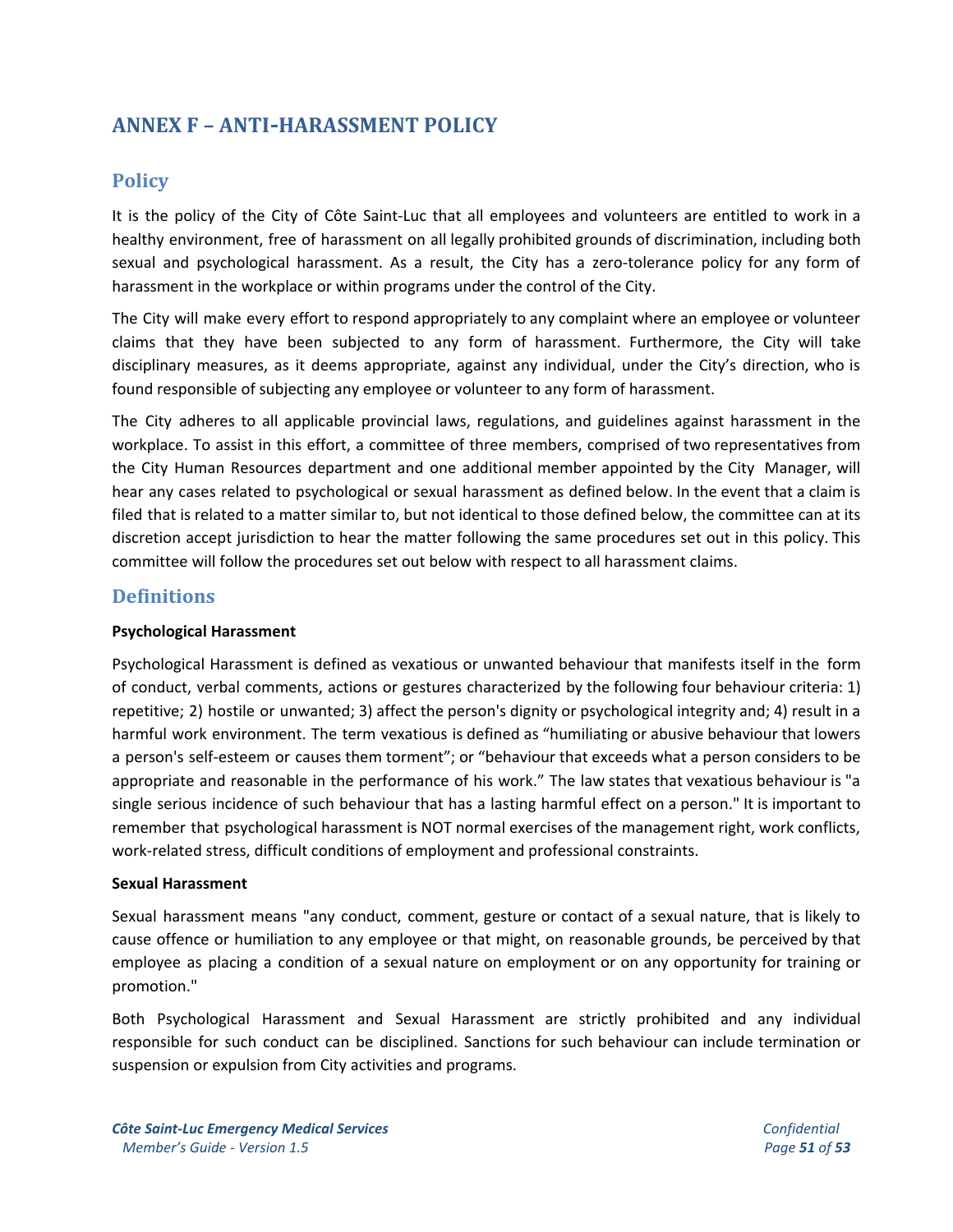# ANNEX F – ANTI-HARASSMENT POLICY

## Policy

It is the policy of the City of Côte Saint-Luc that all employees and volunteers are entitled to work in a healthy environment, free of harassment on all legally prohibited grounds of discrimination, including both sexual and psychological harassment. As a result, the City has a zero-tolerance policy for any form of harassment in the workplace or within programs under the control of the City.

The City will make every effort to respond appropriately to any complaint where an employee or volunteer claims that they have been subjected to any form of harassment. Furthermore, the City will take disciplinary measures, as it deems appropriate, against any individual, under the City's direction, who is found responsible of subjecting any employee or volunteer to any form of harassment.

The City adheres to all applicable provincial laws, regulations, and guidelines against harassment in the workplace. To assist in this effort, a committee of three members, comprised of two representatives from the City Human Resources department and one additional member appointed by the City Manager, will hear any cases related to psychological or sexual harassment as defined below. In the event that a claim is filed that is related to a matter similar to, but not identical to those defined below, the committee can at its discretion accept jurisdiction to hear the matter following the same procedures set out in this policy. This committee will follow the procedures set out below with respect to all harassment claims.

## Definitions

**Psychological Harassment**

Psychological Harassment is defined as vexatious or unwanted behaviour that manifests itself in the form of conduct, verbal comments, actions or gestures characterized by the following four behaviour criteria: 1) repetitive; 2) hostile or unwanted; 3) affect the person's dignity or psychological integrity and; 4) result in a harmful work environment. The term vexatious is defined as "humiliating or abusive behaviour that lowers a person's self-esteem or causes them torment"; or "behaviour that exceeds what a person considers to be appropriate and reasonable in the performance of his work." The law states that vexatious behaviour is "a single serious incidence of such behaviour that has a lasting harmful effect on a person." It is important to remember that psychological harassment is NOT normal exercises of the management right, work conflicts, work-related stress, difficult conditions of employment and professional constraints.

**Sexual Harassment**

Sexual harassment means "any conduct, comment, gesture or contact of a sexual nature, that is likely to cause offence or humiliation to any employee or that might, on reasonable grounds, be perceived by that employee as placing a condition of a sexual nature on employment or on any opportunity for training or promotion."

Both Psychological Harassment and Sexual Harassment are strictly prohibited and any individual responsible for such conduct can be disciplined. Sanctions for such behaviour can include termination or suspension or expulsion from City activities and programs.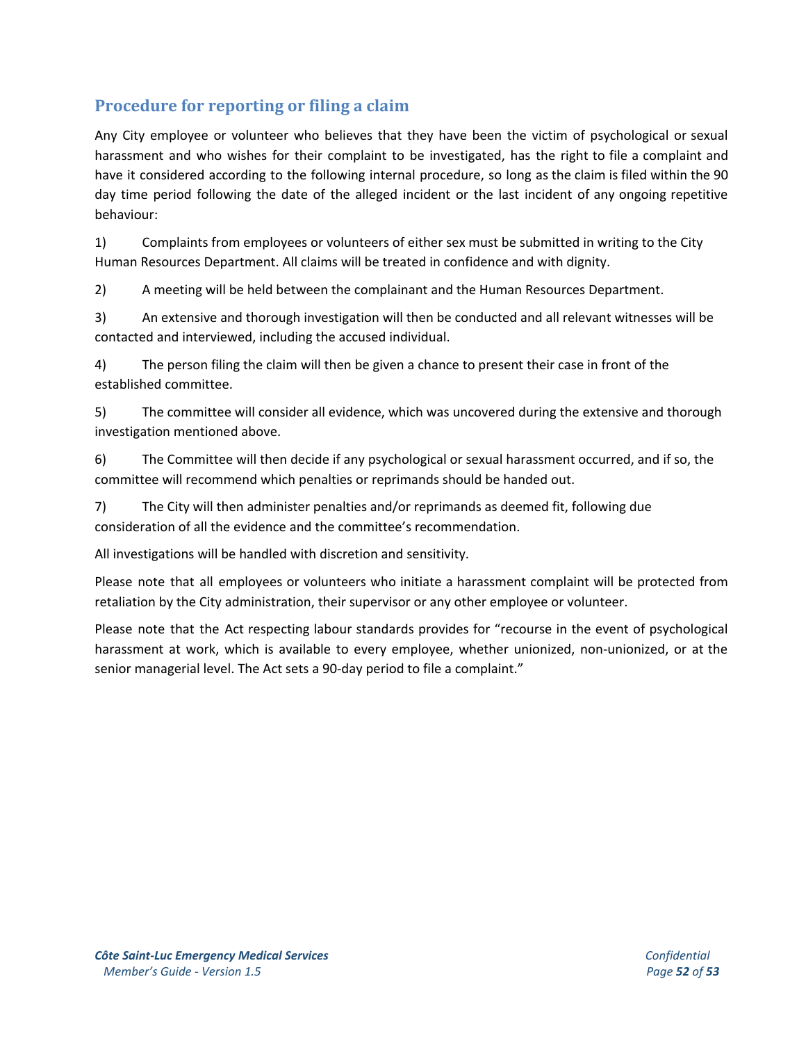## Procedure for reporting or filing a claim

Any City employee or volunteer who believes that they have been the victim of psychological or sexual harassment and who wishes for their complaint to be investigated, has the right to file a complaint and have it considered according to the following internal procedure, so long as the claim is filed within the 90 day time period following the date of the alleged incident or the last incident of any ongoing repetitive behaviour:

1) Complaints from employees or volunteers of either sex must be submitted in writing to the City Human Resources Department. All claims will be treated in confidence and with dignity.

2) A meeting will be held between the complainant and the Human Resources Department.

3) An extensive and thorough investigation will then be conducted and all relevant witnesses will be contacted and interviewed, including the accused individual.

4) The person filing the claim will then be given a chance to present their case in front of the established committee.

5) The committee will consider all evidence, which was uncovered during the extensive and thorough investigation mentioned above.

6) The Committee will then decide if any psychological or sexual harassment occurred, and if so, the committee will recommend which penalties or reprimands should be handed out.

7) The City will then administer penalties and/or reprimands as deemed fit, following due consideration of all the evidence and the committee's recommendation.

All investigations will be handled with discretion and sensitivity.

Please note that all employees or volunteers who initiate a harassment complaint will be protected from retaliation by the City administration, their supervisor or any other employee or volunteer.

Please note that the Act respecting labour standards provides for "recourse in the event of psychological harassment at work, which is available to every employee, whether unionized, non-unionized, or at the senior managerial level. The Act sets a 90-day period to file a complaint."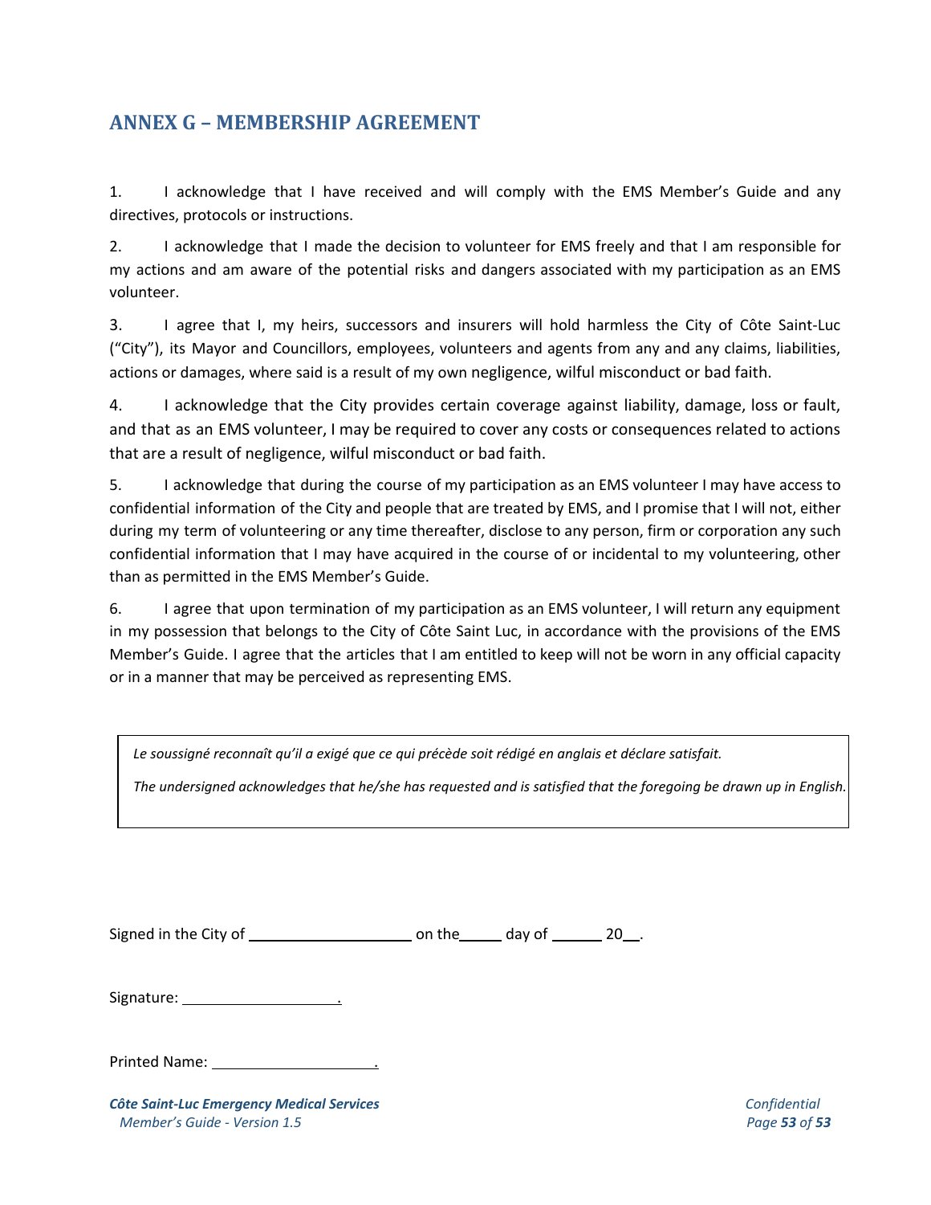## ANNEX G – MEMBERSHIP AGREEMENT

1. I acknowledge that I have received and will comply with the EMS Member's Guide and any directives, protocols or instructions.

2. I acknowledge that I made the decision to volunteer for EMS freely and that I am responsible for my actions and am aware of the potential risks and dangers associated with my participation as an EMS volunteer.

3. I agree that I, my heirs, successors and insurers will hold harmless the City of Côte Saint-Luc ("City"), its Mayor and Councillors, employees, volunteers and agents from any and any claims, liabilities, actions or damages, where said is a result of my own negligence, wilful misconduct or bad faith.

4. I acknowledge that the City provides certain coverage against liability, damage, loss or fault, and that as an EMS volunteer, I may be required to cover any costs or consequences related to actions that are a result of negligence, wilful misconduct or bad faith.

5. I acknowledge that during the course of my participation as an EMS volunteer I may have access to confidential information of the City and people that are treated by EMS, and I promise that I will not, either during my term of volunteering or any time thereafter, disclose to any person, firm or corporation any such confidential information that I may have acquired in the course of or incidental to my volunteering, other than as permitted in the EMS Member's Guide.

6. I agree that upon termination of my participation as an EMS volunteer, I will return any equipment in my possession that belongs to the City of Côte Saint Luc, in accordance with the provisions of the EMS Member's Guide. I agree that the articles that I am entitled to keep will not be worn in any official capacity or in a manner that may be perceived as representing EMS.

*Le soussigné reconnaît qu'il a exigé que ce qui précède soit rédigé en anglais et déclare satisfait.*

*The undersigned acknowledges that he/she has requested and is satisfied that the foregoing be drawn up in English.*

Signed in the City of ____________________ on the_____ day of ______ 20__.

Signature: ____________________.

Printed Name: ____________________.